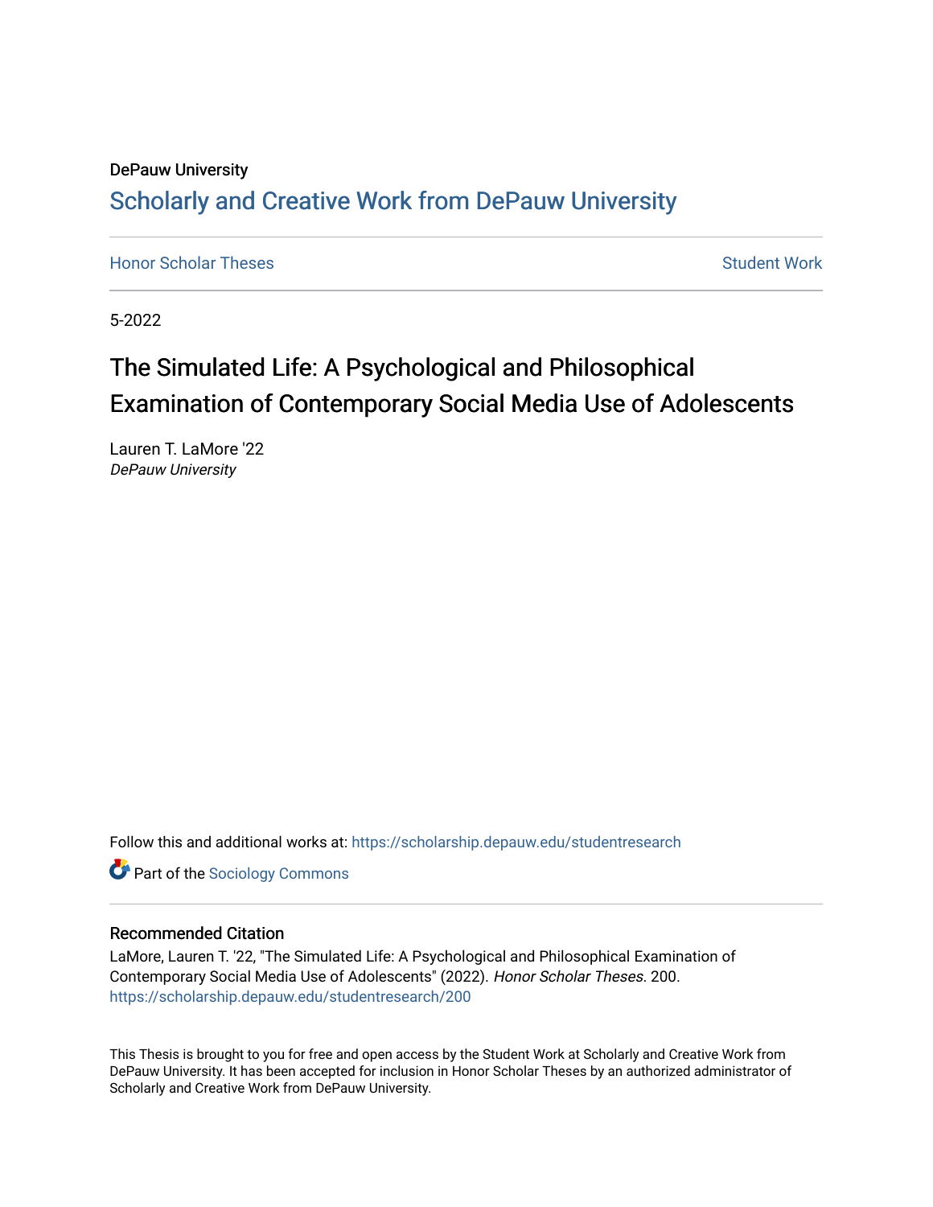DePauw University

## Scholarly and Creative Work from DePauw University

Honor Scholar Theses

Student Work

5-2022

# The Simulated Life: A Psychological and Philosophical Examination of Contemporary Social Media Use of Adolescents

Lauren T. LaMore '22
*DePauw University*

Follow this and additional works at: https://scholarship.depauw.edu/studentresearch

Part of the Sociology Commons

### Recommended Citation

LaMore, Lauren T. '22, "The Simulated Life: A Psychological and Philosophical Examination of Contemporary Social Media Use of Adolescents" (2022). *Honor Scholar Theses*. 200.
https://scholarship.depauw.edu/studentresearch/200

This Thesis is brought to you for free and open access by the Student Work at Scholarly and Creative Work from DePauw University. It has been accepted for inclusion in Honor Scholar Theses by an authorized administrator of Scholarly and Creative Work from DePauw University.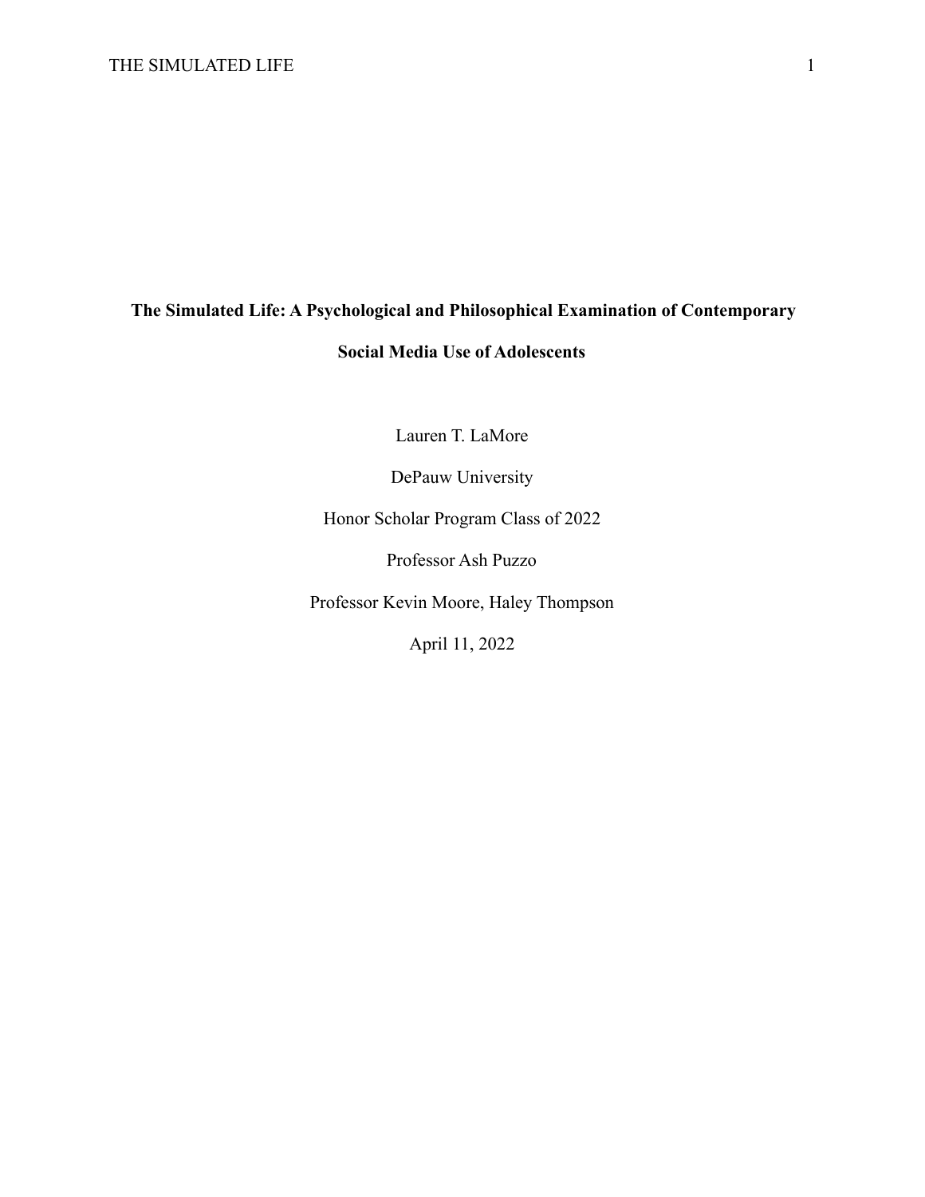# The Simulated Life: A Psychological and Philosophical Examination of Contemporary Social Media Use of Adolescents

Lauren T. LaMore

DePauw University

Honor Scholar Program Class of 2022

Professor Ash Puzzo

Professor Kevin Moore, Haley Thompson

April 11, 2022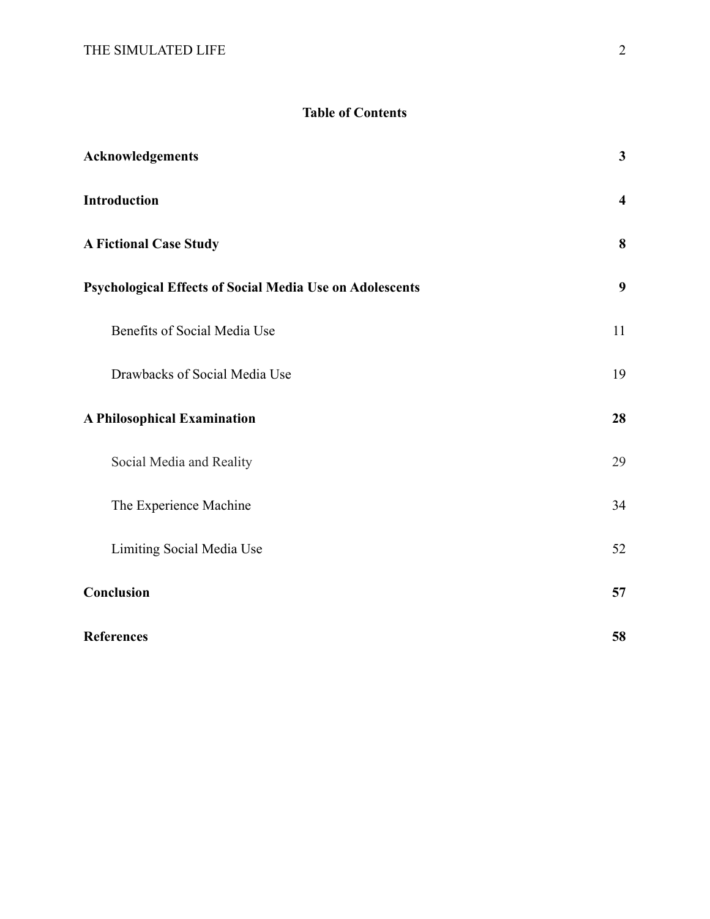# Table of Contents

**Acknowledgements** **3**

**Introduction** **4**

**A Fictional Case Study** **8**

**Psychological Effects of Social Media Use on Adolescents** **9**

Benefits of Social Media Use 11

Drawbacks of Social Media Use 19

**A Philosophical Examination** **28**

Social Media and Reality 29

The Experience Machine 34

Limiting Social Media Use 52

**Conclusion** **57**

**References** **58**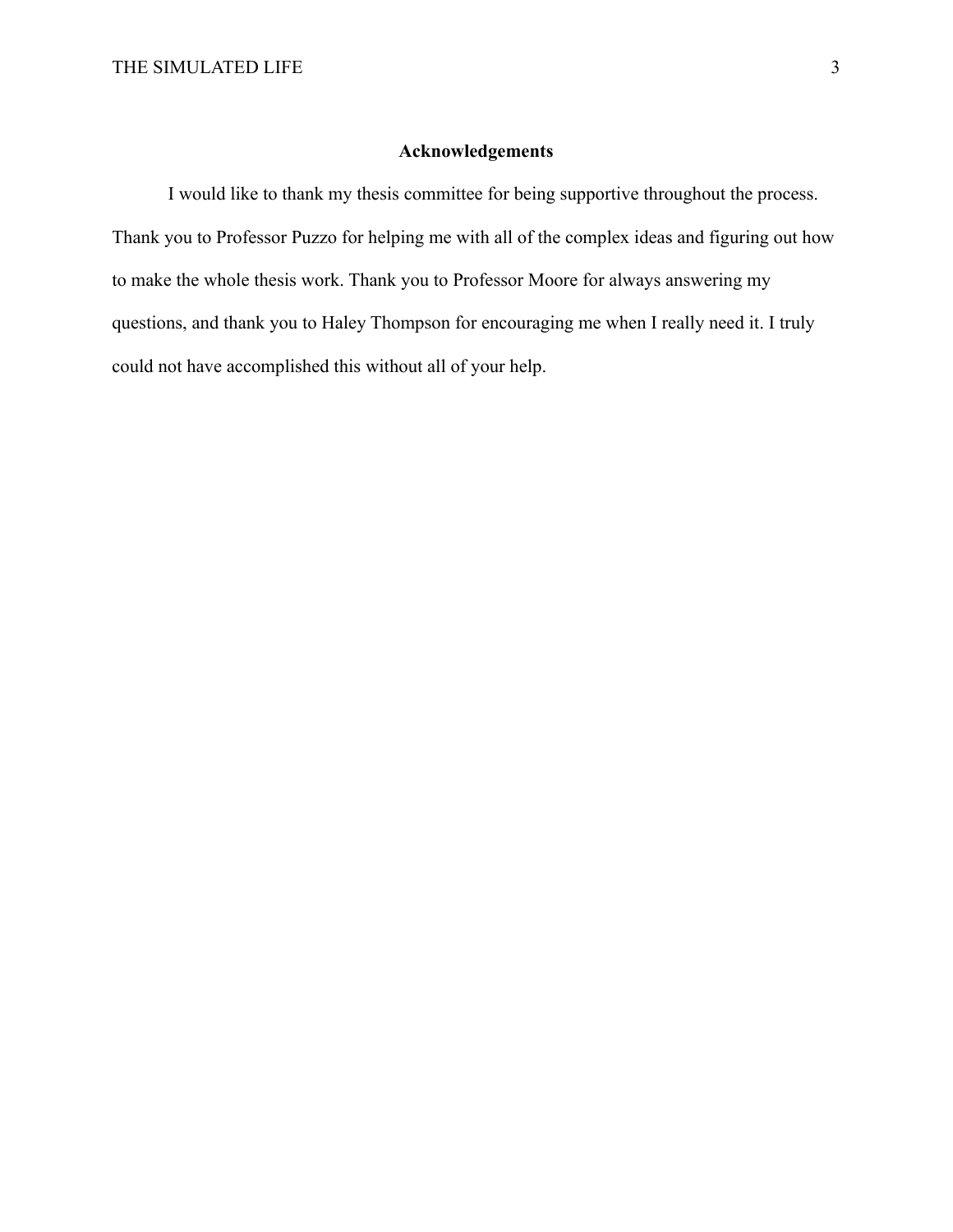## Acknowledgements

I would like to thank my thesis committee for being supportive throughout the process. Thank you to Professor Puzzo for helping me with all of the complex ideas and figuring out how to make the whole thesis work. Thank you to Professor Moore for always answering my questions, and thank you to Haley Thompson for encouraging me when I really need it. I truly could not have accomplished this without all of your help.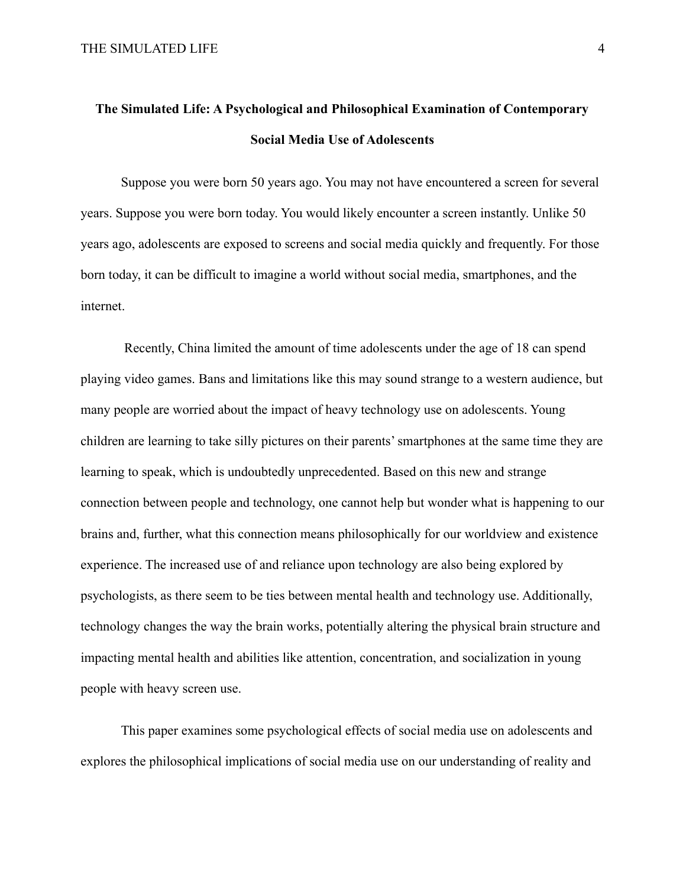# The Simulated Life: A Psychological and Philosophical Examination of Contemporary Social Media Use of Adolescents

Suppose you were born 50 years ago. You may not have encountered a screen for several years. Suppose you were born today. You would likely encounter a screen instantly. Unlike 50 years ago, adolescents are exposed to screens and social media quickly and frequently. For those born today, it can be difficult to imagine a world without social media, smartphones, and the internet.

Recently, China limited the amount of time adolescents under the age of 18 can spend playing video games. Bans and limitations like this may sound strange to a western audience, but many people are worried about the impact of heavy technology use on adolescents. Young children are learning to take silly pictures on their parents' smartphones at the same time they are learning to speak, which is undoubtedly unprecedented. Based on this new and strange connection between people and technology, one cannot help but wonder what is happening to our brains and, further, what this connection means philosophically for our worldview and existence experience. The increased use of and reliance upon technology are also being explored by psychologists, as there seem to be ties between mental health and technology use. Additionally, technology changes the way the brain works, potentially altering the physical brain structure and impacting mental health and abilities like attention, concentration, and socialization in young people with heavy screen use.

This paper examines some psychological effects of social media use on adolescents and explores the philosophical implications of social media use on our understanding of reality and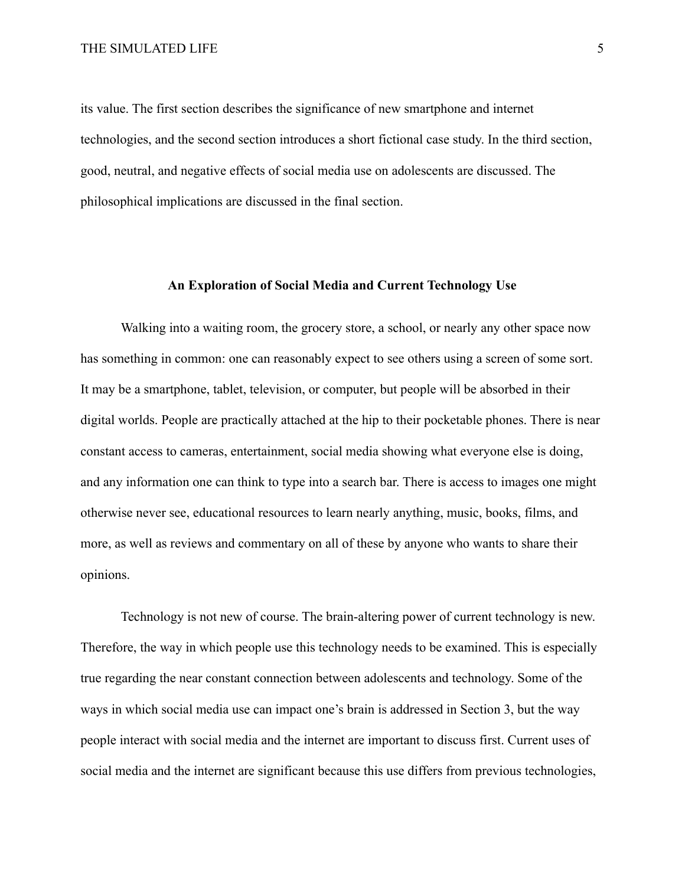its value. The first section describes the significance of new smartphone and internet technologies, and the second section introduces a short fictional case study. In the third section, good, neutral, and negative effects of social media use on adolescents are discussed. The philosophical implications are discussed in the final section.

## An Exploration of Social Media and Current Technology Use

Walking into a waiting room, the grocery store, a school, or nearly any other space now has something in common: one can reasonably expect to see others using a screen of some sort. It may be a smartphone, tablet, television, or computer, but people will be absorbed in their digital worlds. People are practically attached at the hip to their pocketable phones. There is near constant access to cameras, entertainment, social media showing what everyone else is doing, and any information one can think to type into a search bar. There is access to images one might otherwise never see, educational resources to learn nearly anything, music, books, films, and more, as well as reviews and commentary on all of these by anyone who wants to share their opinions.

Technology is not new of course. The brain-altering power of current technology is new. Therefore, the way in which people use this technology needs to be examined. This is especially true regarding the near constant connection between adolescents and technology. Some of the ways in which social media use can impact one's brain is addressed in Section 3, but the way people interact with social media and the internet are important to discuss first. Current uses of social media and the internet are significant because this use differs from previous technologies,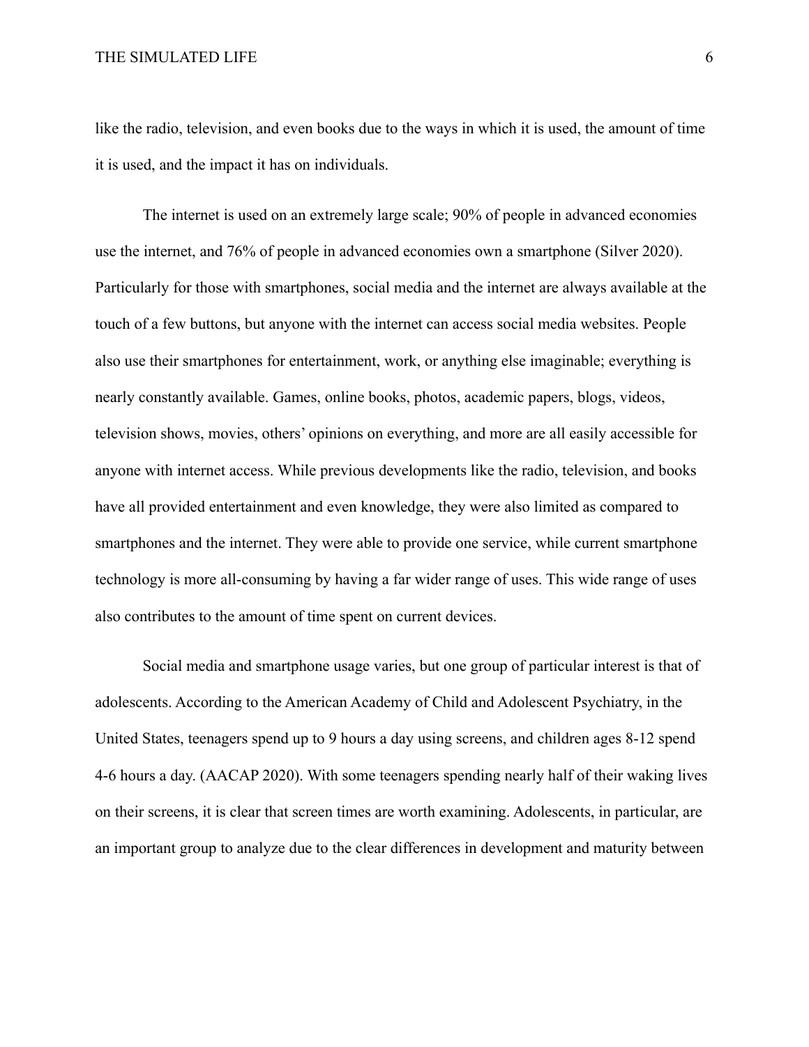like the radio, television, and even books due to the ways in which it is used, the amount of time it is used, and the impact it has on individuals.

The internet is used on an extremely large scale; 90% of people in advanced economies use the internet, and 76% of people in advanced economies own a smartphone (Silver 2020). Particularly for those with smartphones, social media and the internet are always available at the touch of a few buttons, but anyone with the internet can access social media websites. People also use their smartphones for entertainment, work, or anything else imaginable; everything is nearly constantly available. Games, online books, photos, academic papers, blogs, videos, television shows, movies, others' opinions on everything, and more are all easily accessible for anyone with internet access. While previous developments like the radio, television, and books have all provided entertainment and even knowledge, they were also limited as compared to smartphones and the internet. They were able to provide one service, while current smartphone technology is more all-consuming by having a far wider range of uses. This wide range of uses also contributes to the amount of time spent on current devices.

Social media and smartphone usage varies, but one group of particular interest is that of adolescents. According to the American Academy of Child and Adolescent Psychiatry, in the United States, teenagers spend up to 9 hours a day using screens, and children ages 8-12 spend 4-6 hours a day. (AACAP 2020). With some teenagers spending nearly half of their waking lives on their screens, it is clear that screen times are worth examining. Adolescents, in particular, are an important group to analyze due to the clear differences in development and maturity between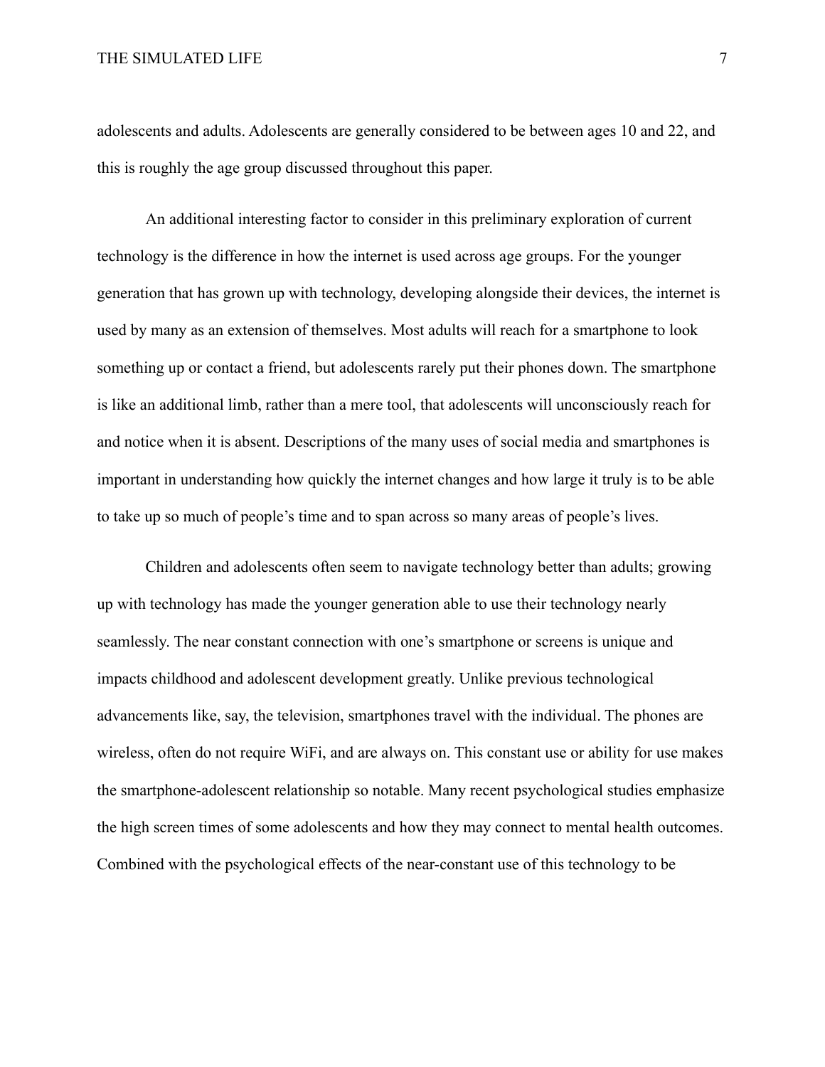adolescents and adults. Adolescents are generally considered to be between ages 10 and 22, and this is roughly the age group discussed throughout this paper.

An additional interesting factor to consider in this preliminary exploration of current technology is the difference in how the internet is used across age groups. For the younger generation that has grown up with technology, developing alongside their devices, the internet is used by many as an extension of themselves. Most adults will reach for a smartphone to look something up or contact a friend, but adolescents rarely put their phones down. The smartphone is like an additional limb, rather than a mere tool, that adolescents will unconsciously reach for and notice when it is absent. Descriptions of the many uses of social media and smartphones is important in understanding how quickly the internet changes and how large it truly is to be able to take up so much of people's time and to span across so many areas of people's lives.

Children and adolescents often seem to navigate technology better than adults; growing up with technology has made the younger generation able to use their technology nearly seamlessly. The near constant connection with one's smartphone or screens is unique and impacts childhood and adolescent development greatly. Unlike previous technological advancements like, say, the television, smartphones travel with the individual. The phones are wireless, often do not require WiFi, and are always on. This constant use or ability for use makes the smartphone-adolescent relationship so notable. Many recent psychological studies emphasize the high screen times of some adolescents and how they may connect to mental health outcomes. Combined with the psychological effects of the near-constant use of this technology to be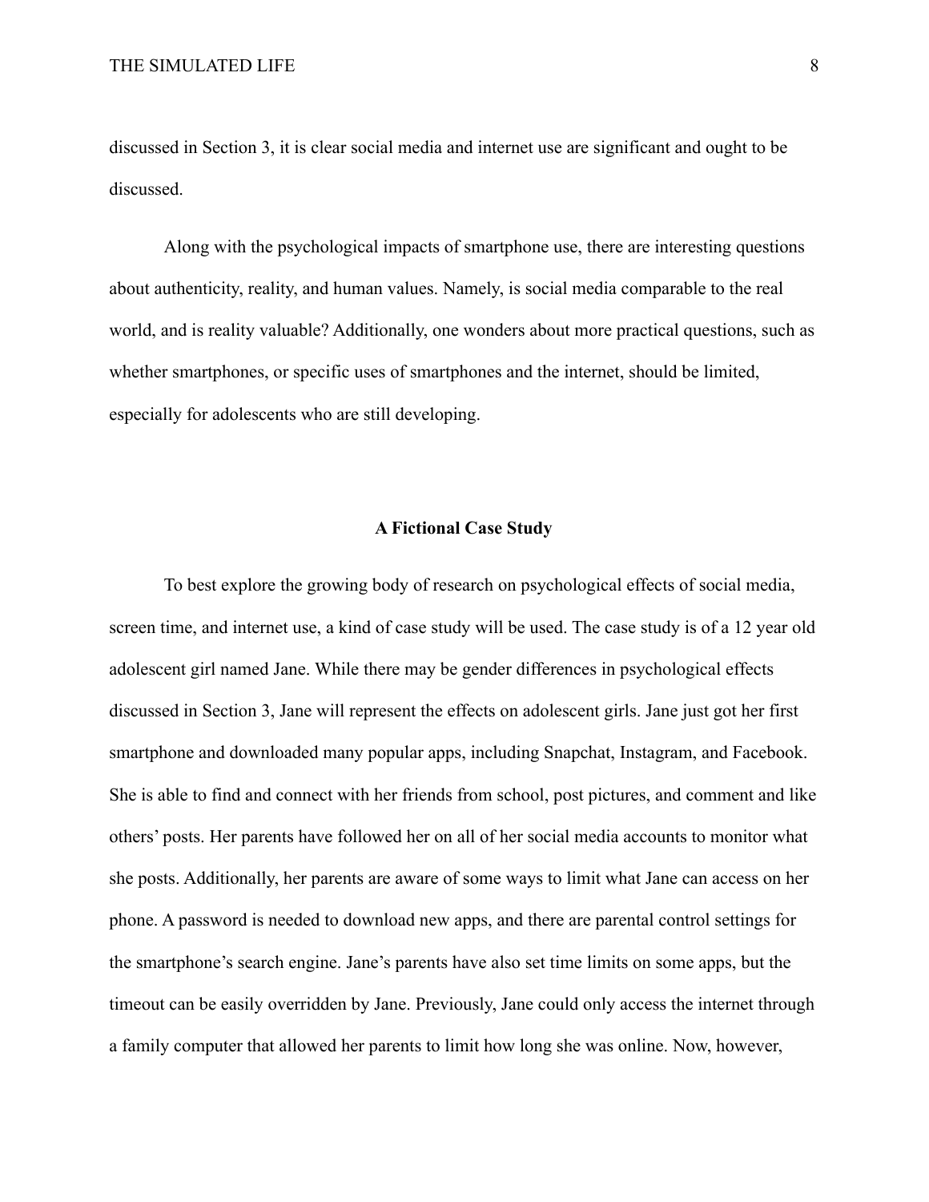discussed in Section 3, it is clear social media and internet use are significant and ought to be discussed.

Along with the psychological impacts of smartphone use, there are interesting questions about authenticity, reality, and human values. Namely, is social media comparable to the real world, and is reality valuable? Additionally, one wonders about more practical questions, such as whether smartphones, or specific uses of smartphones and the internet, should be limited, especially for adolescents who are still developing.

## A Fictional Case Study

To best explore the growing body of research on psychological effects of social media, screen time, and internet use, a kind of case study will be used. The case study is of a 12 year old adolescent girl named Jane. While there may be gender differences in psychological effects discussed in Section 3, Jane will represent the effects on adolescent girls. Jane just got her first smartphone and downloaded many popular apps, including Snapchat, Instagram, and Facebook. She is able to find and connect with her friends from school, post pictures, and comment and like others' posts. Her parents have followed her on all of her social media accounts to monitor what she posts. Additionally, her parents are aware of some ways to limit what Jane can access on her phone. A password is needed to download new apps, and there are parental control settings for the smartphone's search engine. Jane's parents have also set time limits on some apps, but the timeout can be easily overridden by Jane. Previously, Jane could only access the internet through a family computer that allowed her parents to limit how long she was online. Now, however,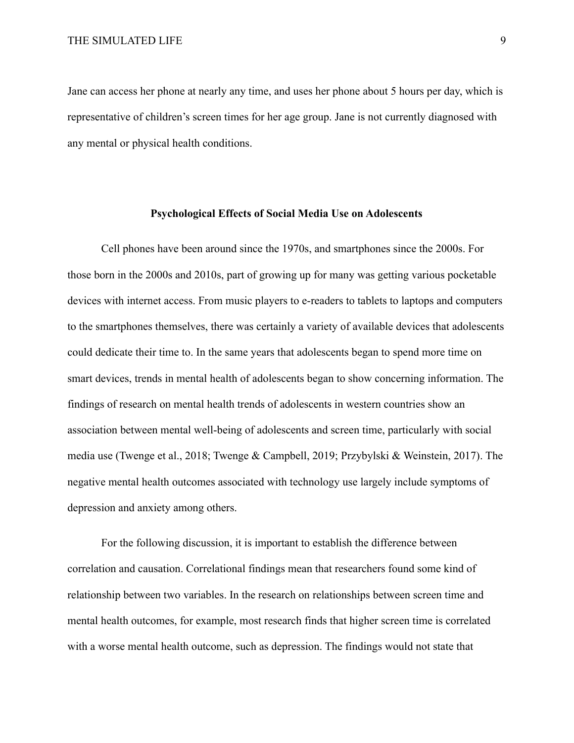Jane can access her phone at nearly any time, and uses her phone about 5 hours per day, which is representative of children's screen times for her age group. Jane is not currently diagnosed with any mental or physical health conditions.

## Psychological Effects of Social Media Use on Adolescents

Cell phones have been around since the 1970s, and smartphones since the 2000s. For those born in the 2000s and 2010s, part of growing up for many was getting various pocketable devices with internet access. From music players to e-readers to tablets to laptops and computers to the smartphones themselves, there was certainly a variety of available devices that adolescents could dedicate their time to. In the same years that adolescents began to spend more time on smart devices, trends in mental health of adolescents began to show concerning information. The findings of research on mental health trends of adolescents in western countries show an association between mental well-being of adolescents and screen time, particularly with social media use (Twenge et al., 2018; Twenge & Campbell, 2019; Przybylski & Weinstein, 2017). The negative mental health outcomes associated with technology use largely include symptoms of depression and anxiety among others.

For the following discussion, it is important to establish the difference between correlation and causation. Correlational findings mean that researchers found some kind of relationship between two variables. In the research on relationships between screen time and mental health outcomes, for example, most research finds that higher screen time is correlated with a worse mental health outcome, such as depression. The findings would not state that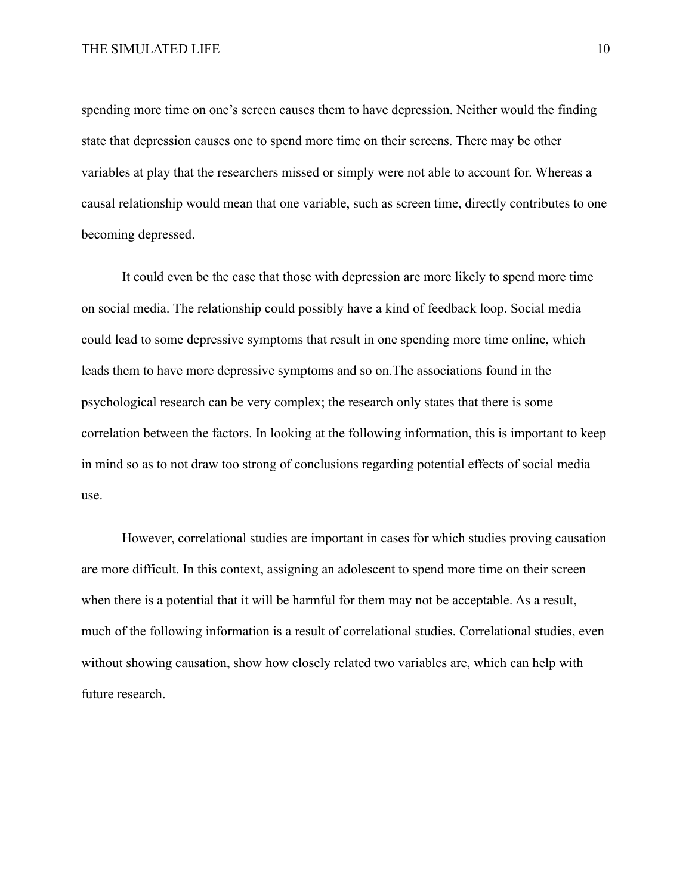spending more time on one's screen causes them to have depression. Neither would the finding state that depression causes one to spend more time on their screens. There may be other variables at play that the researchers missed or simply were not able to account for. Whereas a causal relationship would mean that one variable, such as screen time, directly contributes to one becoming depressed.

It could even be the case that those with depression are more likely to spend more time on social media. The relationship could possibly have a kind of feedback loop. Social media could lead to some depressive symptoms that result in one spending more time online, which leads them to have more depressive symptoms and so on.The associations found in the psychological research can be very complex; the research only states that there is some correlation between the factors. In looking at the following information, this is important to keep in mind so as to not draw too strong of conclusions regarding potential effects of social media use.

However, correlational studies are important in cases for which studies proving causation are more difficult. In this context, assigning an adolescent to spend more time on their screen when there is a potential that it will be harmful for them may not be acceptable. As a result, much of the following information is a result of correlational studies. Correlational studies, even without showing causation, show how closely related two variables are, which can help with future research.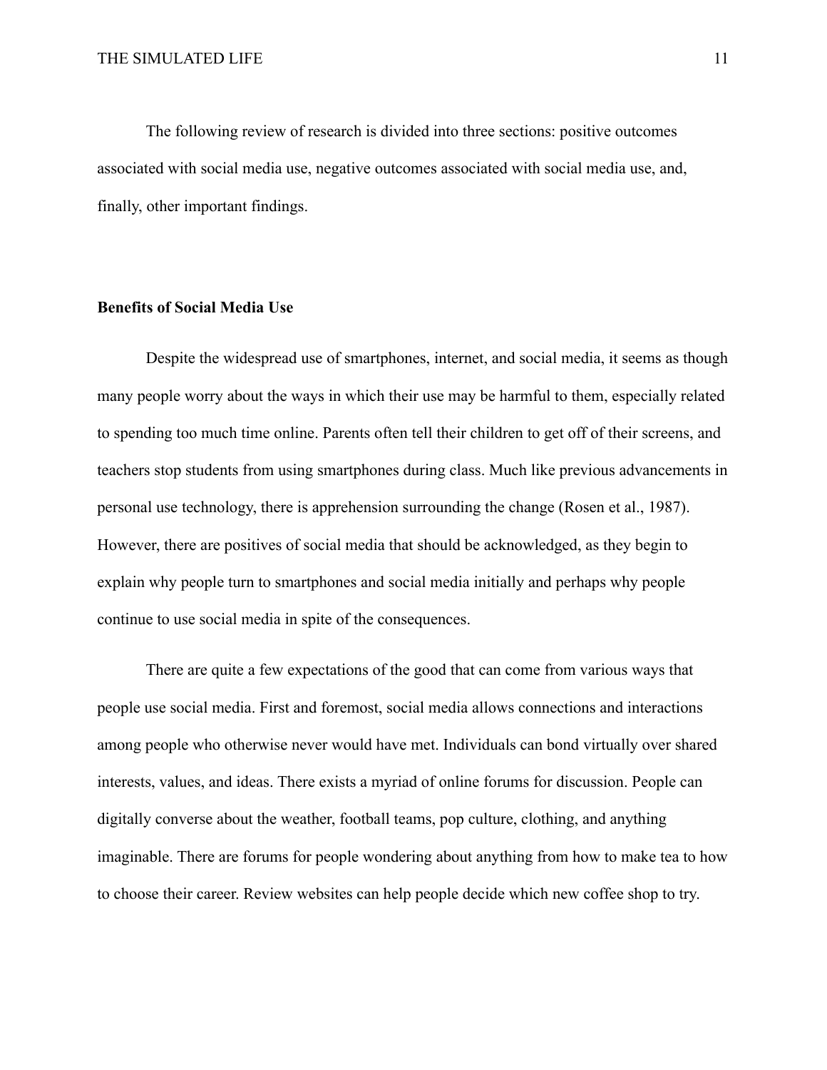The following review of research is divided into three sections: positive outcomes associated with social media use, negative outcomes associated with social media use, and, finally, other important findings.

## Benefits of Social Media Use

Despite the widespread use of smartphones, internet, and social media, it seems as though many people worry about the ways in which their use may be harmful to them, especially related to spending too much time online. Parents often tell their children to get off of their screens, and teachers stop students from using smartphones during class. Much like previous advancements in personal use technology, there is apprehension surrounding the change (Rosen et al., 1987). However, there are positives of social media that should be acknowledged, as they begin to explain why people turn to smartphones and social media initially and perhaps why people continue to use social media in spite of the consequences.

There are quite a few expectations of the good that can come from various ways that people use social media. First and foremost, social media allows connections and interactions among people who otherwise never would have met. Individuals can bond virtually over shared interests, values, and ideas. There exists a myriad of online forums for discussion. People can digitally converse about the weather, football teams, pop culture, clothing, and anything imaginable. There are forums for people wondering about anything from how to make tea to how to choose their career. Review websites can help people decide which new coffee shop to try.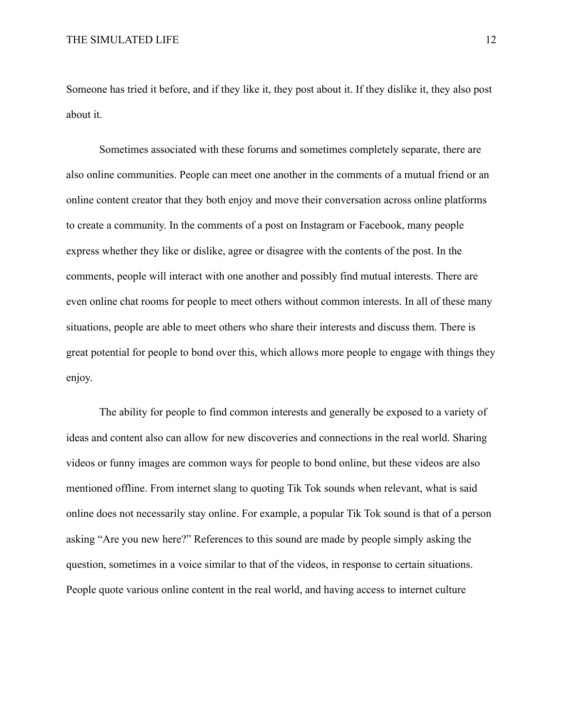Someone has tried it before, and if they like it, they post about it. If they dislike it, they also post about it.

Sometimes associated with these forums and sometimes completely separate, there are also online communities. People can meet one another in the comments of a mutual friend or an online content creator that they both enjoy and move their conversation across online platforms to create a community. In the comments of a post on Instagram or Facebook, many people express whether they like or dislike, agree or disagree with the contents of the post. In the comments, people will interact with one another and possibly find mutual interests. There are even online chat rooms for people to meet others without common interests. In all of these many situations, people are able to meet others who share their interests and discuss them. There is great potential for people to bond over this, which allows more people to engage with things they enjoy.

The ability for people to find common interests and generally be exposed to a variety of ideas and content also can allow for new discoveries and connections in the real world. Sharing videos or funny images are common ways for people to bond online, but these videos are also mentioned offline. From internet slang to quoting Tik Tok sounds when relevant, what is said online does not necessarily stay online. For example, a popular Tik Tok sound is that of a person asking "Are you new here?" References to this sound are made by people simply asking the question, sometimes in a voice similar to that of the videos, in response to certain situations. People quote various online content in the real world, and having access to internet culture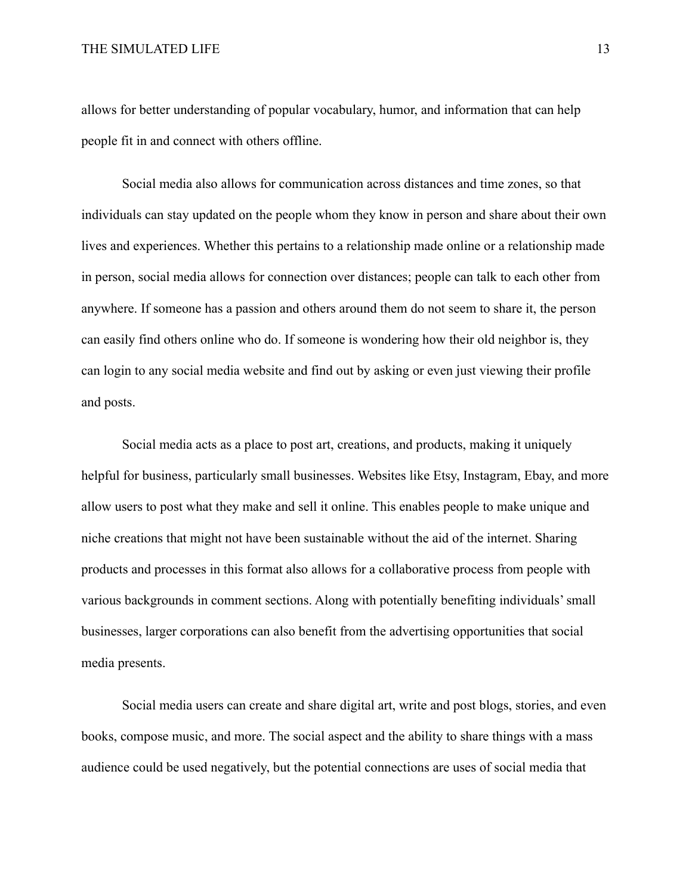allows for better understanding of popular vocabulary, humor, and information that can help people fit in and connect with others offline.

Social media also allows for communication across distances and time zones, so that individuals can stay updated on the people whom they know in person and share about their own lives and experiences. Whether this pertains to a relationship made online or a relationship made in person, social media allows for connection over distances; people can talk to each other from anywhere. If someone has a passion and others around them do not seem to share it, the person can easily find others online who do. If someone is wondering how their old neighbor is, they can login to any social media website and find out by asking or even just viewing their profile and posts.

Social media acts as a place to post art, creations, and products, making it uniquely helpful for business, particularly small businesses. Websites like Etsy, Instagram, Ebay, and more allow users to post what they make and sell it online. This enables people to make unique and niche creations that might not have been sustainable without the aid of the internet. Sharing products and processes in this format also allows for a collaborative process from people with various backgrounds in comment sections. Along with potentially benefiting individuals' small businesses, larger corporations can also benefit from the advertising opportunities that social media presents.

Social media users can create and share digital art, write and post blogs, stories, and even books, compose music, and more. The social aspect and the ability to share things with a mass audience could be used negatively, but the potential connections are uses of social media that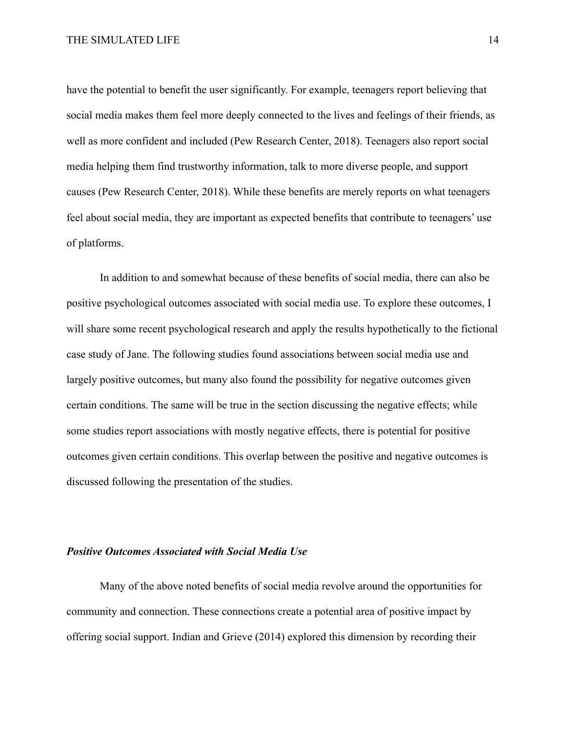have the potential to benefit the user significantly. For example, teenagers report believing that social media makes them feel more deeply connected to the lives and feelings of their friends, as well as more confident and included (Pew Research Center, 2018). Teenagers also report social media helping them find trustworthy information, talk to more diverse people, and support causes (Pew Research Center, 2018). While these benefits are merely reports on what teenagers feel about social media, they are important as expected benefits that contribute to teenagers' use of platforms.

In addition to and somewhat because of these benefits of social media, there can also be positive psychological outcomes associated with social media use. To explore these outcomes, I will share some recent psychological research and apply the results hypothetically to the fictional case study of Jane. The following studies found associations between social media use and largely positive outcomes, but many also found the possibility for negative outcomes given certain conditions. The same will be true in the section discussing the negative effects; while some studies report associations with mostly negative effects, there is potential for positive outcomes given certain conditions. This overlap between the positive and negative outcomes is discussed following the presentation of the studies.

### ***Positive Outcomes Associated with Social Media Use***

Many of the above noted benefits of social media revolve around the opportunities for community and connection. These connections create a potential area of positive impact by offering social support. Indian and Grieve (2014) explored this dimension by recording their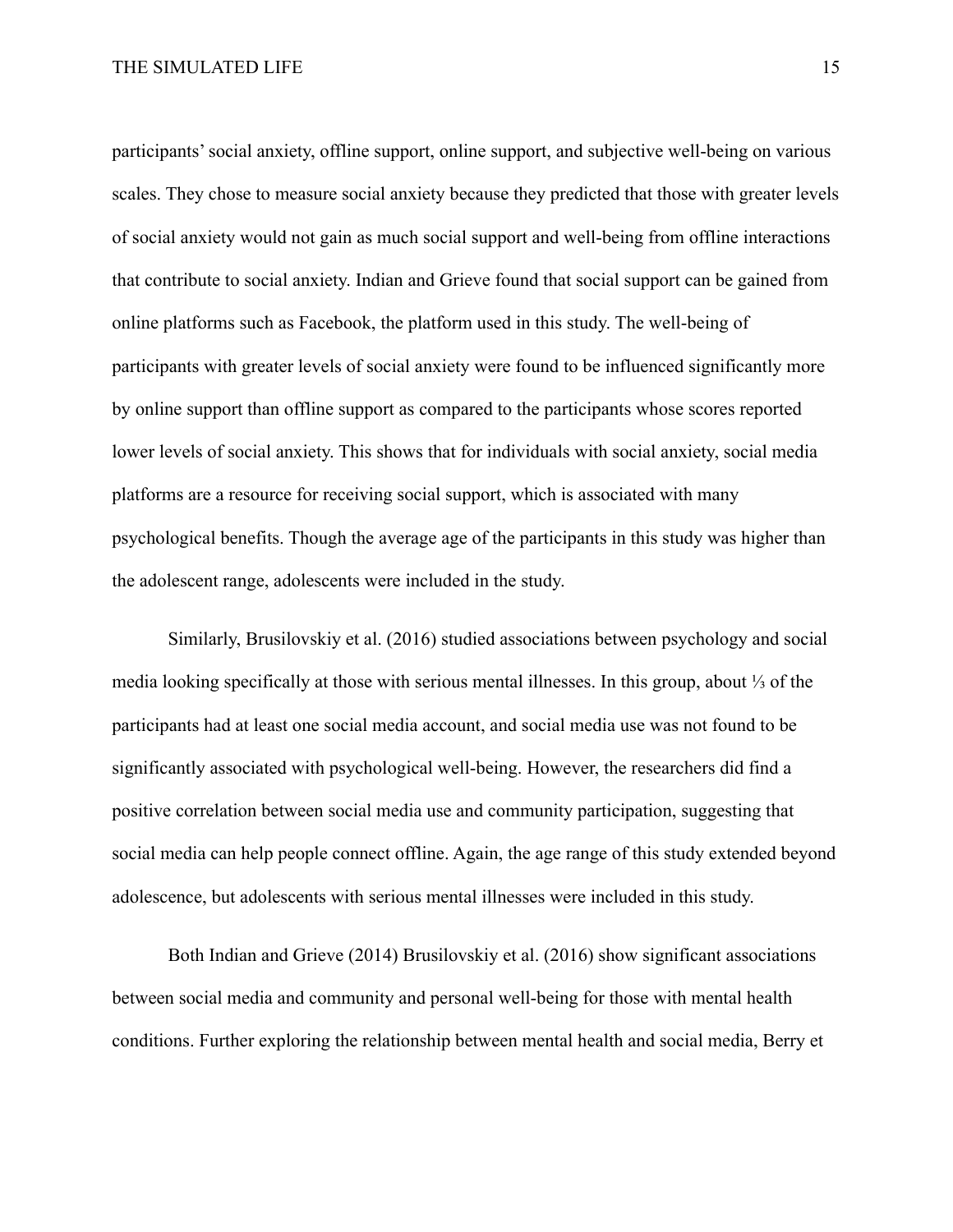participants' social anxiety, offline support, online support, and subjective well-being on various scales. They chose to measure social anxiety because they predicted that those with greater levels of social anxiety would not gain as much social support and well-being from offline interactions that contribute to social anxiety. Indian and Grieve found that social support can be gained from online platforms such as Facebook, the platform used in this study. The well-being of participants with greater levels of social anxiety were found to be influenced significantly more by online support than offline support as compared to the participants whose scores reported lower levels of social anxiety. This shows that for individuals with social anxiety, social media platforms are a resource for receiving social support, which is associated with many psychological benefits. Though the average age of the participants in this study was higher than the adolescent range, adolescents were included in the study.

Similarly, Brusilovskiy et al. (2016) studied associations between psychology and social media looking specifically at those with serious mental illnesses. In this group, about ⅓ of the participants had at least one social media account, and social media use was not found to be significantly associated with psychological well-being. However, the researchers did find a positive correlation between social media use and community participation, suggesting that social media can help people connect offline. Again, the age range of this study extended beyond adolescence, but adolescents with serious mental illnesses were included in this study.

Both Indian and Grieve (2014) Brusilovskiy et al. (2016) show significant associations between social media and community and personal well-being for those with mental health conditions. Further exploring the relationship between mental health and social media, Berry et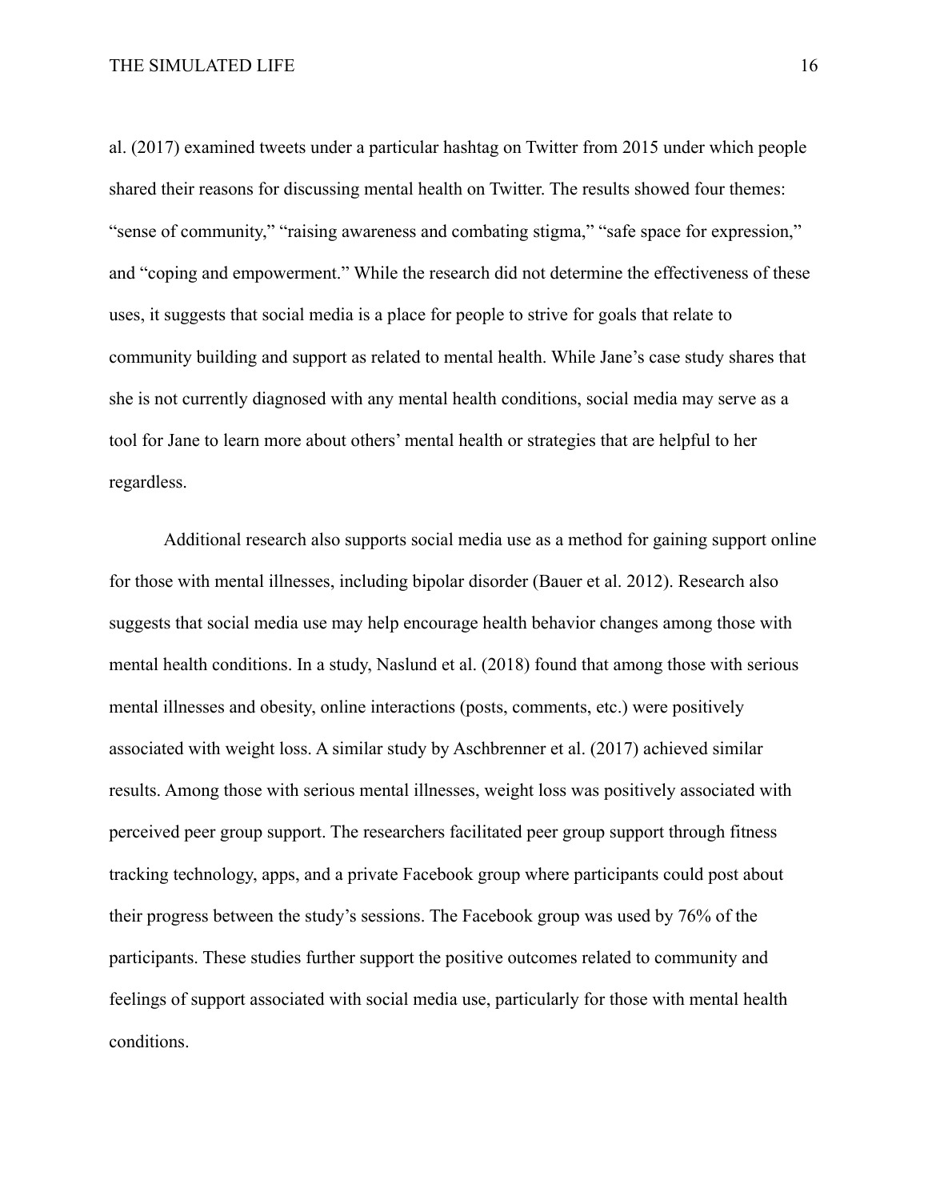al. (2017) examined tweets under a particular hashtag on Twitter from 2015 under which people shared their reasons for discussing mental health on Twitter. The results showed four themes: "sense of community," "raising awareness and combating stigma," "safe space for expression," and "coping and empowerment." While the research did not determine the effectiveness of these uses, it suggests that social media is a place for people to strive for goals that relate to community building and support as related to mental health. While Jane's case study shares that she is not currently diagnosed with any mental health conditions, social media may serve as a tool for Jane to learn more about others' mental health or strategies that are helpful to her regardless.

Additional research also supports social media use as a method for gaining support online for those with mental illnesses, including bipolar disorder (Bauer et al. 2012). Research also suggests that social media use may help encourage health behavior changes among those with mental health conditions. In a study, Naslund et al. (2018) found that among those with serious mental illnesses and obesity, online interactions (posts, comments, etc.) were positively associated with weight loss. A similar study by Aschbrenner et al. (2017) achieved similar results. Among those with serious mental illnesses, weight loss was positively associated with perceived peer group support. The researchers facilitated peer group support through fitness tracking technology, apps, and a private Facebook group where participants could post about their progress between the study's sessions. The Facebook group was used by 76% of the participants. These studies further support the positive outcomes related to community and feelings of support associated with social media use, particularly for those with mental health conditions.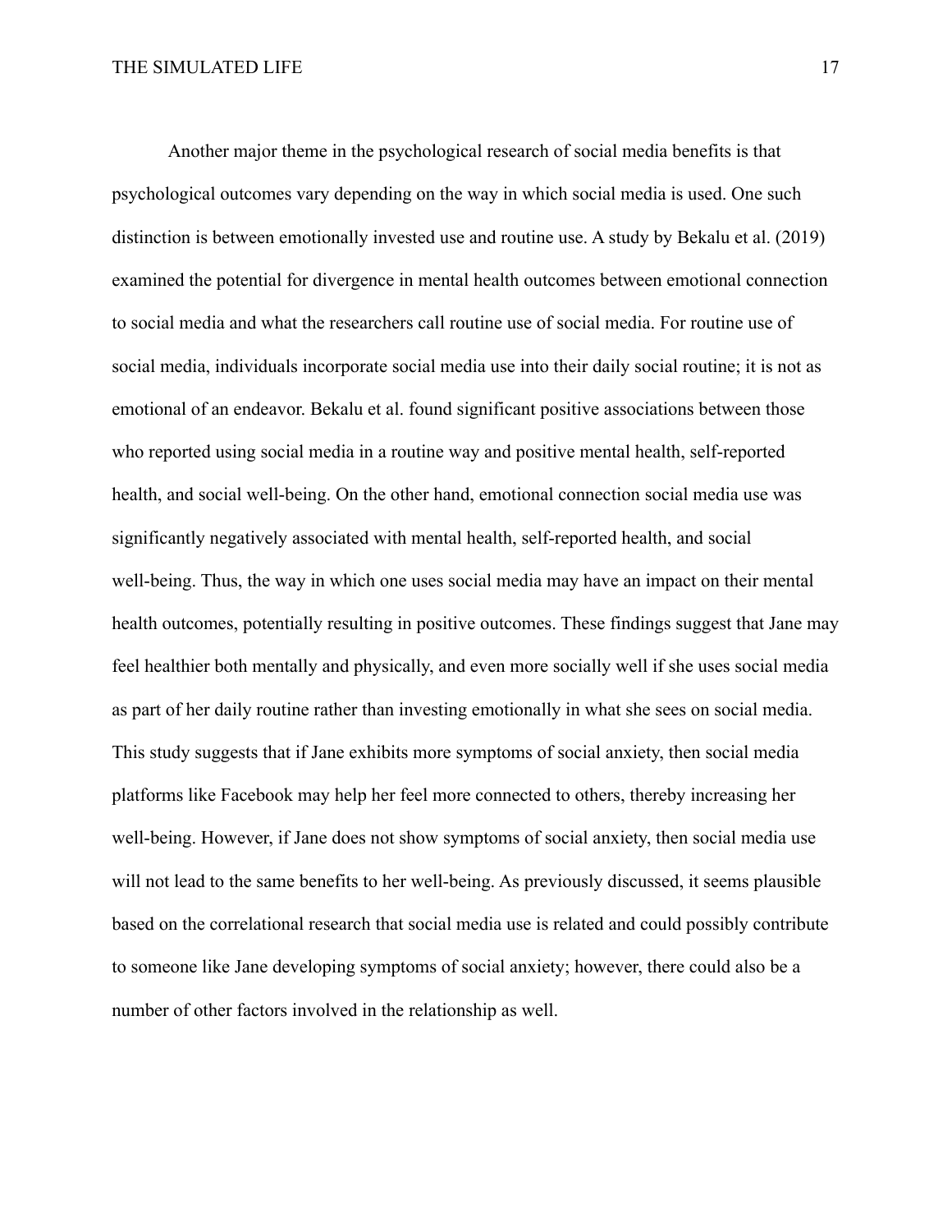Another major theme in the psychological research of social media benefits is that psychological outcomes vary depending on the way in which social media is used. One such distinction is between emotionally invested use and routine use. A study by Bekalu et al. (2019) examined the potential for divergence in mental health outcomes between emotional connection to social media and what the researchers call routine use of social media. For routine use of social media, individuals incorporate social media use into their daily social routine; it is not as emotional of an endeavor. Bekalu et al. found significant positive associations between those who reported using social media in a routine way and positive mental health, self-reported health, and social well-being. On the other hand, emotional connection social media use was significantly negatively associated with mental health, self-reported health, and social well-being. Thus, the way in which one uses social media may have an impact on their mental health outcomes, potentially resulting in positive outcomes. These findings suggest that Jane may feel healthier both mentally and physically, and even more socially well if she uses social media as part of her daily routine rather than investing emotionally in what she sees on social media. This study suggests that if Jane exhibits more symptoms of social anxiety, then social media platforms like Facebook may help her feel more connected to others, thereby increasing her well-being. However, if Jane does not show symptoms of social anxiety, then social media use will not lead to the same benefits to her well-being. As previously discussed, it seems plausible based on the correlational research that social media use is related and could possibly contribute to someone like Jane developing symptoms of social anxiety; however, there could also be a number of other factors involved in the relationship as well.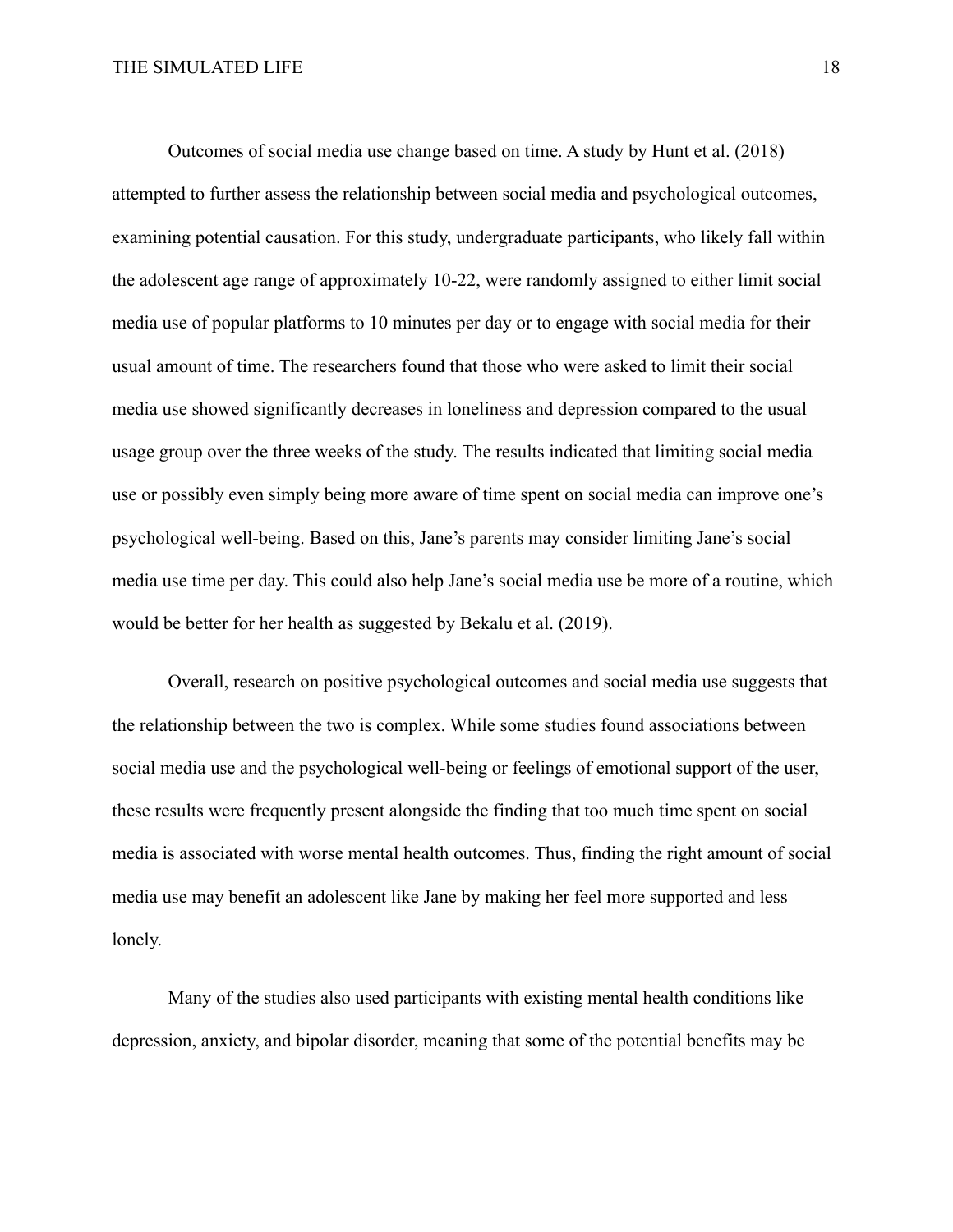Outcomes of social media use change based on time. A study by Hunt et al. (2018) attempted to further assess the relationship between social media and psychological outcomes, examining potential causation. For this study, undergraduate participants, who likely fall within the adolescent age range of approximately 10-22, were randomly assigned to either limit social media use of popular platforms to 10 minutes per day or to engage with social media for their usual amount of time. The researchers found that those who were asked to limit their social media use showed significantly decreases in loneliness and depression compared to the usual usage group over the three weeks of the study. The results indicated that limiting social media use or possibly even simply being more aware of time spent on social media can improve one's psychological well-being. Based on this, Jane's parents may consider limiting Jane's social media use time per day. This could also help Jane's social media use be more of a routine, which would be better for her health as suggested by Bekalu et al. (2019).

Overall, research on positive psychological outcomes and social media use suggests that the relationship between the two is complex. While some studies found associations between social media use and the psychological well-being or feelings of emotional support of the user, these results were frequently present alongside the finding that too much time spent on social media is associated with worse mental health outcomes. Thus, finding the right amount of social media use may benefit an adolescent like Jane by making her feel more supported and less lonely.

Many of the studies also used participants with existing mental health conditions like depression, anxiety, and bipolar disorder, meaning that some of the potential benefits may be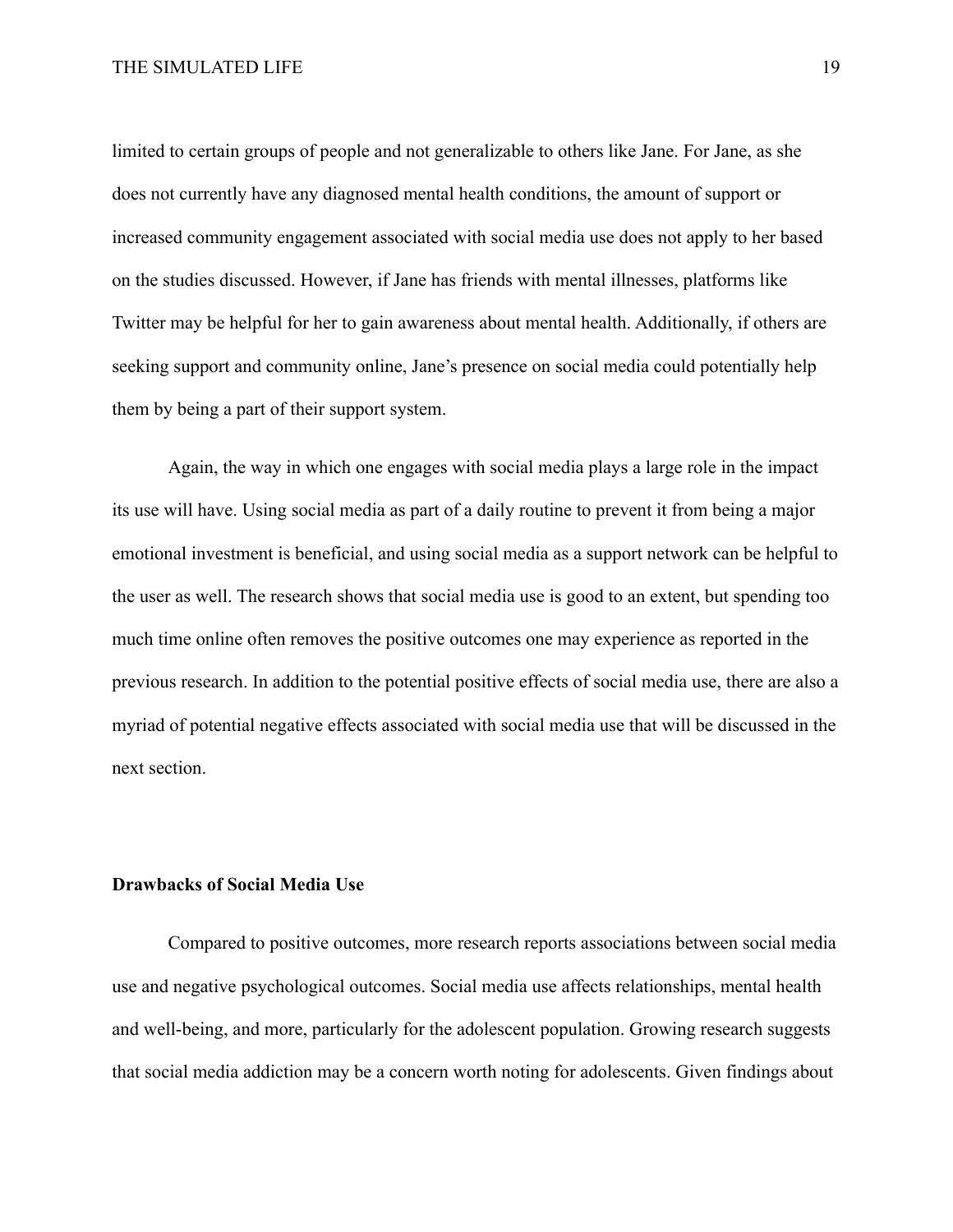limited to certain groups of people and not generalizable to others like Jane. For Jane, as she does not currently have any diagnosed mental health conditions, the amount of support or increased community engagement associated with social media use does not apply to her based on the studies discussed. However, if Jane has friends with mental illnesses, platforms like Twitter may be helpful for her to gain awareness about mental health. Additionally, if others are seeking support and community online, Jane's presence on social media could potentially help them by being a part of their support system.

Again, the way in which one engages with social media plays a large role in the impact its use will have. Using social media as part of a daily routine to prevent it from being a major emotional investment is beneficial, and using social media as a support network can be helpful to the user as well. The research shows that social media use is good to an extent, but spending too much time online often removes the positive outcomes one may experience as reported in the previous research. In addition to the potential positive effects of social media use, there are also a myriad of potential negative effects associated with social media use that will be discussed in the next section.

## Drawbacks of Social Media Use

Compared to positive outcomes, more research reports associations between social media use and negative psychological outcomes. Social media use affects relationships, mental health and well-being, and more, particularly for the adolescent population. Growing research suggests that social media addiction may be a concern worth noting for adolescents. Given findings about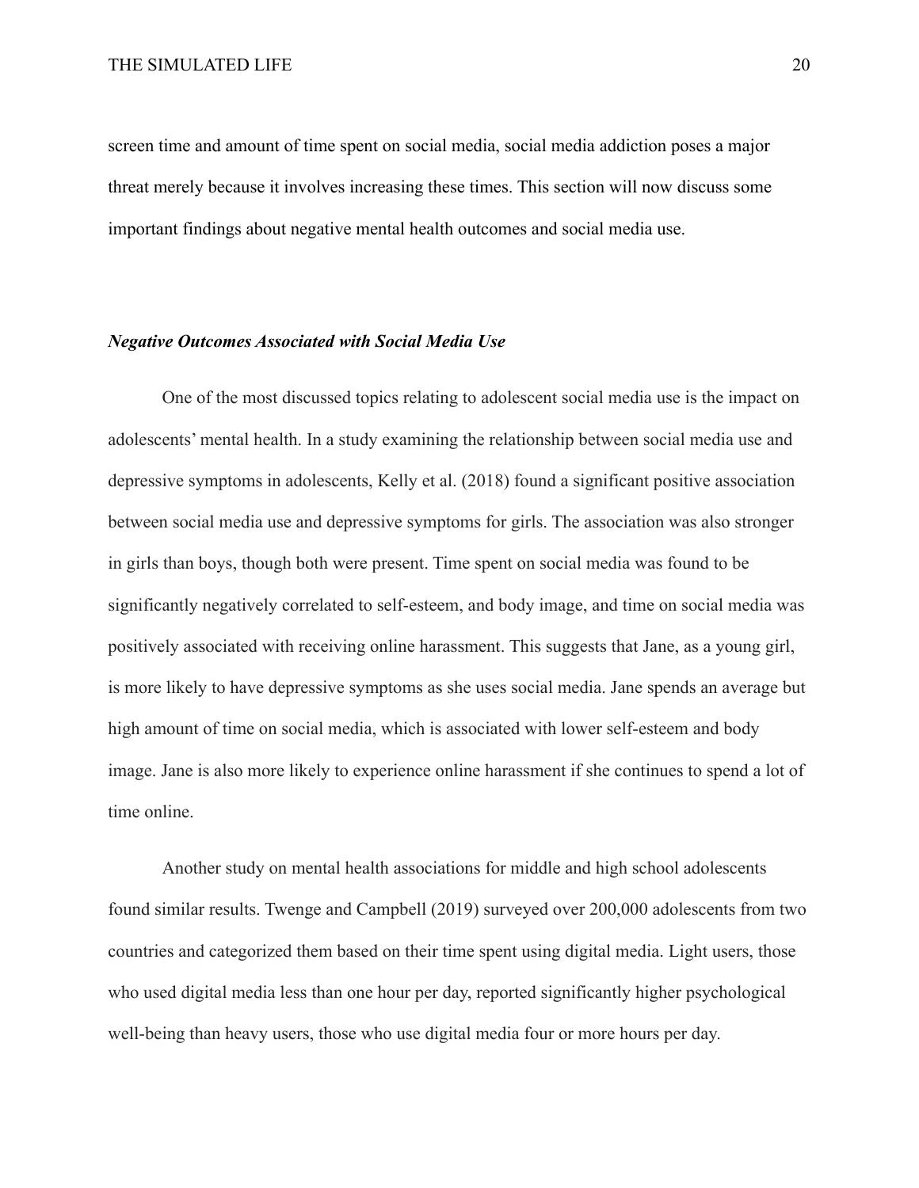screen time and amount of time spent on social media, social media addiction poses a major threat merely because it involves increasing these times. This section will now discuss some important findings about negative mental health outcomes and social media use.

***Negative Outcomes Associated with Social Media Use***

One of the most discussed topics relating to adolescent social media use is the impact on adolescents' mental health. In a study examining the relationship between social media use and depressive symptoms in adolescents, Kelly et al. (2018) found a significant positive association between social media use and depressive symptoms for girls. The association was also stronger in girls than boys, though both were present. Time spent on social media was found to be significantly negatively correlated to self-esteem, and body image, and time on social media was positively associated with receiving online harassment. This suggests that Jane, as a young girl, is more likely to have depressive symptoms as she uses social media. Jane spends an average but high amount of time on social media, which is associated with lower self-esteem and body image. Jane is also more likely to experience online harassment if she continues to spend a lot of time online.

Another study on mental health associations for middle and high school adolescents found similar results. Twenge and Campbell (2019) surveyed over 200,000 adolescents from two countries and categorized them based on their time spent using digital media. Light users, those who used digital media less than one hour per day, reported significantly higher psychological well-being than heavy users, those who use digital media four or more hours per day.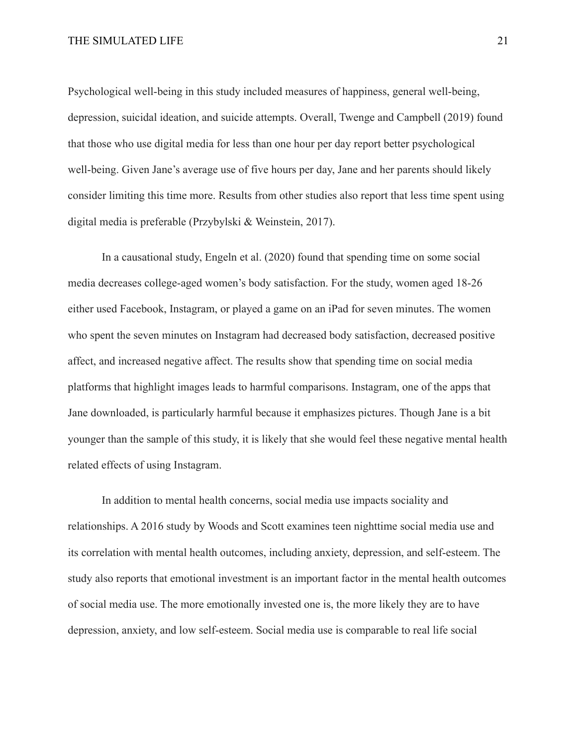Psychological well-being in this study included measures of happiness, general well-being, depression, suicidal ideation, and suicide attempts. Overall, Twenge and Campbell (2019) found that those who use digital media for less than one hour per day report better psychological well-being. Given Jane's average use of five hours per day, Jane and her parents should likely consider limiting this time more. Results from other studies also report that less time spent using digital media is preferable (Przybylski & Weinstein, 2017).

In a causational study, Engeln et al. (2020) found that spending time on some social media decreases college-aged women's body satisfaction. For the study, women aged 18-26 either used Facebook, Instagram, or played a game on an iPad for seven minutes. The women who spent the seven minutes on Instagram had decreased body satisfaction, decreased positive affect, and increased negative affect. The results show that spending time on social media platforms that highlight images leads to harmful comparisons. Instagram, one of the apps that Jane downloaded, is particularly harmful because it emphasizes pictures. Though Jane is a bit younger than the sample of this study, it is likely that she would feel these negative mental health related effects of using Instagram.

In addition to mental health concerns, social media use impacts sociality and relationships. A 2016 study by Woods and Scott examines teen nighttime social media use and its correlation with mental health outcomes, including anxiety, depression, and self-esteem. The study also reports that emotional investment is an important factor in the mental health outcomes of social media use. The more emotionally invested one is, the more likely they are to have depression, anxiety, and low self-esteem. Social media use is comparable to real life social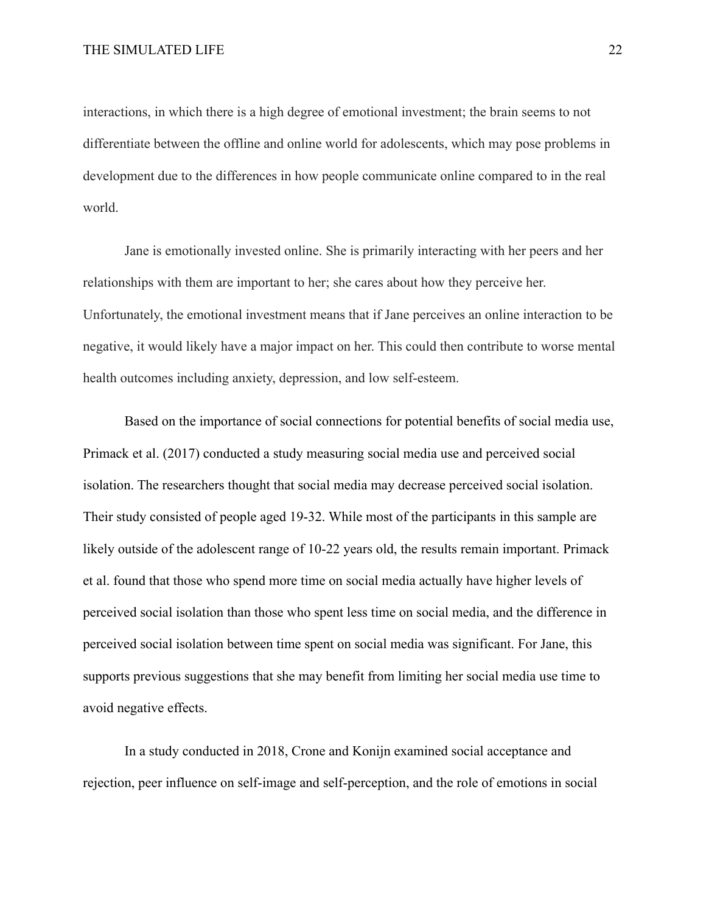interactions, in which there is a high degree of emotional investment; the brain seems to not differentiate between the offline and online world for adolescents, which may pose problems in development due to the differences in how people communicate online compared to in the real world.

Jane is emotionally invested online. She is primarily interacting with her peers and her relationships with them are important to her; she cares about how they perceive her. Unfortunately, the emotional investment means that if Jane perceives an online interaction to be negative, it would likely have a major impact on her. This could then contribute to worse mental health outcomes including anxiety, depression, and low self-esteem.

Based on the importance of social connections for potential benefits of social media use, Primack et al. (2017) conducted a study measuring social media use and perceived social isolation. The researchers thought that social media may decrease perceived social isolation. Their study consisted of people aged 19-32. While most of the participants in this sample are likely outside of the adolescent range of 10-22 years old, the results remain important. Primack et al. found that those who spend more time on social media actually have higher levels of perceived social isolation than those who spent less time on social media, and the difference in perceived social isolation between time spent on social media was significant. For Jane, this supports previous suggestions that she may benefit from limiting her social media use time to avoid negative effects.

In a study conducted in 2018, Crone and Konijn examined social acceptance and rejection, peer influence on self-image and self-perception, and the role of emotions in social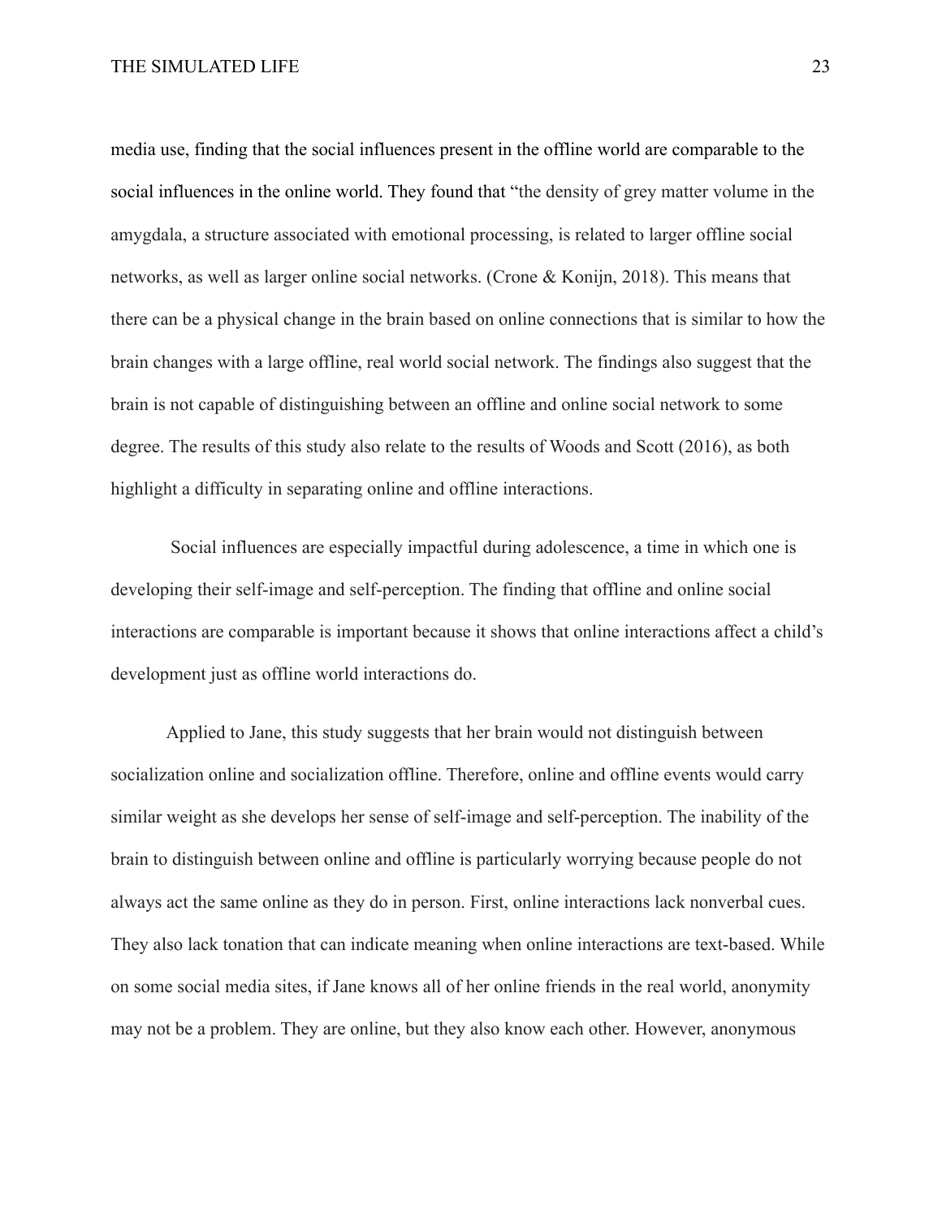media use, finding that the social influences present in the offline world are comparable to the social influences in the online world. They found that "the density of grey matter volume in the amygdala, a structure associated with emotional processing, is related to larger offline social networks, as well as larger online social networks. (Crone & Konijn, 2018). This means that there can be a physical change in the brain based on online connections that is similar to how the brain changes with a large offline, real world social network. The findings also suggest that the brain is not capable of distinguishing between an offline and online social network to some degree. The results of this study also relate to the results of Woods and Scott (2016), as both highlight a difficulty in separating online and offline interactions.

Social influences are especially impactful during adolescence, a time in which one is developing their self-image and self-perception. The finding that offline and online social interactions are comparable is important because it shows that online interactions affect a child's development just as offline world interactions do.

Applied to Jane, this study suggests that her brain would not distinguish between socialization online and socialization offline. Therefore, online and offline events would carry similar weight as she develops her sense of self-image and self-perception. The inability of the brain to distinguish between online and offline is particularly worrying because people do not always act the same online as they do in person. First, online interactions lack nonverbal cues. They also lack tonation that can indicate meaning when online interactions are text-based. While on some social media sites, if Jane knows all of her online friends in the real world, anonymity may not be a problem. They are online, but they also know each other. However, anonymous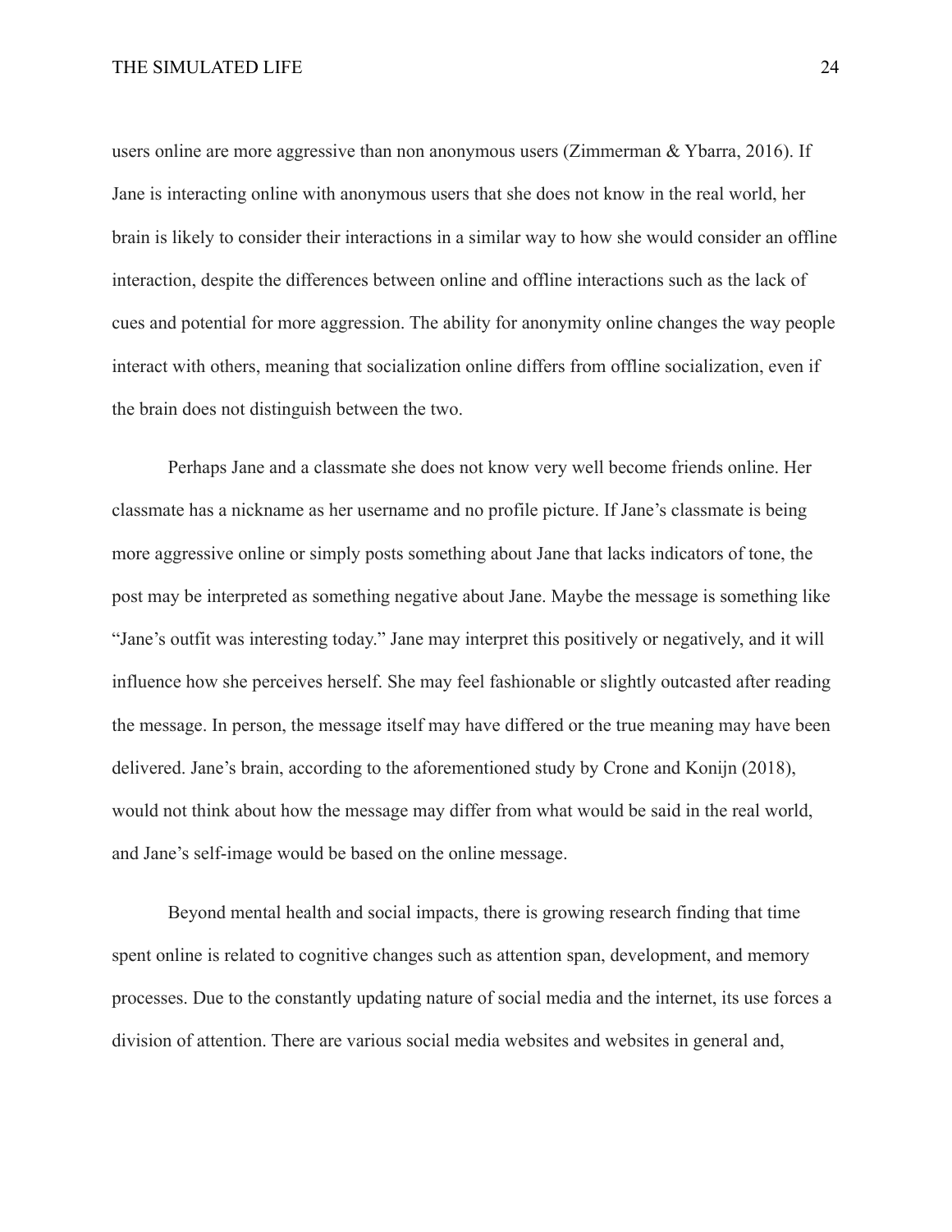users online are more aggressive than non anonymous users (Zimmerman & Ybarra, 2016). If Jane is interacting online with anonymous users that she does not know in the real world, her brain is likely to consider their interactions in a similar way to how she would consider an offline interaction, despite the differences between online and offline interactions such as the lack of cues and potential for more aggression. The ability for anonymity online changes the way people interact with others, meaning that socialization online differs from offline socialization, even if the brain does not distinguish between the two.

Perhaps Jane and a classmate she does not know very well become friends online. Her classmate has a nickname as her username and no profile picture. If Jane's classmate is being more aggressive online or simply posts something about Jane that lacks indicators of tone, the post may be interpreted as something negative about Jane. Maybe the message is something like "Jane's outfit was interesting today." Jane may interpret this positively or negatively, and it will influence how she perceives herself. She may feel fashionable or slightly outcasted after reading the message. In person, the message itself may have differed or the true meaning may have been delivered. Jane's brain, according to the aforementioned study by Crone and Konijn (2018), would not think about how the message may differ from what would be said in the real world, and Jane's self-image would be based on the online message.

Beyond mental health and social impacts, there is growing research finding that time spent online is related to cognitive changes such as attention span, development, and memory processes. Due to the constantly updating nature of social media and the internet, its use forces a division of attention. There are various social media websites and websites in general and,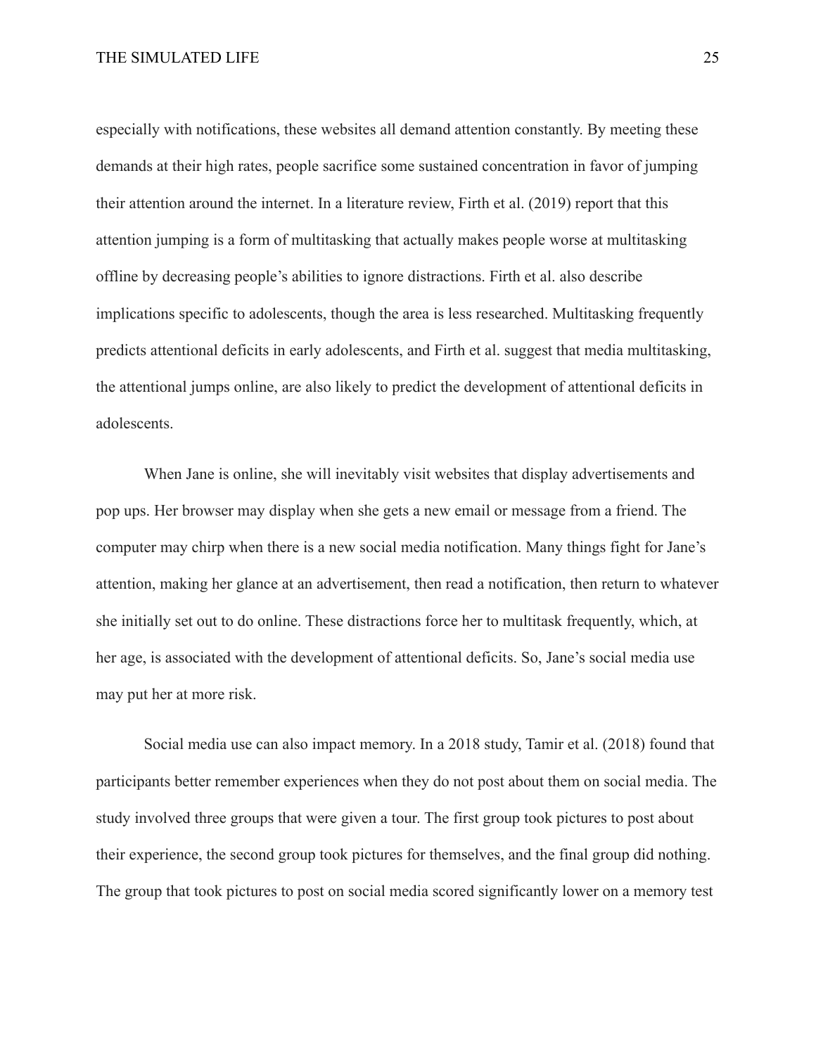especially with notifications, these websites all demand attention constantly. By meeting these demands at their high rates, people sacrifice some sustained concentration in favor of jumping their attention around the internet. In a literature review, Firth et al. (2019) report that this attention jumping is a form of multitasking that actually makes people worse at multitasking offline by decreasing people's abilities to ignore distractions. Firth et al. also describe implications specific to adolescents, though the area is less researched. Multitasking frequently predicts attentional deficits in early adolescents, and Firth et al. suggest that media multitasking, the attentional jumps online, are also likely to predict the development of attentional deficits in adolescents.

When Jane is online, she will inevitably visit websites that display advertisements and pop ups. Her browser may display when she gets a new email or message from a friend. The computer may chirp when there is a new social media notification. Many things fight for Jane's attention, making her glance at an advertisement, then read a notification, then return to whatever she initially set out to do online. These distractions force her to multitask frequently, which, at her age, is associated with the development of attentional deficits. So, Jane's social media use may put her at more risk.

Social media use can also impact memory. In a 2018 study, Tamir et al. (2018) found that participants better remember experiences when they do not post about them on social media. The study involved three groups that were given a tour. The first group took pictures to post about their experience, the second group took pictures for themselves, and the final group did nothing. The group that took pictures to post on social media scored significantly lower on a memory test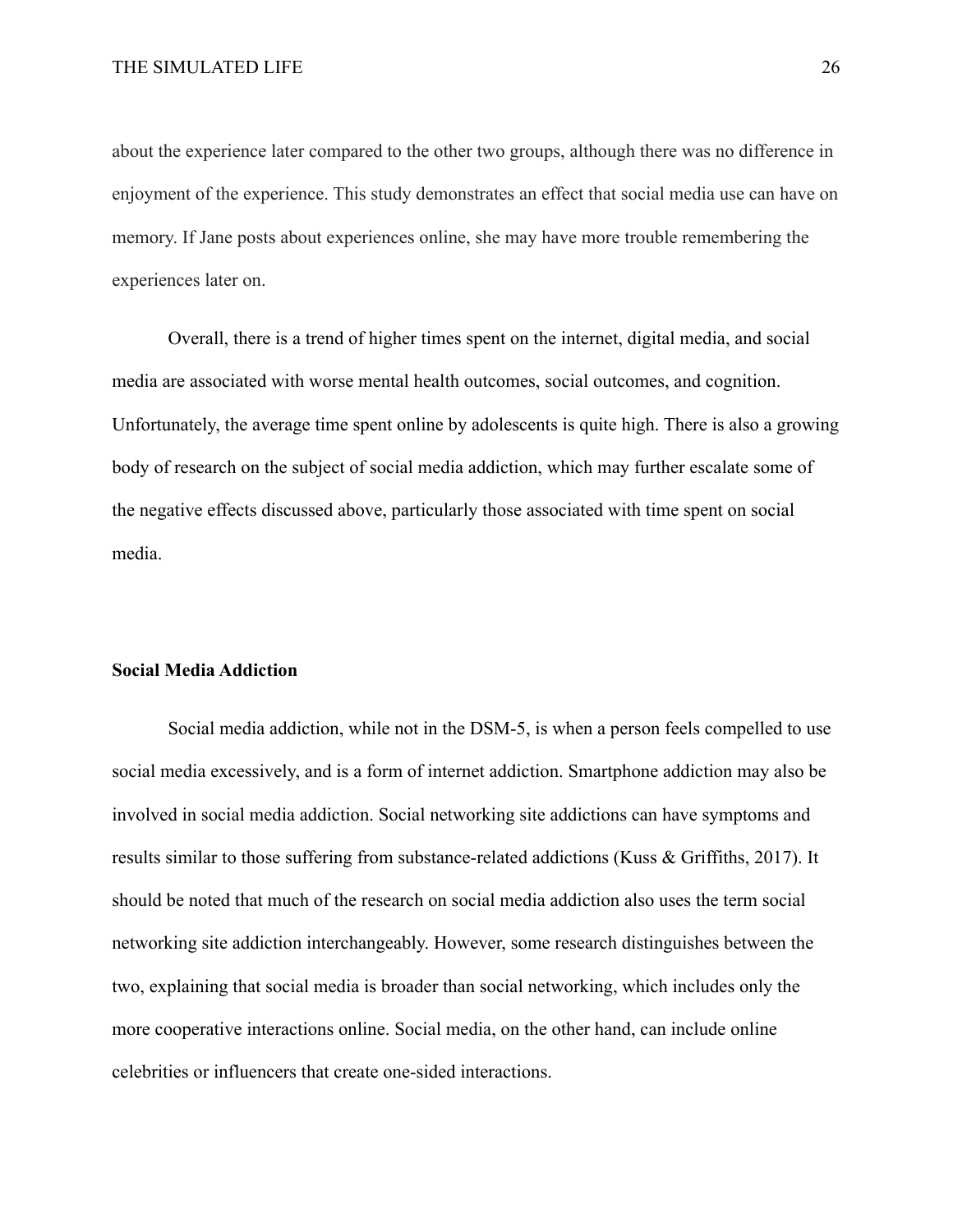about the experience later compared to the other two groups, although there was no difference in enjoyment of the experience. This study demonstrates an effect that social media use can have on memory. If Jane posts about experiences online, she may have more trouble remembering the experiences later on.

Overall, there is a trend of higher times spent on the internet, digital media, and social media are associated with worse mental health outcomes, social outcomes, and cognition. Unfortunately, the average time spent online by adolescents is quite high. There is also a growing body of research on the subject of social media addiction, which may further escalate some of the negative effects discussed above, particularly those associated with time spent on social media.

**Social Media Addiction**

Social media addiction, while not in the DSM-5, is when a person feels compelled to use social media excessively, and is a form of internet addiction. Smartphone addiction may also be involved in social media addiction. Social networking site addictions can have symptoms and results similar to those suffering from substance-related addictions (Kuss & Griffiths, 2017). It should be noted that much of the research on social media addiction also uses the term social networking site addiction interchangeably. However, some research distinguishes between the two, explaining that social media is broader than social networking, which includes only the more cooperative interactions online. Social media, on the other hand, can include online celebrities or influencers that create one-sided interactions.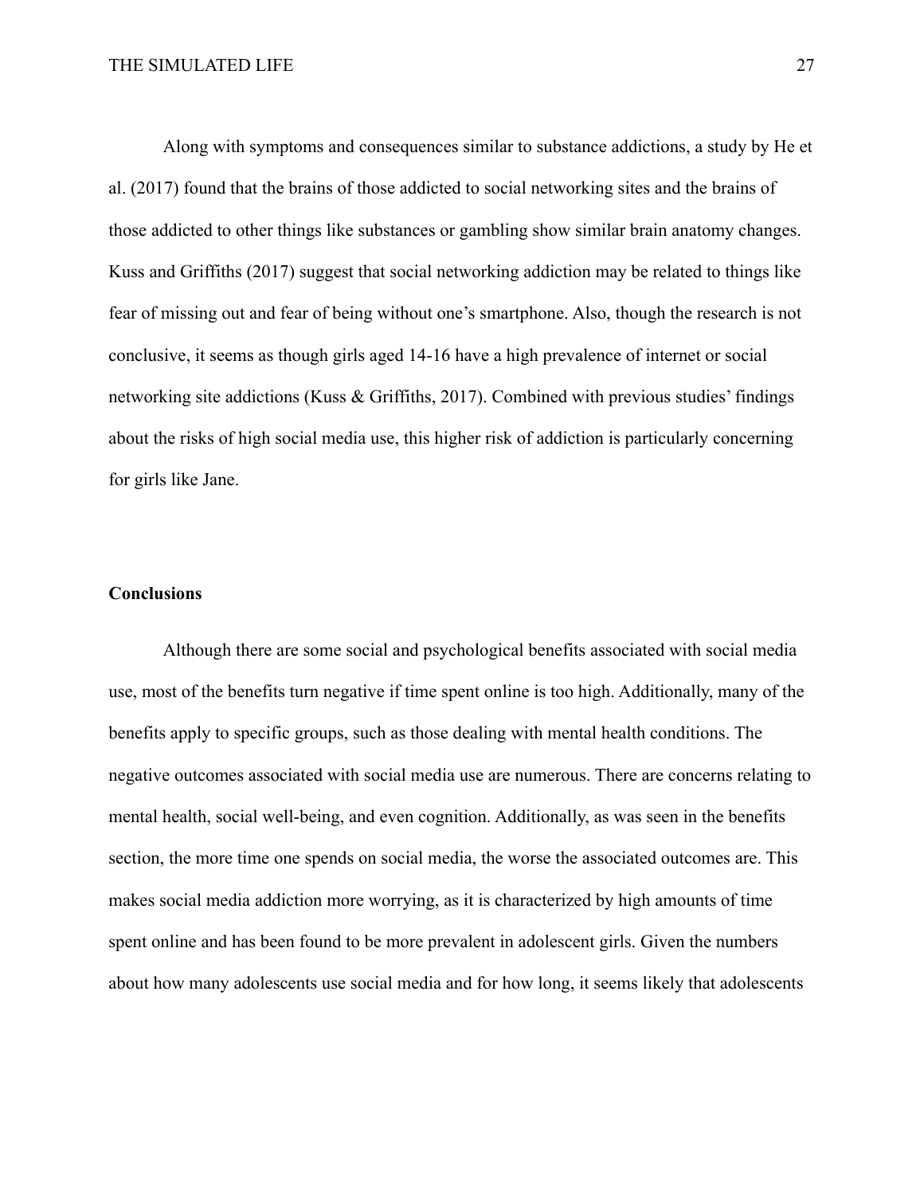Along with symptoms and consequences similar to substance addictions, a study by He et al. (2017) found that the brains of those addicted to social networking sites and the brains of those addicted to other things like substances or gambling show similar brain anatomy changes. Kuss and Griffiths (2017) suggest that social networking addiction may be related to things like fear of missing out and fear of being without one's smartphone. Also, though the research is not conclusive, it seems as though girls aged 14-16 have a high prevalence of internet or social networking site addictions (Kuss & Griffiths, 2017). Combined with previous studies' findings about the risks of high social media use, this higher risk of addiction is particularly concerning for girls like Jane.

**Conclusions**

Although there are some social and psychological benefits associated with social media use, most of the benefits turn negative if time spent online is too high. Additionally, many of the benefits apply to specific groups, such as those dealing with mental health conditions. The negative outcomes associated with social media use are numerous. There are concerns relating to mental health, social well-being, and even cognition. Additionally, as was seen in the benefits section, the more time one spends on social media, the worse the associated outcomes are. This makes social media addiction more worrying, as it is characterized by high amounts of time spent online and has been found to be more prevalent in adolescent girls. Given the numbers about how many adolescents use social media and for how long, it seems likely that adolescents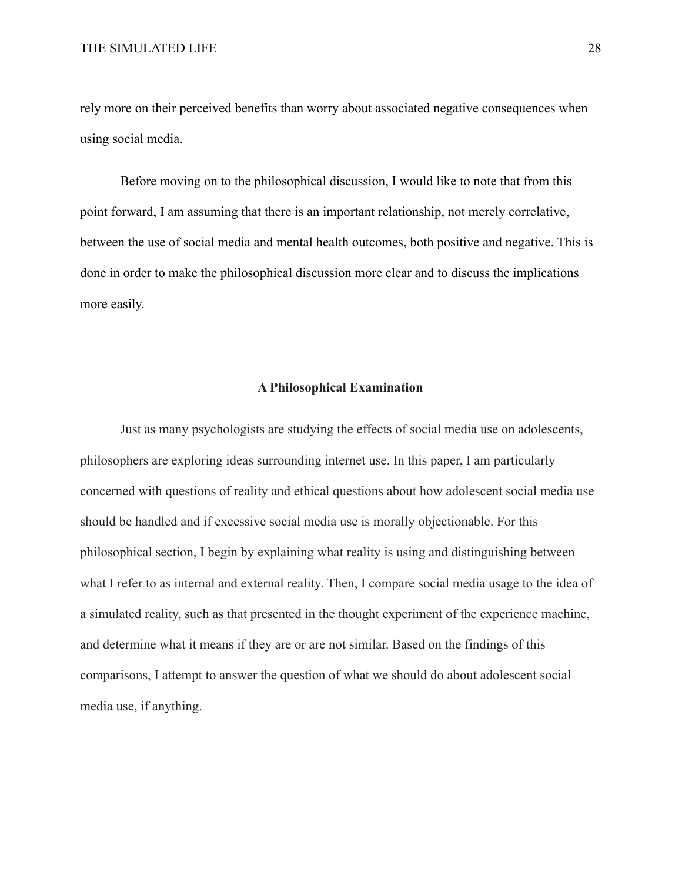rely more on their perceived benefits than worry about associated negative consequences when using social media.

Before moving on to the philosophical discussion, I would like to note that from this point forward, I am assuming that there is an important relationship, not merely correlative, between the use of social media and mental health outcomes, both positive and negative. This is done in order to make the philosophical discussion more clear and to discuss the implications more easily.

## A Philosophical Examination

Just as many psychologists are studying the effects of social media use on adolescents, philosophers are exploring ideas surrounding internet use. In this paper, I am particularly concerned with questions of reality and ethical questions about how adolescent social media use should be handled and if excessive social media use is morally objectionable. For this philosophical section, I begin by explaining what reality is using and distinguishing between what I refer to as internal and external reality. Then, I compare social media usage to the idea of a simulated reality, such as that presented in the thought experiment of the experience machine, and determine what it means if they are or are not similar. Based on the findings of this comparisons, I attempt to answer the question of what we should do about adolescent social media use, if anything.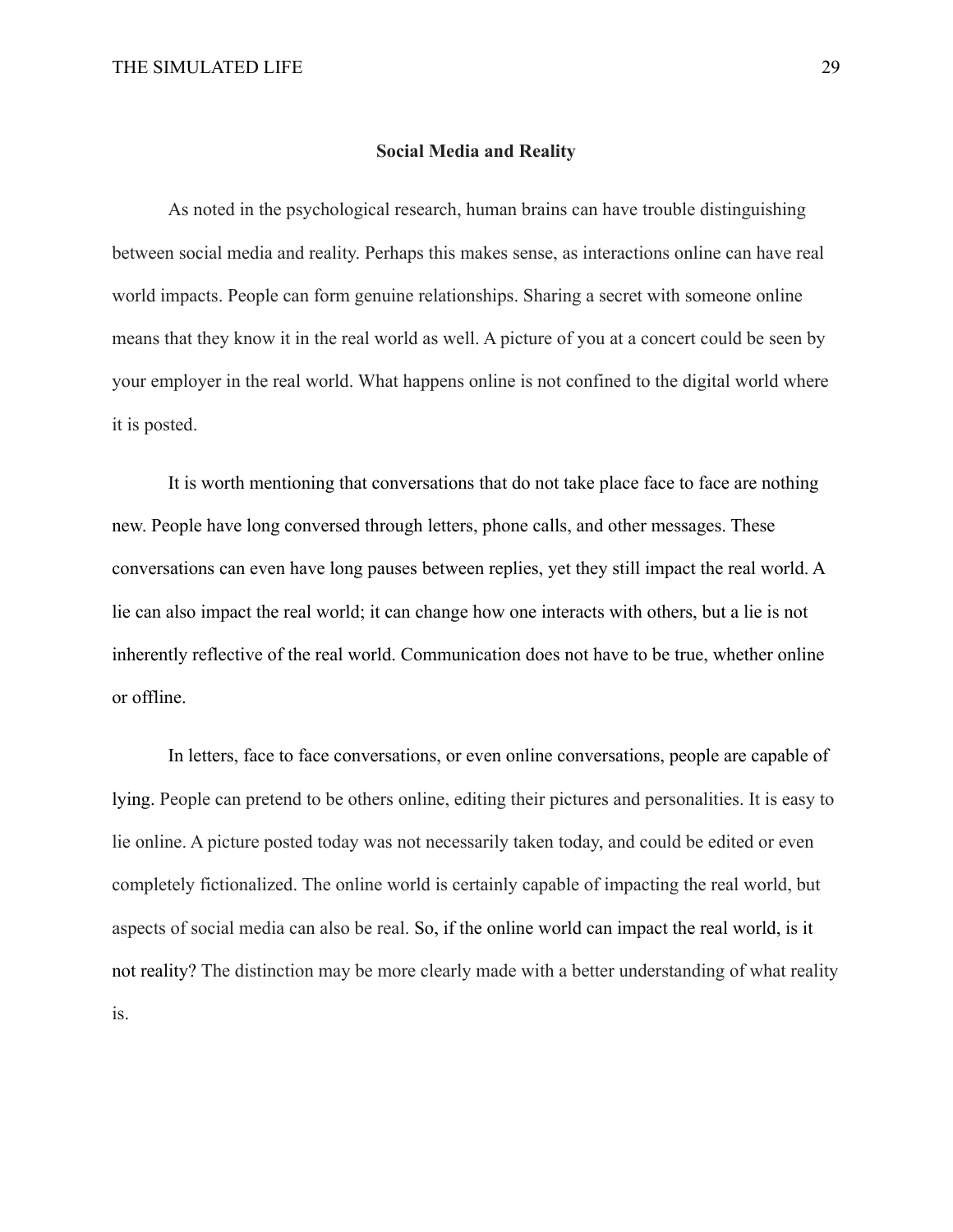## Social Media and Reality

As noted in the psychological research, human brains can have trouble distinguishing between social media and reality. Perhaps this makes sense, as interactions online can have real world impacts. People can form genuine relationships. Sharing a secret with someone online means that they know it in the real world as well. A picture of you at a concert could be seen by your employer in the real world. What happens online is not confined to the digital world where it is posted.

It is worth mentioning that conversations that do not take place face to face are nothing new. People have long conversed through letters, phone calls, and other messages. These conversations can even have long pauses between replies, yet they still impact the real world. A lie can also impact the real world; it can change how one interacts with others, but a lie is not inherently reflective of the real world. Communication does not have to be true, whether online or offline.

In letters, face to face conversations, or even online conversations, people are capable of lying. People can pretend to be others online, editing their pictures and personalities. It is easy to lie online. A picture posted today was not necessarily taken today, and could be edited or even completely fictionalized. The online world is certainly capable of impacting the real world, but aspects of social media can also be real. So, if the online world can impact the real world, is it not reality? The distinction may be more clearly made with a better understanding of what reality is.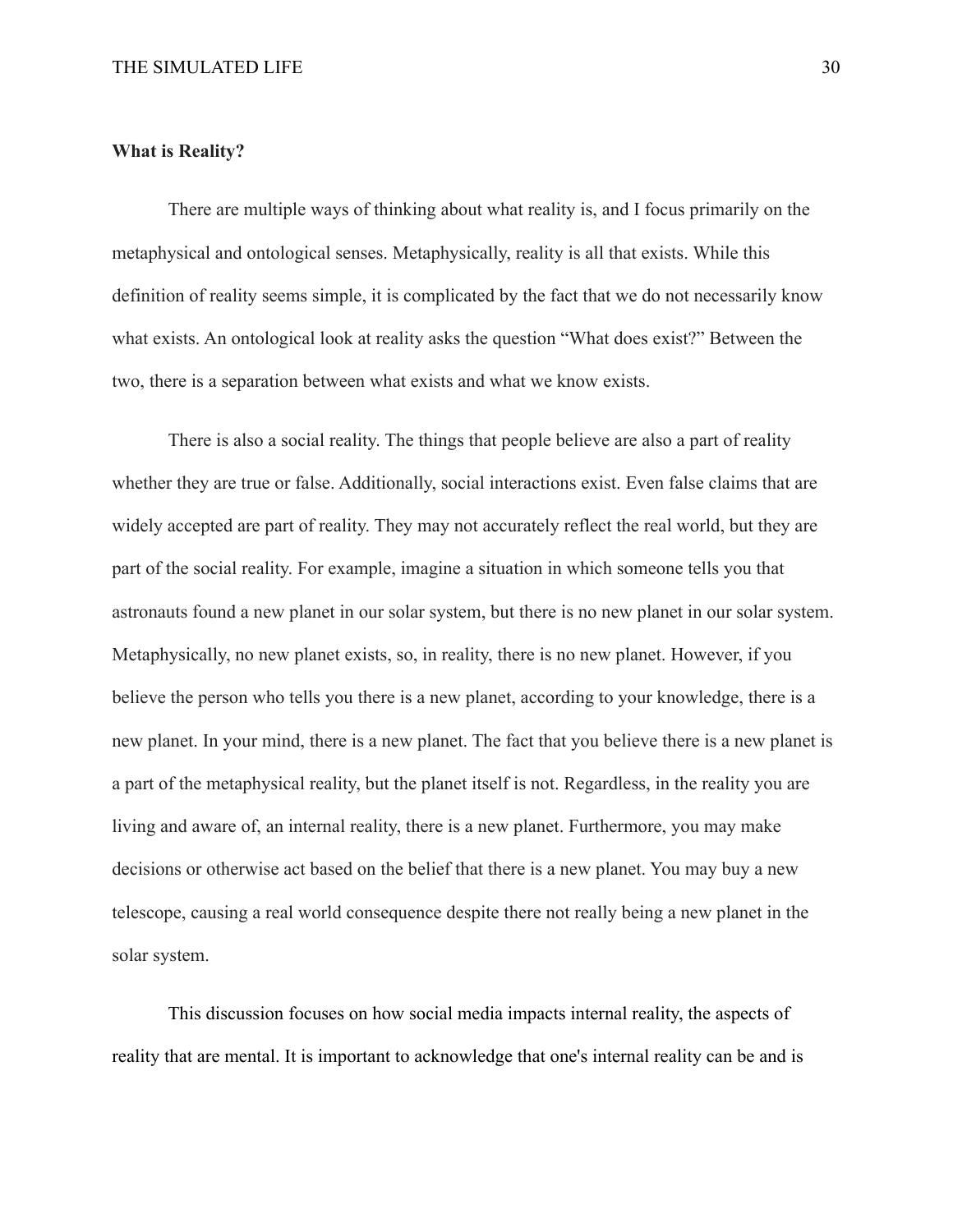**What is Reality?**

There are multiple ways of thinking about what reality is, and I focus primarily on the metaphysical and ontological senses. Metaphysically, reality is all that exists. While this definition of reality seems simple, it is complicated by the fact that we do not necessarily know what exists. An ontological look at reality asks the question "What does exist?" Between the two, there is a separation between what exists and what we know exists.

There is also a social reality. The things that people believe are also a part of reality whether they are true or false. Additionally, social interactions exist. Even false claims that are widely accepted are part of reality. They may not accurately reflect the real world, but they are part of the social reality. For example, imagine a situation in which someone tells you that astronauts found a new planet in our solar system, but there is no new planet in our solar system. Metaphysically, no new planet exists, so, in reality, there is no new planet. However, if you believe the person who tells you there is a new planet, according to your knowledge, there is a new planet. In your mind, there is a new planet. The fact that you believe there is a new planet is a part of the metaphysical reality, but the planet itself is not. Regardless, in the reality you are living and aware of, an internal reality, there is a new planet. Furthermore, you may make decisions or otherwise act based on the belief that there is a new planet. You may buy a new telescope, causing a real world consequence despite there not really being a new planet in the solar system.

This discussion focuses on how social media impacts internal reality, the aspects of reality that are mental. It is important to acknowledge that one's internal reality can be and is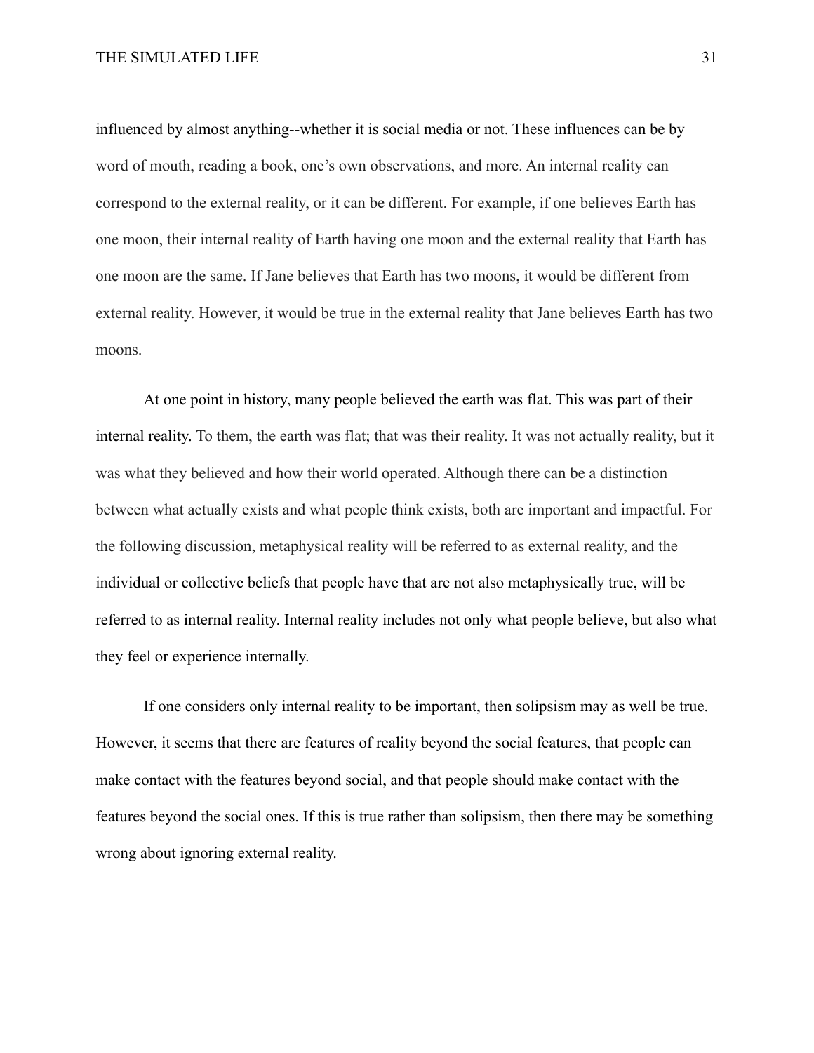influenced by almost anything--whether it is social media or not. These influences can be by word of mouth, reading a book, one's own observations, and more. An internal reality can correspond to the external reality, or it can be different. For example, if one believes Earth has one moon, their internal reality of Earth having one moon and the external reality that Earth has one moon are the same. If Jane believes that Earth has two moons, it would be different from external reality. However, it would be true in the external reality that Jane believes Earth has two moons.

At one point in history, many people believed the earth was flat. This was part of their internal reality. To them, the earth was flat; that was their reality. It was not actually reality, but it was what they believed and how their world operated. Although there can be a distinction between what actually exists and what people think exists, both are important and impactful. For the following discussion, metaphysical reality will be referred to as external reality, and the individual or collective beliefs that people have that are not also metaphysically true, will be referred to as internal reality. Internal reality includes not only what people believe, but also what they feel or experience internally.

If one considers only internal reality to be important, then solipsism may as well be true. However, it seems that there are features of reality beyond the social features, that people can make contact with the features beyond social, and that people should make contact with the features beyond the social ones. If this is true rather than solipsism, then there may be something wrong about ignoring external reality.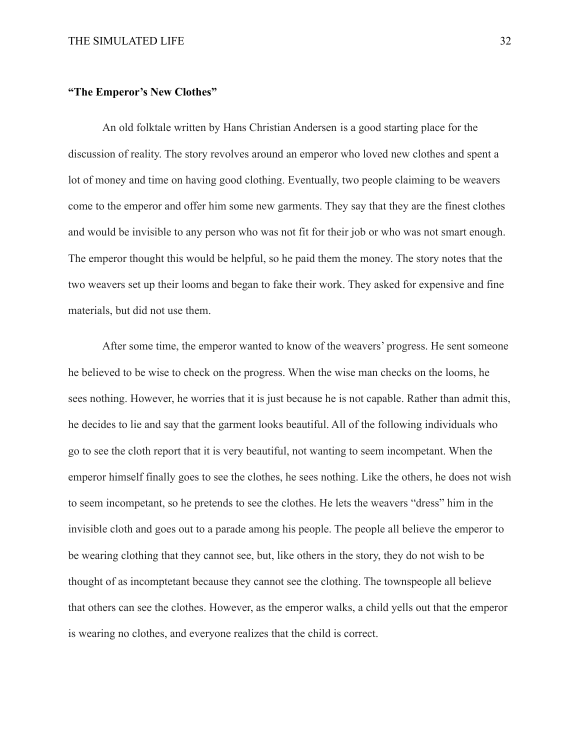**"The Emperor's New Clothes"**

An old folktale written by Hans Christian Andersen is a good starting place for the discussion of reality. The story revolves around an emperor who loved new clothes and spent a lot of money and time on having good clothing. Eventually, two people claiming to be weavers come to the emperor and offer him some new garments. They say that they are the finest clothes and would be invisible to any person who was not fit for their job or who was not smart enough. The emperor thought this would be helpful, so he paid them the money. The story notes that the two weavers set up their looms and began to fake their work. They asked for expensive and fine materials, but did not use them.

After some time, the emperor wanted to know of the weavers' progress. He sent someone he believed to be wise to check on the progress. When the wise man checks on the looms, he sees nothing. However, he worries that it is just because he is not capable. Rather than admit this, he decides to lie and say that the garment looks beautiful. All of the following individuals who go to see the cloth report that it is very beautiful, not wanting to seem incompetant. When the emperor himself finally goes to see the clothes, he sees nothing. Like the others, he does not wish to seem incompetant, so he pretends to see the clothes. He lets the weavers "dress" him in the invisible cloth and goes out to a parade among his people. The people all believe the emperor to be wearing clothing that they cannot see, but, like others in the story, they do not wish to be thought of as incomptetant because they cannot see the clothing. The townspeople all believe that others can see the clothes. However, as the emperor walks, a child yells out that the emperor is wearing no clothes, and everyone realizes that the child is correct.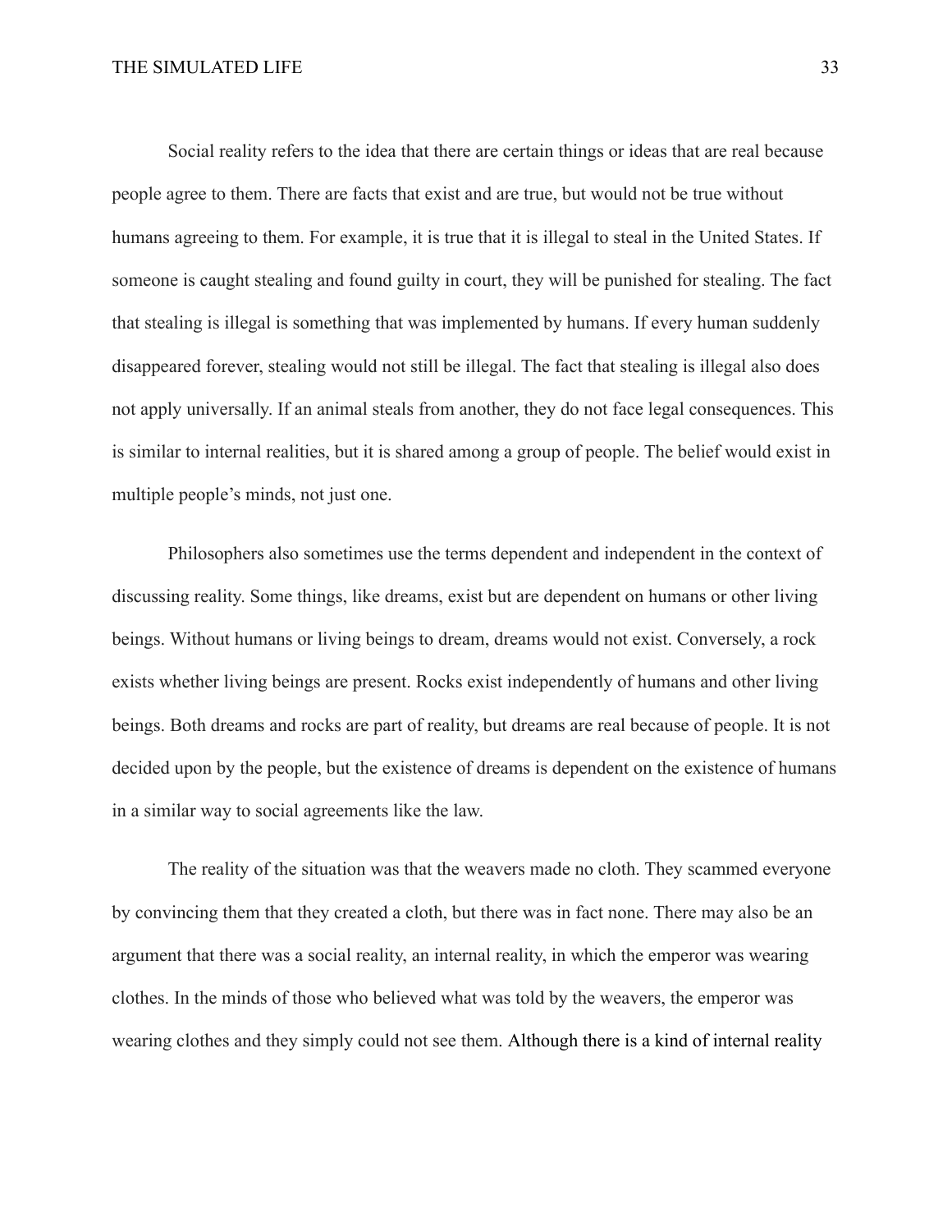Social reality refers to the idea that there are certain things or ideas that are real because people agree to them. There are facts that exist and are true, but would not be true without humans agreeing to them. For example, it is true that it is illegal to steal in the United States. If someone is caught stealing and found guilty in court, they will be punished for stealing. The fact that stealing is illegal is something that was implemented by humans. If every human suddenly disappeared forever, stealing would not still be illegal. The fact that stealing is illegal also does not apply universally. If an animal steals from another, they do not face legal consequences. This is similar to internal realities, but it is shared among a group of people. The belief would exist in multiple people's minds, not just one.

Philosophers also sometimes use the terms dependent and independent in the context of discussing reality. Some things, like dreams, exist but are dependent on humans or other living beings. Without humans or living beings to dream, dreams would not exist. Conversely, a rock exists whether living beings are present. Rocks exist independently of humans and other living beings. Both dreams and rocks are part of reality, but dreams are real because of people. It is not decided upon by the people, but the existence of dreams is dependent on the existence of humans in a similar way to social agreements like the law.

The reality of the situation was that the weavers made no cloth. They scammed everyone by convincing them that they created a cloth, but there was in fact none. There may also be an argument that there was a social reality, an internal reality, in which the emperor was wearing clothes. In the minds of those who believed what was told by the weavers, the emperor was wearing clothes and they simply could not see them. Although there is a kind of internal reality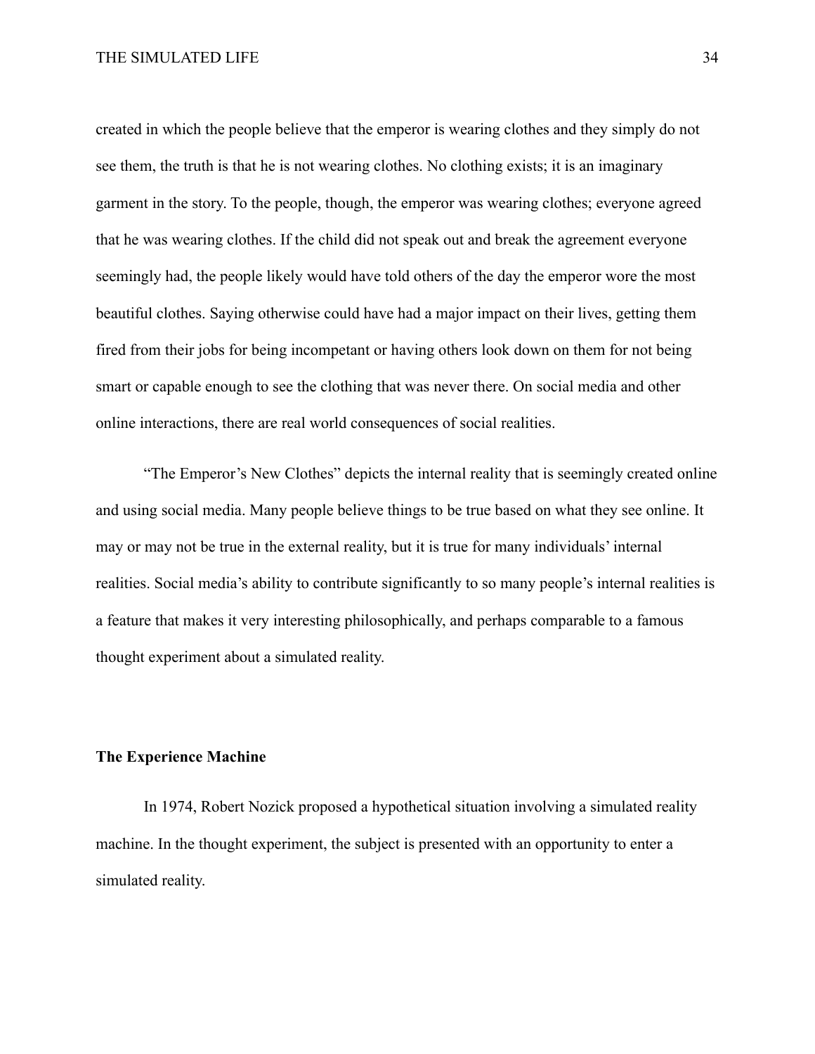created in which the people believe that the emperor is wearing clothes and they simply do not see them, the truth is that he is not wearing clothes. No clothing exists; it is an imaginary garment in the story. To the people, though, the emperor was wearing clothes; everyone agreed that he was wearing clothes. If the child did not speak out and break the agreement everyone seemingly had, the people likely would have told others of the day the emperor wore the most beautiful clothes. Saying otherwise could have had a major impact on their lives, getting them fired from their jobs for being incompetant or having others look down on them for not being smart or capable enough to see the clothing that was never there. On social media and other online interactions, there are real world consequences of social realities.

"The Emperor's New Clothes" depicts the internal reality that is seemingly created online and using social media. Many people believe things to be true based on what they see online. It may or may not be true in the external reality, but it is true for many individuals' internal realities. Social media's ability to contribute significantly to so many people's internal realities is a feature that makes it very interesting philosophically, and perhaps comparable to a famous thought experiment about a simulated reality.

**The Experience Machine**

In 1974, Robert Nozick proposed a hypothetical situation involving a simulated reality machine. In the thought experiment, the subject is presented with an opportunity to enter a simulated reality.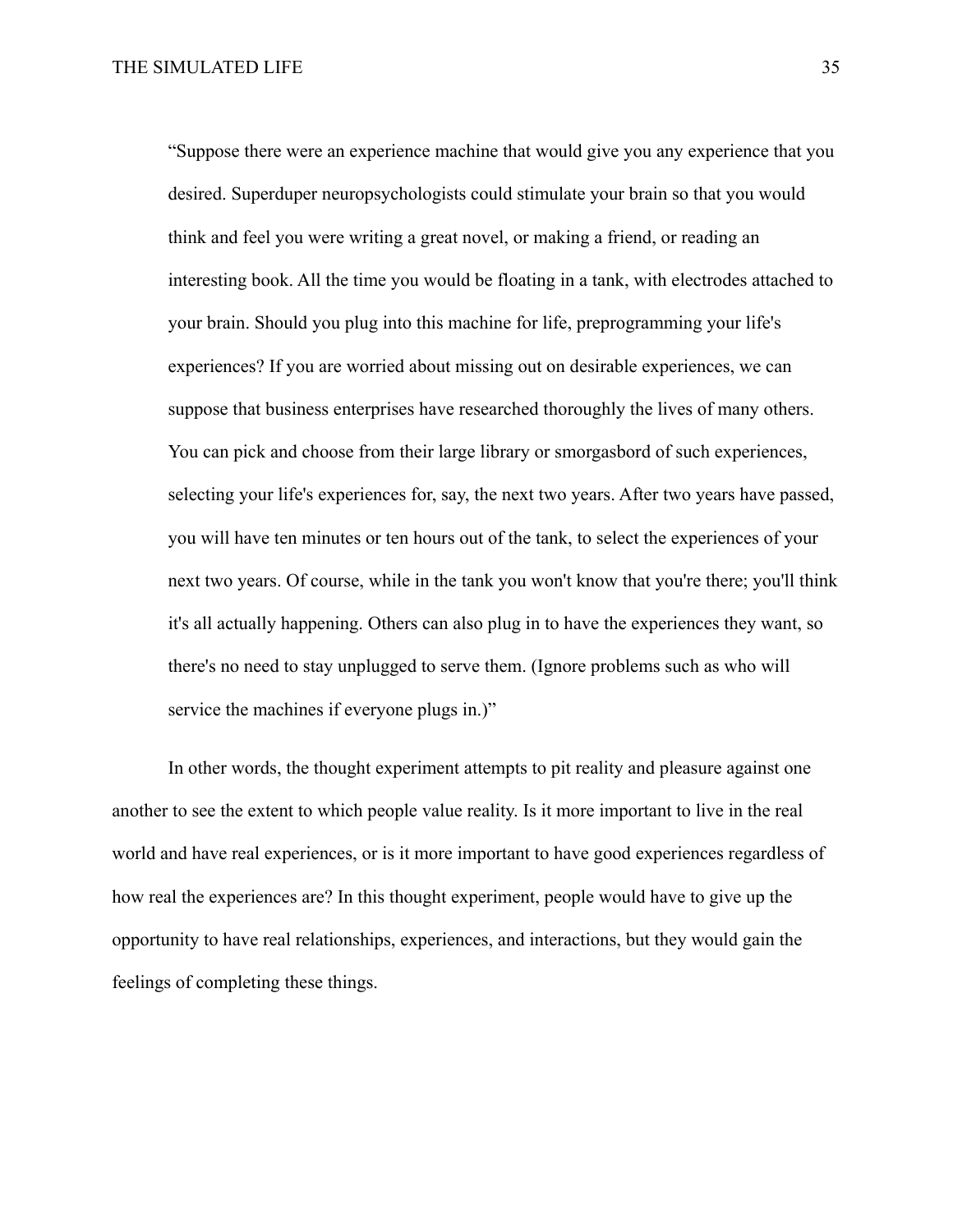> "Suppose there were an experience machine that would give you any experience that you desired. Superduper neuropsychologists could stimulate your brain so that you would think and feel you were writing a great novel, or making a friend, or reading an interesting book. All the time you would be floating in a tank, with electrodes attached to your brain. Should you plug into this machine for life, preprogramming your life's experiences? If you are worried about missing out on desirable experiences, we can suppose that business enterprises have researched thoroughly the lives of many others. You can pick and choose from their large library or smorgasbord of such experiences, selecting your life's experiences for, say, the next two years. After two years have passed, you will have ten minutes or ten hours out of the tank, to select the experiences of your next two years. Of course, while in the tank you won't know that you're there; you'll think it's all actually happening. Others can also plug in to have the experiences they want, so there's no need to stay unplugged to serve them. (Ignore problems such as who will service the machines if everyone plugs in.)"

In other words, the thought experiment attempts to pit reality and pleasure against one another to see the extent to which people value reality. Is it more important to live in the real world and have real experiences, or is it more important to have good experiences regardless of how real the experiences are? In this thought experiment, people would have to give up the opportunity to have real relationships, experiences, and interactions, but they would gain the feelings of completing these things.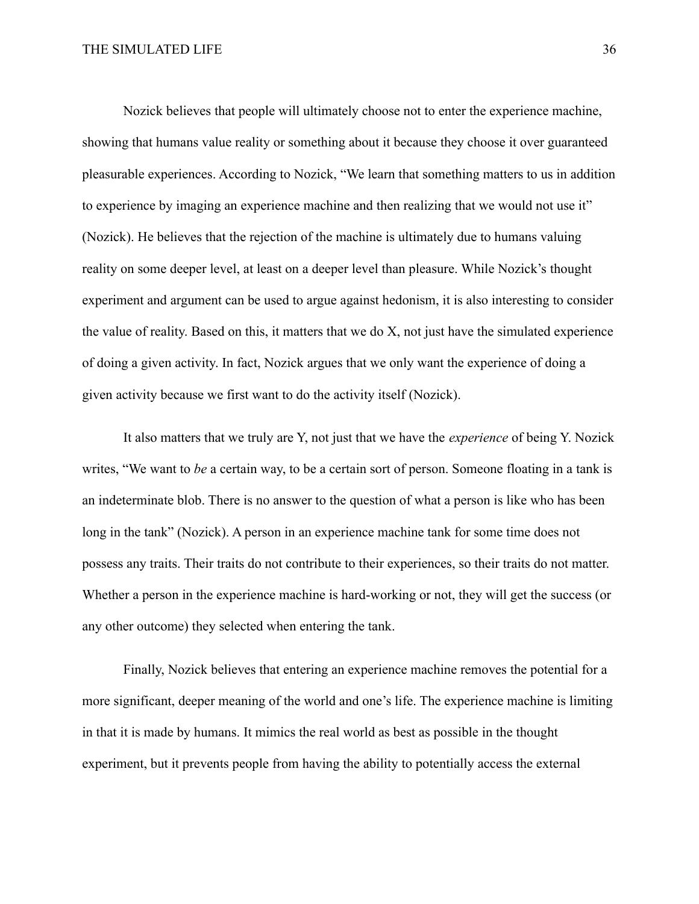Nozick believes that people will ultimately choose not to enter the experience machine, showing that humans value reality or something about it because they choose it over guaranteed pleasurable experiences. According to Nozick, "We learn that something matters to us in addition to experience by imaging an experience machine and then realizing that we would not use it" (Nozick). He believes that the rejection of the machine is ultimately due to humans valuing reality on some deeper level, at least on a deeper level than pleasure. While Nozick's thought experiment and argument can be used to argue against hedonism, it is also interesting to consider the value of reality. Based on this, it matters that we do X, not just have the simulated experience of doing a given activity. In fact, Nozick argues that we only want the experience of doing a given activity because we first want to do the activity itself (Nozick).

It also matters that we truly are Y, not just that we have the *experience* of being Y. Nozick writes, "We want to *be* a certain way, to be a certain sort of person. Someone floating in a tank is an indeterminate blob. There is no answer to the question of what a person is like who has been long in the tank" (Nozick). A person in an experience machine tank for some time does not possess any traits. Their traits do not contribute to their experiences, so their traits do not matter. Whether a person in the experience machine is hard-working or not, they will get the success (or any other outcome) they selected when entering the tank.

Finally, Nozick believes that entering an experience machine removes the potential for a more significant, deeper meaning of the world and one's life. The experience machine is limiting in that it is made by humans. It mimics the real world as best as possible in the thought experiment, but it prevents people from having the ability to potentially access the external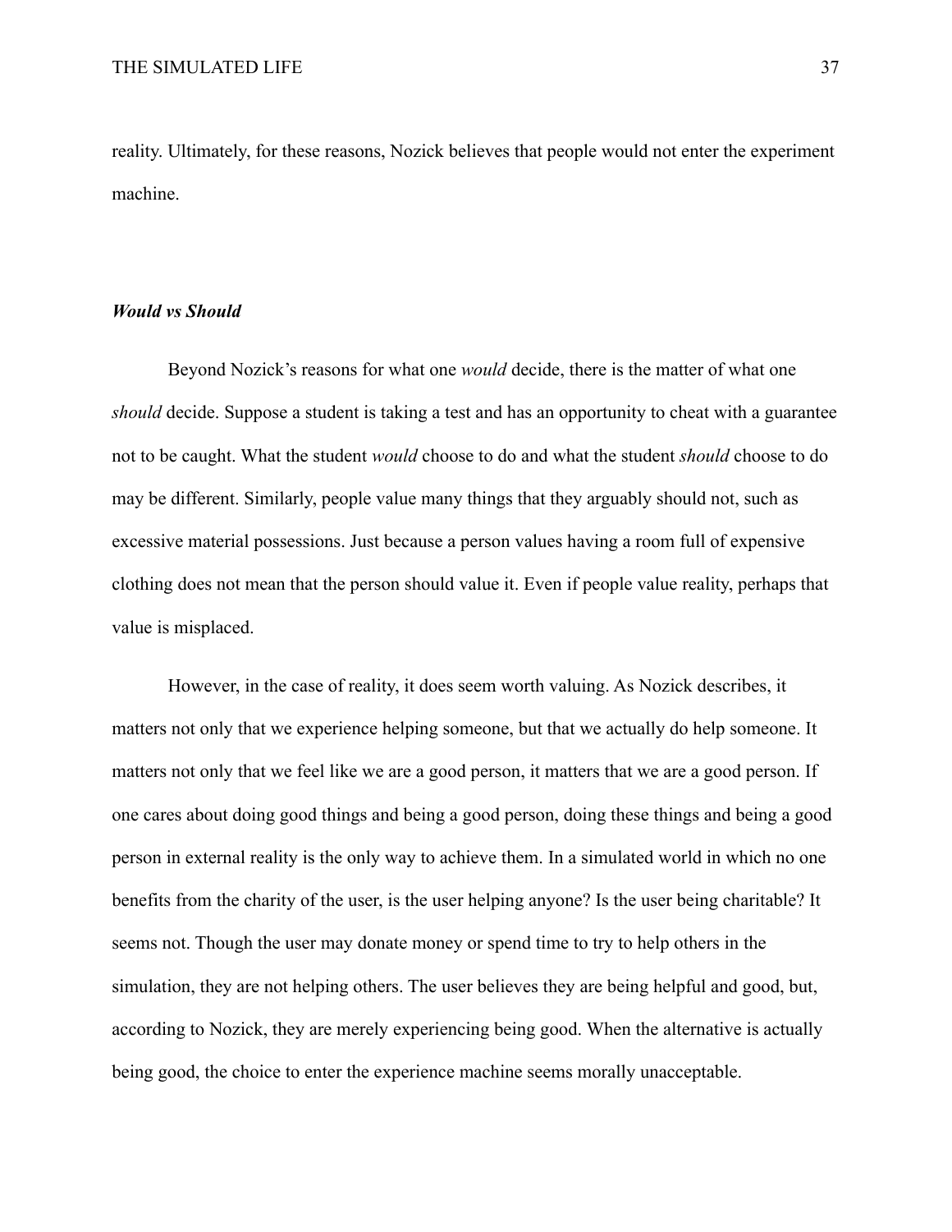reality. Ultimately, for these reasons, Nozick believes that people would not enter the experiment machine.

### ***Would vs Should***

Beyond Nozick's reasons for what one *would* decide, there is the matter of what one *should* decide. Suppose a student is taking a test and has an opportunity to cheat with a guarantee not to be caught. What the student *would* choose to do and what the student *should* choose to do may be different. Similarly, people value many things that they arguably should not, such as excessive material possessions. Just because a person values having a room full of expensive clothing does not mean that the person should value it. Even if people value reality, perhaps that value is misplaced.

However, in the case of reality, it does seem worth valuing. As Nozick describes, it matters not only that we experience helping someone, but that we actually do help someone. It matters not only that we feel like we are a good person, it matters that we are a good person. If one cares about doing good things and being a good person, doing these things and being a good person in external reality is the only way to achieve them. In a simulated world in which no one benefits from the charity of the user, is the user helping anyone? Is the user being charitable? It seems not. Though the user may donate money or spend time to try to help others in the simulation, they are not helping others. The user believes they are being helpful and good, but, according to Nozick, they are merely experiencing being good. When the alternative is actually being good, the choice to enter the experience machine seems morally unacceptable.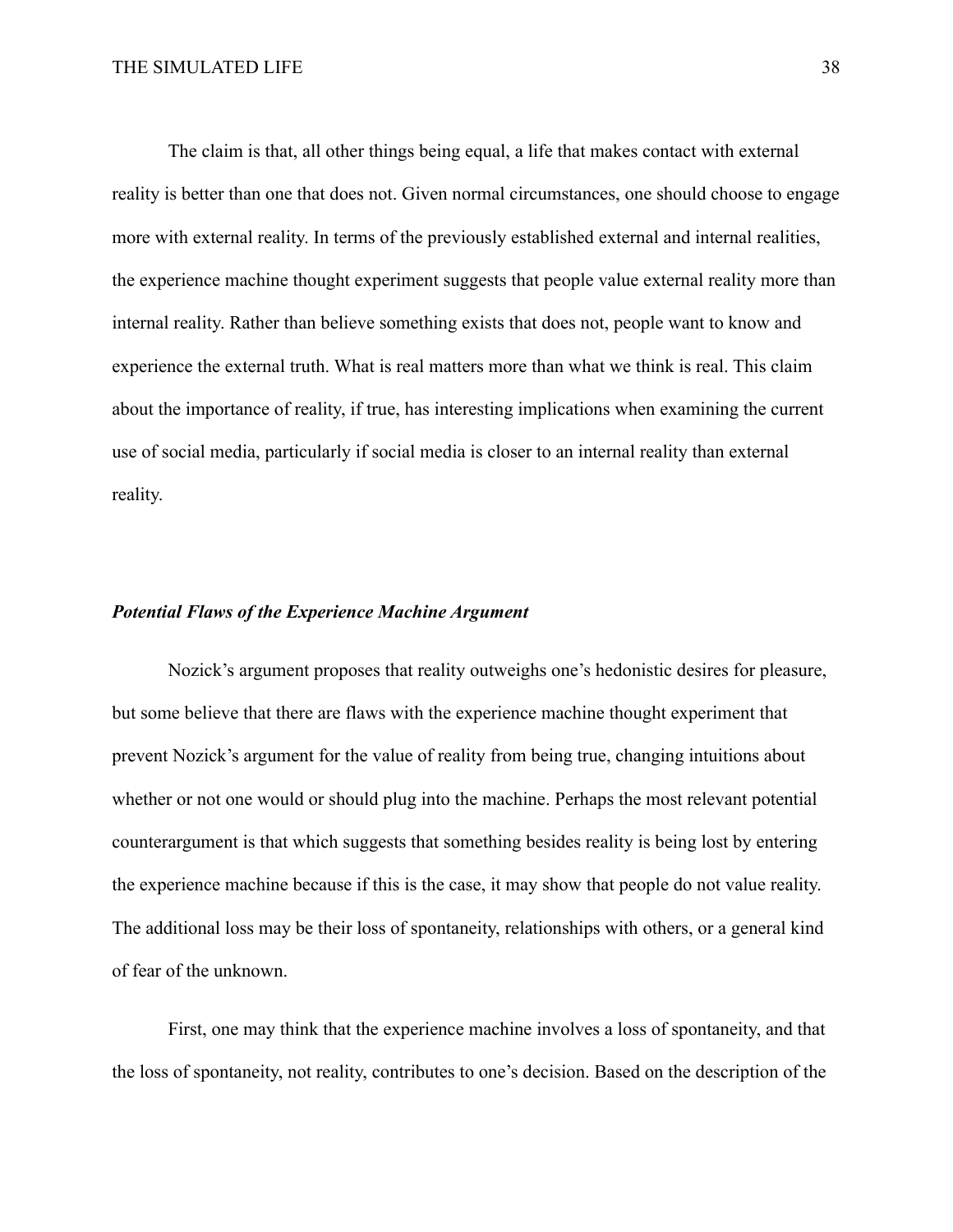The claim is that, all other things being equal, a life that makes contact with external reality is better than one that does not. Given normal circumstances, one should choose to engage more with external reality. In terms of the previously established external and internal realities, the experience machine thought experiment suggests that people value external reality more than internal reality. Rather than believe something exists that does not, people want to know and experience the external truth. What is real matters more than what we think is real. This claim about the importance of reality, if true, has interesting implications when examining the current use of social media, particularly if social media is closer to an internal reality than external reality.

### ***Potential Flaws of the Experience Machine Argument***

Nozick's argument proposes that reality outweighs one's hedonistic desires for pleasure, but some believe that there are flaws with the experience machine thought experiment that prevent Nozick's argument for the value of reality from being true, changing intuitions about whether or not one would or should plug into the machine. Perhaps the most relevant potential counterargument is that which suggests that something besides reality is being lost by entering the experience machine because if this is the case, it may show that people do not value reality. The additional loss may be their loss of spontaneity, relationships with others, or a general kind of fear of the unknown.

First, one may think that the experience machine involves a loss of spontaneity, and that the loss of spontaneity, not reality, contributes to one's decision. Based on the description of the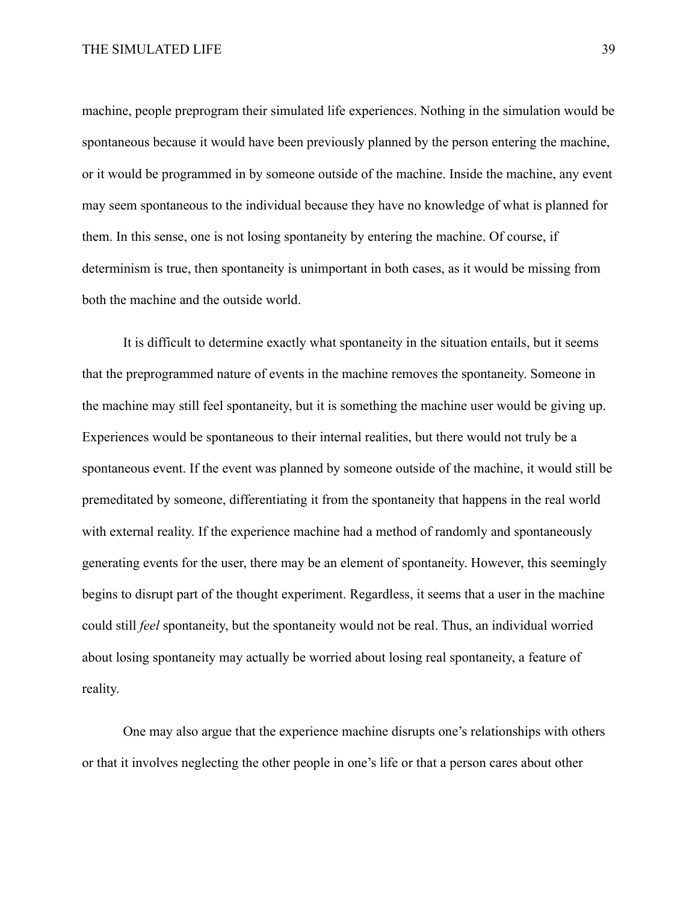machine, people preprogram their simulated life experiences. Nothing in the simulation would be spontaneous because it would have been previously planned by the person entering the machine, or it would be programmed in by someone outside of the machine. Inside the machine, any event may seem spontaneous to the individual because they have no knowledge of what is planned for them. In this sense, one is not losing spontaneity by entering the machine. Of course, if determinism is true, then spontaneity is unimportant in both cases, as it would be missing from both the machine and the outside world.

It is difficult to determine exactly what spontaneity in the situation entails, but it seems that the preprogrammed nature of events in the machine removes the spontaneity. Someone in the machine may still feel spontaneity, but it is something the machine user would be giving up. Experiences would be spontaneous to their internal realities, but there would not truly be a spontaneous event. If the event was planned by someone outside of the machine, it would still be premeditated by someone, differentiating it from the spontaneity that happens in the real world with external reality. If the experience machine had a method of randomly and spontaneously generating events for the user, there may be an element of spontaneity. However, this seemingly begins to disrupt part of the thought experiment. Regardless, it seems that a user in the machine could still *feel* spontaneity, but the spontaneity would not be real. Thus, an individual worried about losing spontaneity may actually be worried about losing real spontaneity, a feature of reality.

One may also argue that the experience machine disrupts one's relationships with others or that it involves neglecting the other people in one's life or that a person cares about other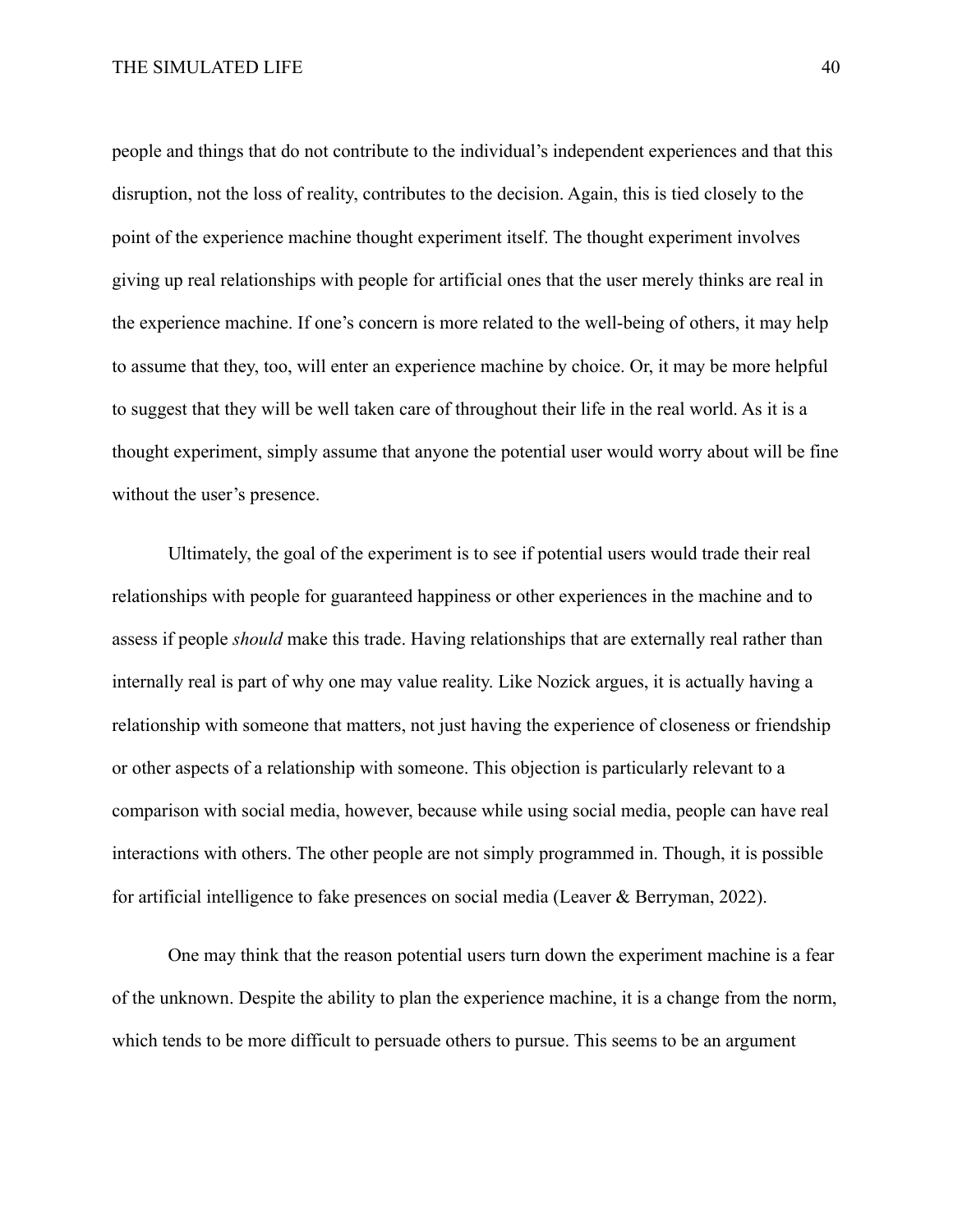people and things that do not contribute to the individual's independent experiences and that this disruption, not the loss of reality, contributes to the decision. Again, this is tied closely to the point of the experience machine thought experiment itself. The thought experiment involves giving up real relationships with people for artificial ones that the user merely thinks are real in the experience machine. If one's concern is more related to the well-being of others, it may help to assume that they, too, will enter an experience machine by choice. Or, it may be more helpful to suggest that they will be well taken care of throughout their life in the real world. As it is a thought experiment, simply assume that anyone the potential user would worry about will be fine without the user's presence.

Ultimately, the goal of the experiment is to see if potential users would trade their real relationships with people for guaranteed happiness or other experiences in the machine and to assess if people *should* make this trade. Having relationships that are externally real rather than internally real is part of why one may value reality. Like Nozick argues, it is actually having a relationship with someone that matters, not just having the experience of closeness or friendship or other aspects of a relationship with someone. This objection is particularly relevant to a comparison with social media, however, because while using social media, people can have real interactions with others. The other people are not simply programmed in. Though, it is possible for artificial intelligence to fake presences on social media (Leaver & Berryman, 2022).

One may think that the reason potential users turn down the experiment machine is a fear of the unknown. Despite the ability to plan the experience machine, it is a change from the norm, which tends to be more difficult to persuade others to pursue. This seems to be an argument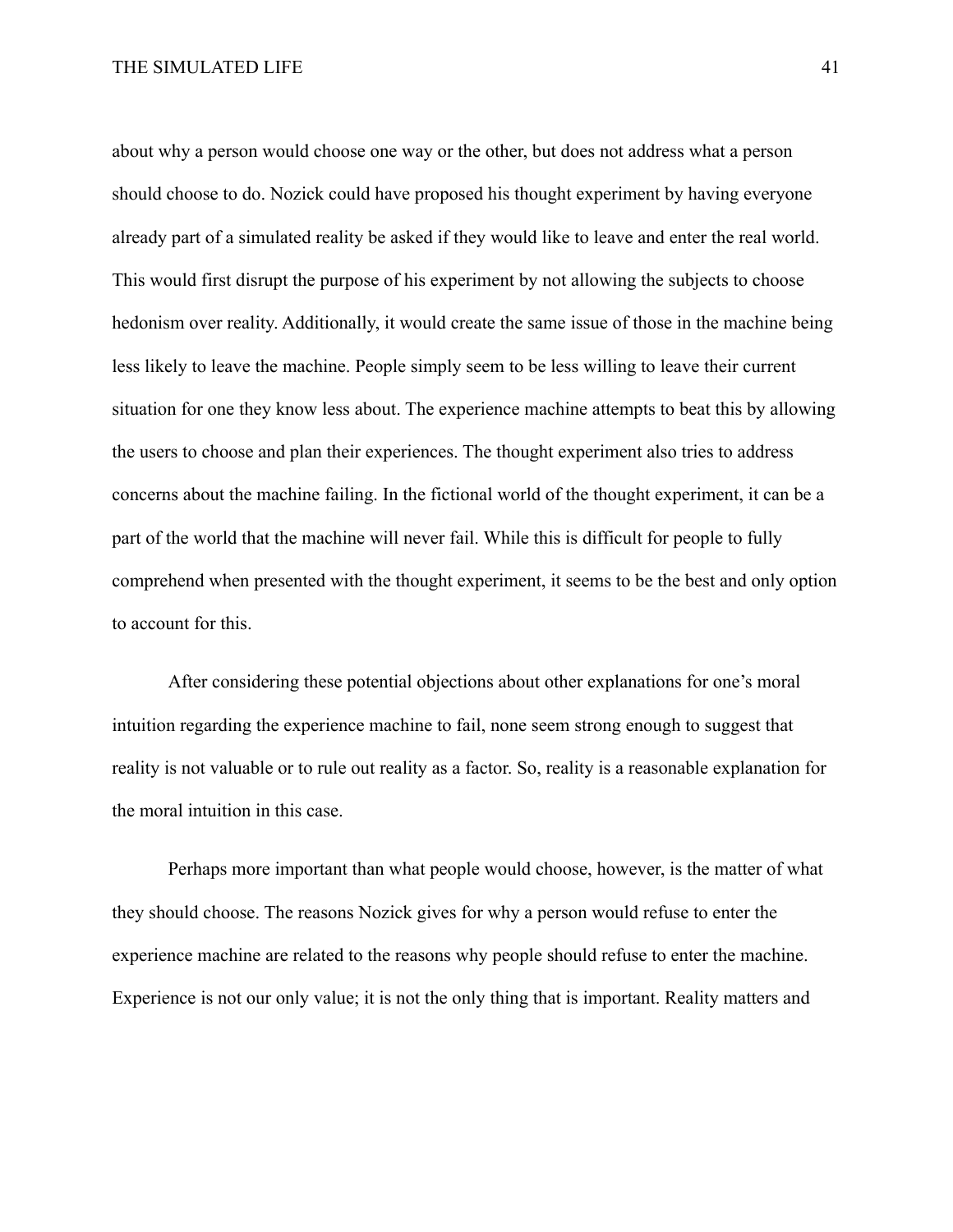about why a person would choose one way or the other, but does not address what a person should choose to do. Nozick could have proposed his thought experiment by having everyone already part of a simulated reality be asked if they would like to leave and enter the real world. This would first disrupt the purpose of his experiment by not allowing the subjects to choose hedonism over reality. Additionally, it would create the same issue of those in the machine being less likely to leave the machine. People simply seem to be less willing to leave their current situation for one they know less about. The experience machine attempts to beat this by allowing the users to choose and plan their experiences. The thought experiment also tries to address concerns about the machine failing. In the fictional world of the thought experiment, it can be a part of the world that the machine will never fail. While this is difficult for people to fully comprehend when presented with the thought experiment, it seems to be the best and only option to account for this.

After considering these potential objections about other explanations for one's moral intuition regarding the experience machine to fail, none seem strong enough to suggest that reality is not valuable or to rule out reality as a factor. So, reality is a reasonable explanation for the moral intuition in this case.

Perhaps more important than what people would choose, however, is the matter of what they should choose. The reasons Nozick gives for why a person would refuse to enter the experience machine are related to the reasons why people should refuse to enter the machine. Experience is not our only value; it is not the only thing that is important. Reality matters and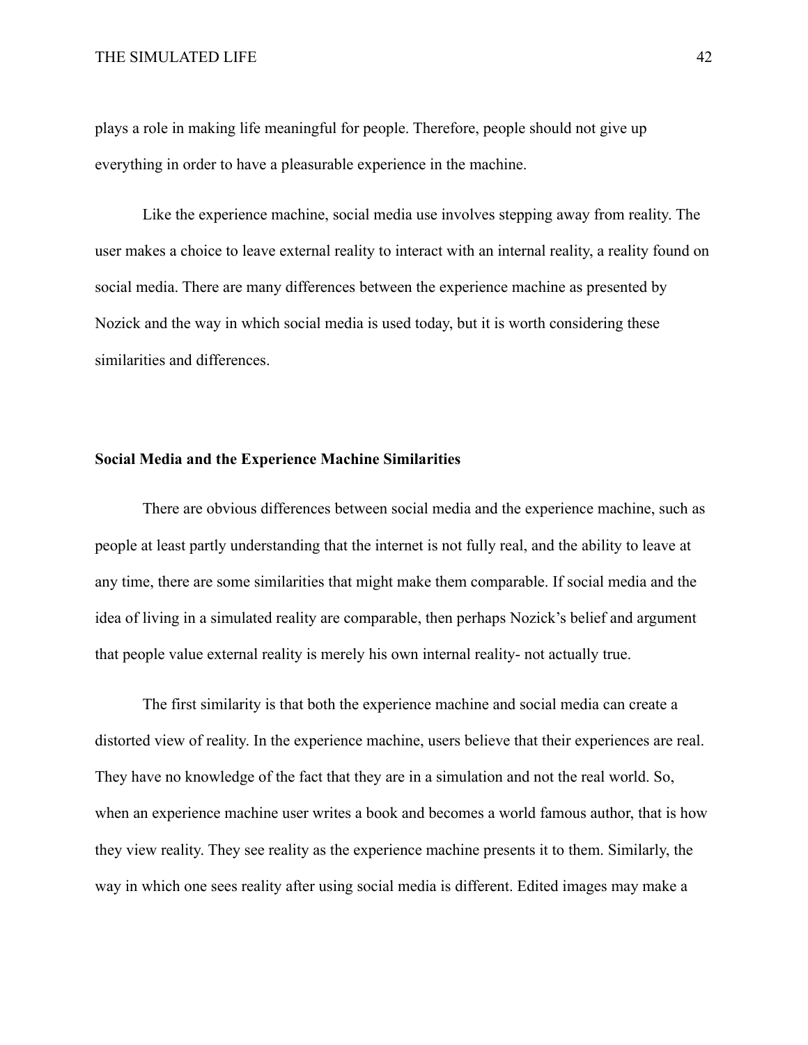plays a role in making life meaningful for people. Therefore, people should not give up everything in order to have a pleasurable experience in the machine.

Like the experience machine, social media use involves stepping away from reality. The user makes a choice to leave external reality to interact with an internal reality, a reality found on social media. There are many differences between the experience machine as presented by Nozick and the way in which social media is used today, but it is worth considering these similarities and differences.

## Social Media and the Experience Machine Similarities

There are obvious differences between social media and the experience machine, such as people at least partly understanding that the internet is not fully real, and the ability to leave at any time, there are some similarities that might make them comparable. If social media and the idea of living in a simulated reality are comparable, then perhaps Nozick's belief and argument that people value external reality is merely his own internal reality- not actually true.

The first similarity is that both the experience machine and social media can create a distorted view of reality. In the experience machine, users believe that their experiences are real. They have no knowledge of the fact that they are in a simulation and not the real world. So, when an experience machine user writes a book and becomes a world famous author, that is how they view reality. They see reality as the experience machine presents it to them. Similarly, the way in which one sees reality after using social media is different. Edited images may make a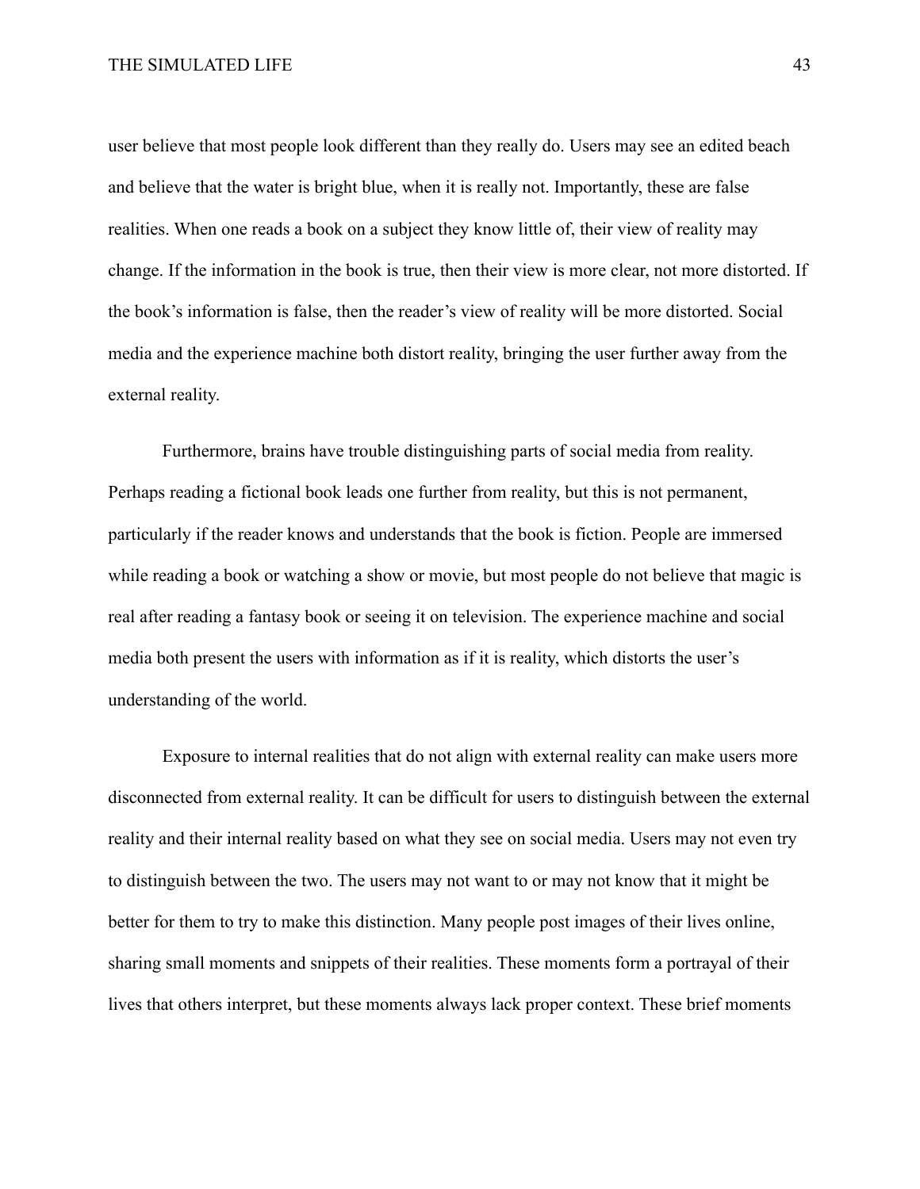user believe that most people look different than they really do. Users may see an edited beach and believe that the water is bright blue, when it is really not. Importantly, these are false realities. When one reads a book on a subject they know little of, their view of reality may change. If the information in the book is true, then their view is more clear, not more distorted. If the book's information is false, then the reader's view of reality will be more distorted. Social media and the experience machine both distort reality, bringing the user further away from the external reality.

Furthermore, brains have trouble distinguishing parts of social media from reality. Perhaps reading a fictional book leads one further from reality, but this is not permanent, particularly if the reader knows and understands that the book is fiction. People are immersed while reading a book or watching a show or movie, but most people do not believe that magic is real after reading a fantasy book or seeing it on television. The experience machine and social media both present the users with information as if it is reality, which distorts the user's understanding of the world.

Exposure to internal realities that do not align with external reality can make users more disconnected from external reality. It can be difficult for users to distinguish between the external reality and their internal reality based on what they see on social media. Users may not even try to distinguish between the two. The users may not want to or may not know that it might be better for them to try to make this distinction. Many people post images of their lives online, sharing small moments and snippets of their realities. These moments form a portrayal of their lives that others interpret, but these moments always lack proper context. These brief moments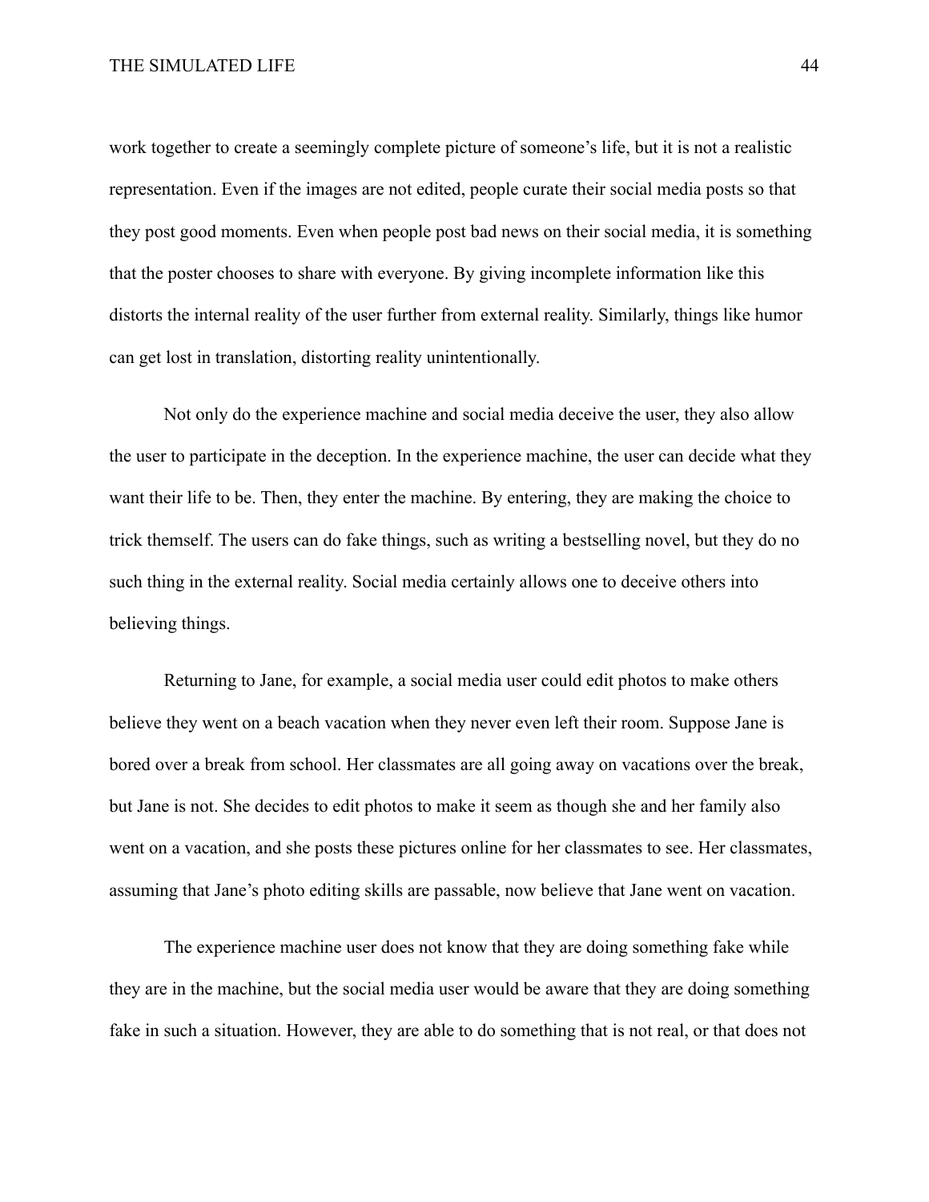work together to create a seemingly complete picture of someone's life, but it is not a realistic representation. Even if the images are not edited, people curate their social media posts so that they post good moments. Even when people post bad news on their social media, it is something that the poster chooses to share with everyone. By giving incomplete information like this distorts the internal reality of the user further from external reality. Similarly, things like humor can get lost in translation, distorting reality unintentionally.

Not only do the experience machine and social media deceive the user, they also allow the user to participate in the deception. In the experience machine, the user can decide what they want their life to be. Then, they enter the machine. By entering, they are making the choice to trick themself. The users can do fake things, such as writing a bestselling novel, but they do no such thing in the external reality. Social media certainly allows one to deceive others into believing things.

Returning to Jane, for example, a social media user could edit photos to make others believe they went on a beach vacation when they never even left their room. Suppose Jane is bored over a break from school. Her classmates are all going away on vacations over the break, but Jane is not. She decides to edit photos to make it seem as though she and her family also went on a vacation, and she posts these pictures online for her classmates to see. Her classmates, assuming that Jane's photo editing skills are passable, now believe that Jane went on vacation.

The experience machine user does not know that they are doing something fake while they are in the machine, but the social media user would be aware that they are doing something fake in such a situation. However, they are able to do something that is not real, or that does not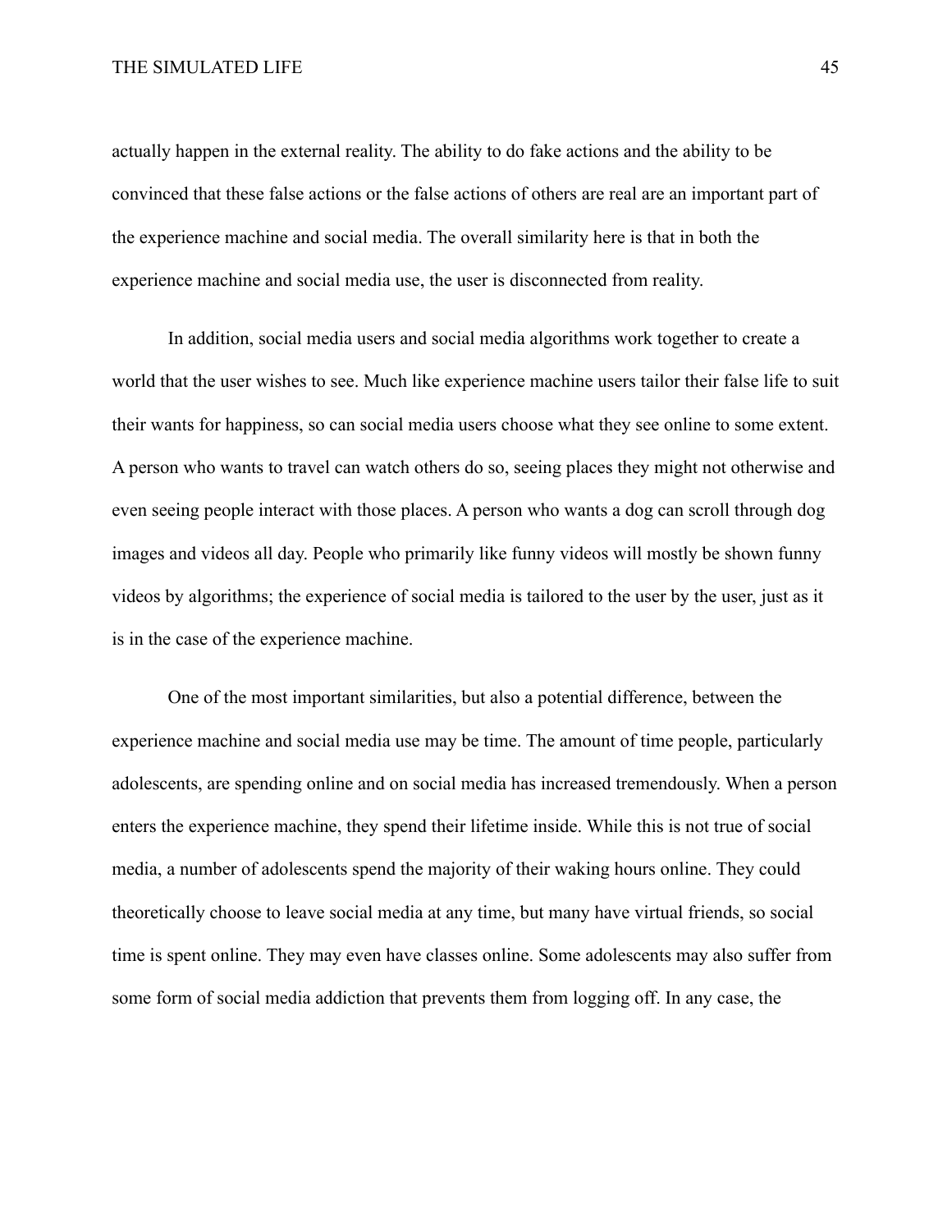actually happen in the external reality. The ability to do fake actions and the ability to be convinced that these false actions or the false actions of others are real are an important part of the experience machine and social media. The overall similarity here is that in both the experience machine and social media use, the user is disconnected from reality.

In addition, social media users and social media algorithms work together to create a world that the user wishes to see. Much like experience machine users tailor their false life to suit their wants for happiness, so can social media users choose what they see online to some extent. A person who wants to travel can watch others do so, seeing places they might not otherwise and even seeing people interact with those places. A person who wants a dog can scroll through dog images and videos all day. People who primarily like funny videos will mostly be shown funny videos by algorithms; the experience of social media is tailored to the user by the user, just as it is in the case of the experience machine.

One of the most important similarities, but also a potential difference, between the experience machine and social media use may be time. The amount of time people, particularly adolescents, are spending online and on social media has increased tremendously. When a person enters the experience machine, they spend their lifetime inside. While this is not true of social media, a number of adolescents spend the majority of their waking hours online. They could theoretically choose to leave social media at any time, but many have virtual friends, so social time is spent online. They may even have classes online. Some adolescents may also suffer from some form of social media addiction that prevents them from logging off. In any case, the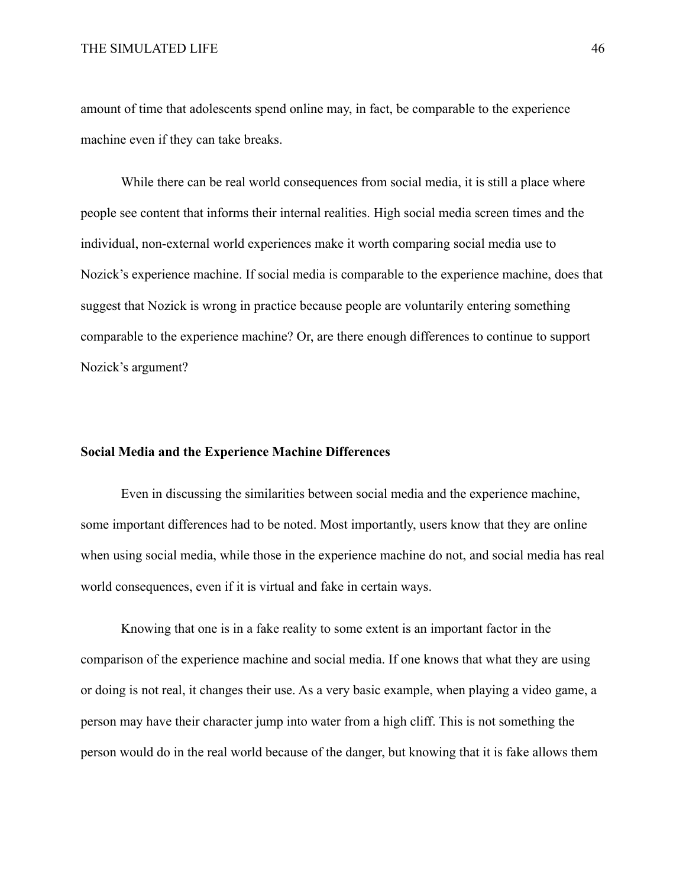amount of time that adolescents spend online may, in fact, be comparable to the experience machine even if they can take breaks.

While there can be real world consequences from social media, it is still a place where people see content that informs their internal realities. High social media screen times and the individual, non-external world experiences make it worth comparing social media use to Nozick's experience machine. If social media is comparable to the experience machine, does that suggest that Nozick is wrong in practice because people are voluntarily entering something comparable to the experience machine? Or, are there enough differences to continue to support Nozick's argument?

**Social Media and the Experience Machine Differences**

Even in discussing the similarities between social media and the experience machine, some important differences had to be noted. Most importantly, users know that they are online when using social media, while those in the experience machine do not, and social media has real world consequences, even if it is virtual and fake in certain ways.

Knowing that one is in a fake reality to some extent is an important factor in the comparison of the experience machine and social media. If one knows that what they are using or doing is not real, it changes their use. As a very basic example, when playing a video game, a person may have their character jump into water from a high cliff. This is not something the person would do in the real world because of the danger, but knowing that it is fake allows them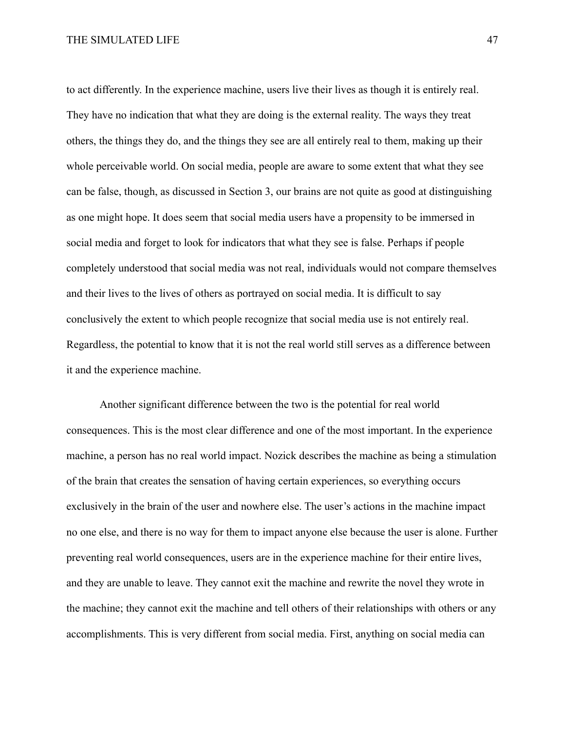to act differently. In the experience machine, users live their lives as though it is entirely real. They have no indication that what they are doing is the external reality. The ways they treat others, the things they do, and the things they see are all entirely real to them, making up their whole perceivable world. On social media, people are aware to some extent that what they see can be false, though, as discussed in Section 3, our brains are not quite as good at distinguishing as one might hope. It does seem that social media users have a propensity to be immersed in social media and forget to look for indicators that what they see is false. Perhaps if people completely understood that social media was not real, individuals would not compare themselves and their lives to the lives of others as portrayed on social media. It is difficult to say conclusively the extent to which people recognize that social media use is not entirely real. Regardless, the potential to know that it is not the real world still serves as a difference between it and the experience machine.

Another significant difference between the two is the potential for real world consequences. This is the most clear difference and one of the most important. In the experience machine, a person has no real world impact. Nozick describes the machine as being a stimulation of the brain that creates the sensation of having certain experiences, so everything occurs exclusively in the brain of the user and nowhere else. The user's actions in the machine impact no one else, and there is no way for them to impact anyone else because the user is alone. Further preventing real world consequences, users are in the experience machine for their entire lives, and they are unable to leave. They cannot exit the machine and rewrite the novel they wrote in the machine; they cannot exit the machine and tell others of their relationships with others or any accomplishments. This is very different from social media. First, anything on social media can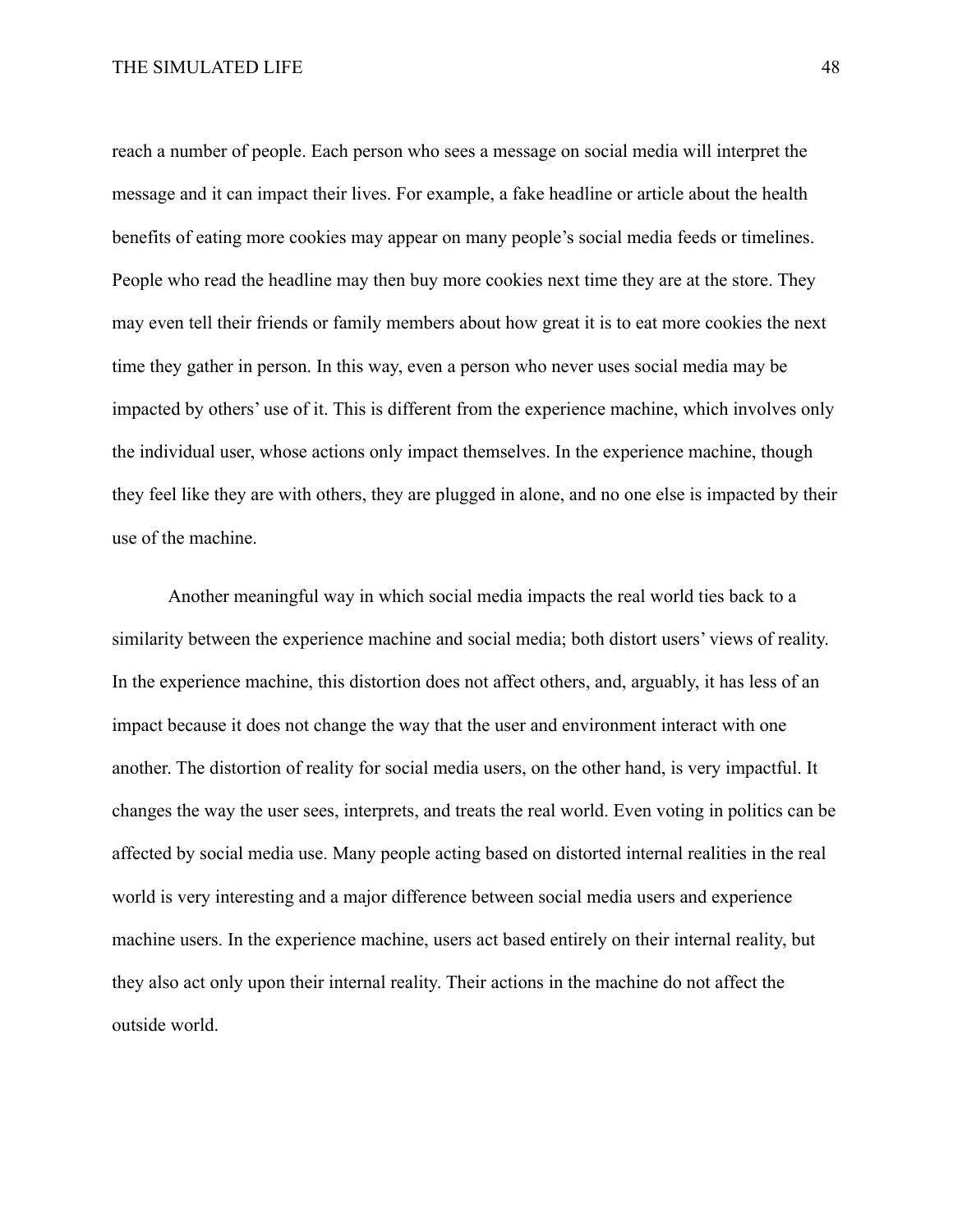reach a number of people. Each person who sees a message on social media will interpret the message and it can impact their lives. For example, a fake headline or article about the health benefits of eating more cookies may appear on many people's social media feeds or timelines. People who read the headline may then buy more cookies next time they are at the store. They may even tell their friends or family members about how great it is to eat more cookies the next time they gather in person. In this way, even a person who never uses social media may be impacted by others' use of it. This is different from the experience machine, which involves only the individual user, whose actions only impact themselves. In the experience machine, though they feel like they are with others, they are plugged in alone, and no one else is impacted by their use of the machine.

Another meaningful way in which social media impacts the real world ties back to a similarity between the experience machine and social media; both distort users' views of reality. In the experience machine, this distortion does not affect others, and, arguably, it has less of an impact because it does not change the way that the user and environment interact with one another. The distortion of reality for social media users, on the other hand, is very impactful. It changes the way the user sees, interprets, and treats the real world. Even voting in politics can be affected by social media use. Many people acting based on distorted internal realities in the real world is very interesting and a major difference between social media users and experience machine users. In the experience machine, users act based entirely on their internal reality, but they also act only upon their internal reality. Their actions in the machine do not affect the outside world.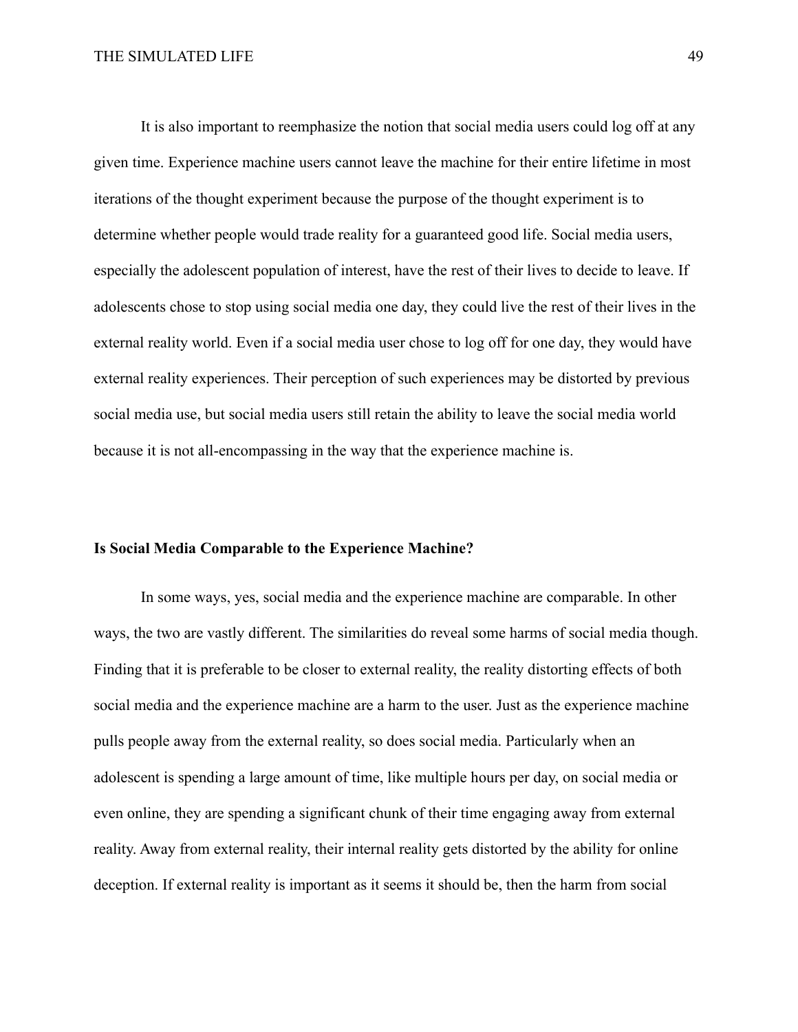It is also important to reemphasize the notion that social media users could log off at any given time. Experience machine users cannot leave the machine for their entire lifetime in most iterations of the thought experiment because the purpose of the thought experiment is to determine whether people would trade reality for a guaranteed good life. Social media users, especially the adolescent population of interest, have the rest of their lives to decide to leave. If adolescents chose to stop using social media one day, they could live the rest of their lives in the external reality world. Even if a social media user chose to log off for one day, they would have external reality experiences. Their perception of such experiences may be distorted by previous social media use, but social media users still retain the ability to leave the social media world because it is not all-encompassing in the way that the experience machine is.

**Is Social Media Comparable to the Experience Machine?**

In some ways, yes, social media and the experience machine are comparable. In other ways, the two are vastly different. The similarities do reveal some harms of social media though. Finding that it is preferable to be closer to external reality, the reality distorting effects of both social media and the experience machine are a harm to the user. Just as the experience machine pulls people away from the external reality, so does social media. Particularly when an adolescent is spending a large amount of time, like multiple hours per day, on social media or even online, they are spending a significant chunk of their time engaging away from external reality. Away from external reality, their internal reality gets distorted by the ability for online deception. If external reality is important as it seems it should be, then the harm from social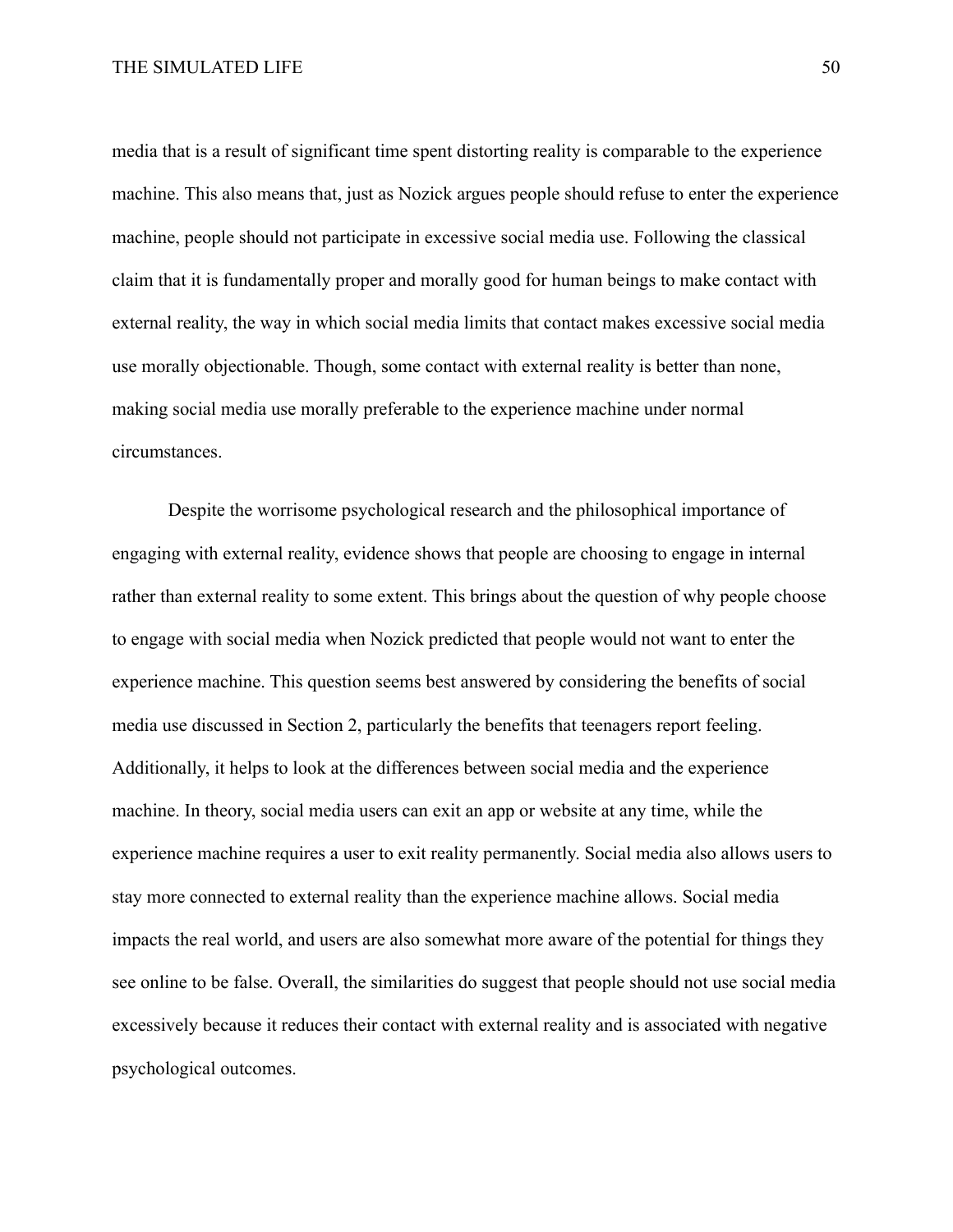media that is a result of significant time spent distorting reality is comparable to the experience machine. This also means that, just as Nozick argues people should refuse to enter the experience machine, people should not participate in excessive social media use. Following the classical claim that it is fundamentally proper and morally good for human beings to make contact with external reality, the way in which social media limits that contact makes excessive social media use morally objectionable. Though, some contact with external reality is better than none, making social media use morally preferable to the experience machine under normal circumstances.

Despite the worrisome psychological research and the philosophical importance of engaging with external reality, evidence shows that people are choosing to engage in internal rather than external reality to some extent. This brings about the question of why people choose to engage with social media when Nozick predicted that people would not want to enter the experience machine. This question seems best answered by considering the benefits of social media use discussed in Section 2, particularly the benefits that teenagers report feeling. Additionally, it helps to look at the differences between social media and the experience machine. In theory, social media users can exit an app or website at any time, while the experience machine requires a user to exit reality permanently. Social media also allows users to stay more connected to external reality than the experience machine allows. Social media impacts the real world, and users are also somewhat more aware of the potential for things they see online to be false. Overall, the similarities do suggest that people should not use social media excessively because it reduces their contact with external reality and is associated with negative psychological outcomes.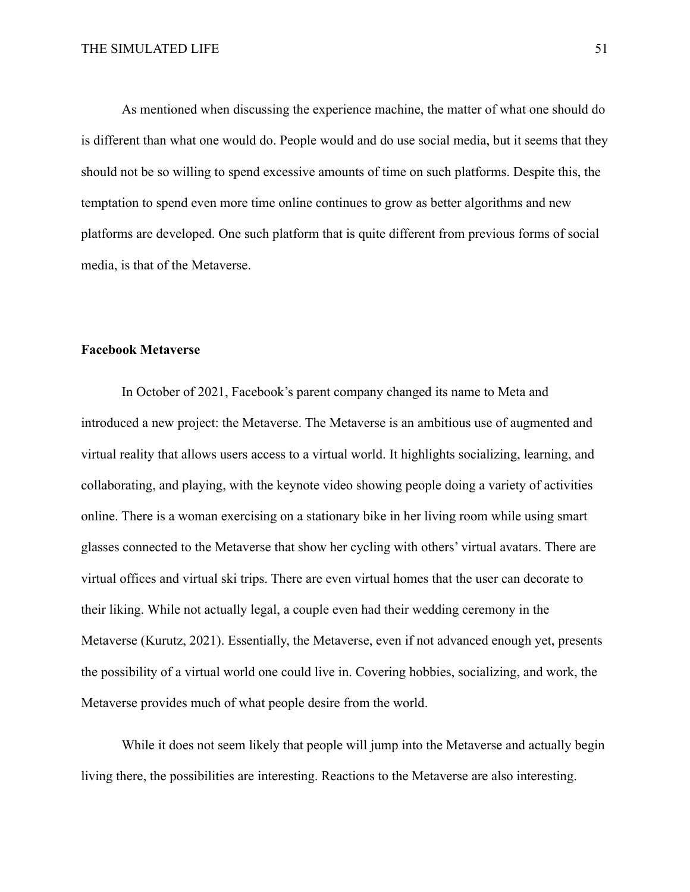As mentioned when discussing the experience machine, the matter of what one should do is different than what one would do. People would and do use social media, but it seems that they should not be so willing to spend excessive amounts of time on such platforms. Despite this, the temptation to spend even more time online continues to grow as better algorithms and new platforms are developed. One such platform that is quite different from previous forms of social media, is that of the Metaverse.

**Facebook Metaverse**

In October of 2021, Facebook's parent company changed its name to Meta and introduced a new project: the Metaverse. The Metaverse is an ambitious use of augmented and virtual reality that allows users access to a virtual world. It highlights socializing, learning, and collaborating, and playing, with the keynote video showing people doing a variety of activities online. There is a woman exercising on a stationary bike in her living room while using smart glasses connected to the Metaverse that show her cycling with others' virtual avatars. There are virtual offices and virtual ski trips. There are even virtual homes that the user can decorate to their liking. While not actually legal, a couple even had their wedding ceremony in the Metaverse (Kurutz, 2021). Essentially, the Metaverse, even if not advanced enough yet, presents the possibility of a virtual world one could live in. Covering hobbies, socializing, and work, the Metaverse provides much of what people desire from the world.

While it does not seem likely that people will jump into the Metaverse and actually begin living there, the possibilities are interesting. Reactions to the Metaverse are also interesting.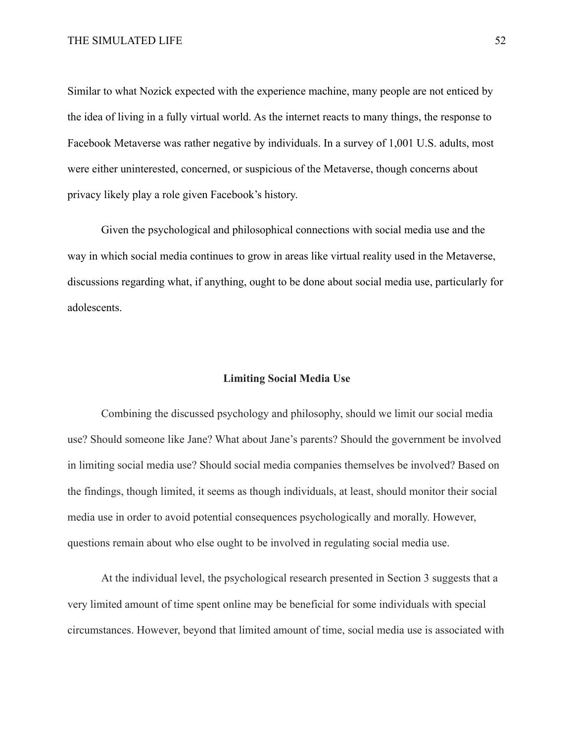Similar to what Nozick expected with the experience machine, many people are not enticed by the idea of living in a fully virtual world. As the internet reacts to many things, the response to Facebook Metaverse was rather negative by individuals. In a survey of 1,001 U.S. adults, most were either uninterested, concerned, or suspicious of the Metaverse, though concerns about privacy likely play a role given Facebook's history.

Given the psychological and philosophical connections with social media use and the way in which social media continues to grow in areas like virtual reality used in the Metaverse, discussions regarding what, if anything, ought to be done about social media use, particularly for adolescents.

## Limiting Social Media Use

Combining the discussed psychology and philosophy, should we limit our social media use? Should someone like Jane? What about Jane's parents? Should the government be involved in limiting social media use? Should social media companies themselves be involved? Based on the findings, though limited, it seems as though individuals, at least, should monitor their social media use in order to avoid potential consequences psychologically and morally. However, questions remain about who else ought to be involved in regulating social media use.

At the individual level, the psychological research presented in Section 3 suggests that a very limited amount of time spent online may be beneficial for some individuals with special circumstances. However, beyond that limited amount of time, social media use is associated with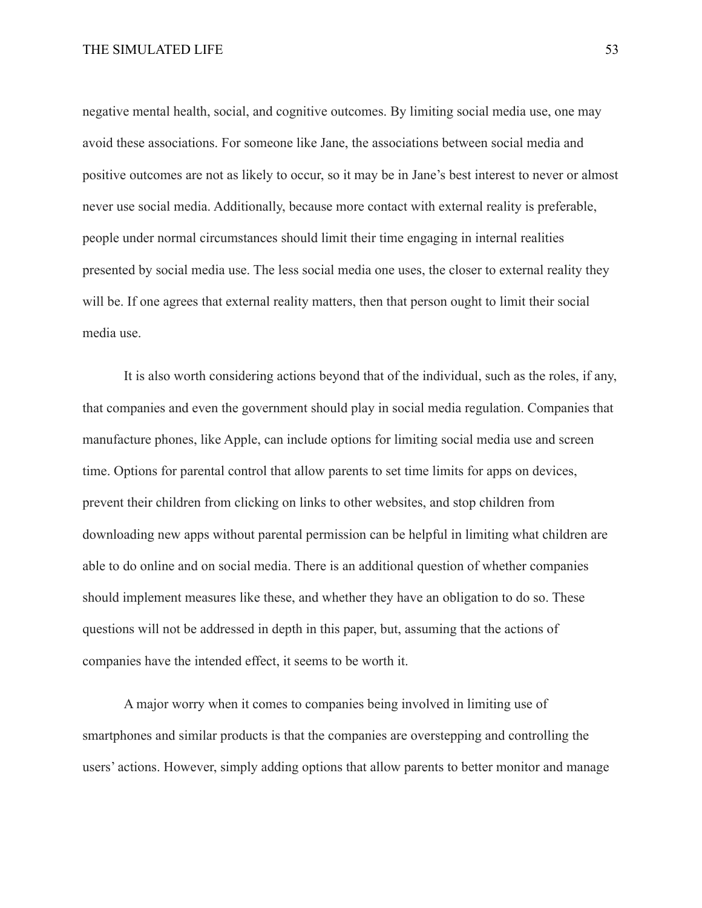negative mental health, social, and cognitive outcomes. By limiting social media use, one may avoid these associations. For someone like Jane, the associations between social media and positive outcomes are not as likely to occur, so it may be in Jane's best interest to never or almost never use social media. Additionally, because more contact with external reality is preferable, people under normal circumstances should limit their time engaging in internal realities presented by social media use. The less social media one uses, the closer to external reality they will be. If one agrees that external reality matters, then that person ought to limit their social media use.

It is also worth considering actions beyond that of the individual, such as the roles, if any, that companies and even the government should play in social media regulation. Companies that manufacture phones, like Apple, can include options for limiting social media use and screen time. Options for parental control that allow parents to set time limits for apps on devices, prevent their children from clicking on links to other websites, and stop children from downloading new apps without parental permission can be helpful in limiting what children are able to do online and on social media. There is an additional question of whether companies should implement measures like these, and whether they have an obligation to do so. These questions will not be addressed in depth in this paper, but, assuming that the actions of companies have the intended effect, it seems to be worth it.

A major worry when it comes to companies being involved in limiting use of smartphones and similar products is that the companies are overstepping and controlling the users' actions. However, simply adding options that allow parents to better monitor and manage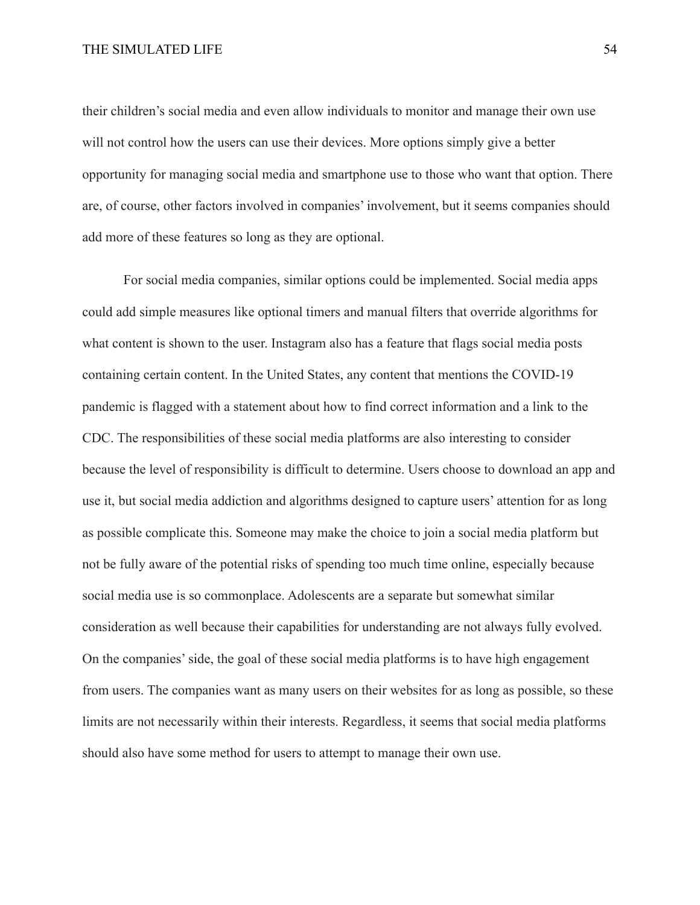their children's social media and even allow individuals to monitor and manage their own use will not control how the users can use their devices. More options simply give a better opportunity for managing social media and smartphone use to those who want that option. There are, of course, other factors involved in companies' involvement, but it seems companies should add more of these features so long as they are optional.

For social media companies, similar options could be implemented. Social media apps could add simple measures like optional timers and manual filters that override algorithms for what content is shown to the user. Instagram also has a feature that flags social media posts containing certain content. In the United States, any content that mentions the COVID-19 pandemic is flagged with a statement about how to find correct information and a link to the CDC. The responsibilities of these social media platforms are also interesting to consider because the level of responsibility is difficult to determine. Users choose to download an app and use it, but social media addiction and algorithms designed to capture users' attention for as long as possible complicate this. Someone may make the choice to join a social media platform but not be fully aware of the potential risks of spending too much time online, especially because social media use is so commonplace. Adolescents are a separate but somewhat similar consideration as well because their capabilities for understanding are not always fully evolved. On the companies' side, the goal of these social media platforms is to have high engagement from users. The companies want as many users on their websites for as long as possible, so these limits are not necessarily within their interests. Regardless, it seems that social media platforms should also have some method for users to attempt to manage their own use.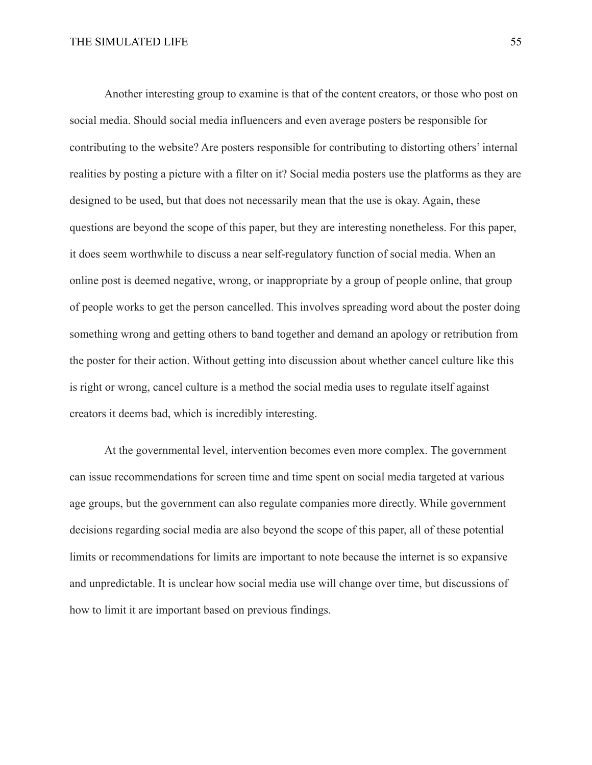Another interesting group to examine is that of the content creators, or those who post on social media. Should social media influencers and even average posters be responsible for contributing to the website? Are posters responsible for contributing to distorting others' internal realities by posting a picture with a filter on it? Social media posters use the platforms as they are designed to be used, but that does not necessarily mean that the use is okay. Again, these questions are beyond the scope of this paper, but they are interesting nonetheless. For this paper, it does seem worthwhile to discuss a near self-regulatory function of social media. When an online post is deemed negative, wrong, or inappropriate by a group of people online, that group of people works to get the person cancelled. This involves spreading word about the poster doing something wrong and getting others to band together and demand an apology or retribution from the poster for their action. Without getting into discussion about whether cancel culture like this is right or wrong, cancel culture is a method the social media uses to regulate itself against creators it deems bad, which is incredibly interesting.

At the governmental level, intervention becomes even more complex. The government can issue recommendations for screen time and time spent on social media targeted at various age groups, but the government can also regulate companies more directly. While government decisions regarding social media are also beyond the scope of this paper, all of these potential limits or recommendations for limits are important to note because the internet is so expansive and unpredictable. It is unclear how social media use will change over time, but discussions of how to limit it are important based on previous findings.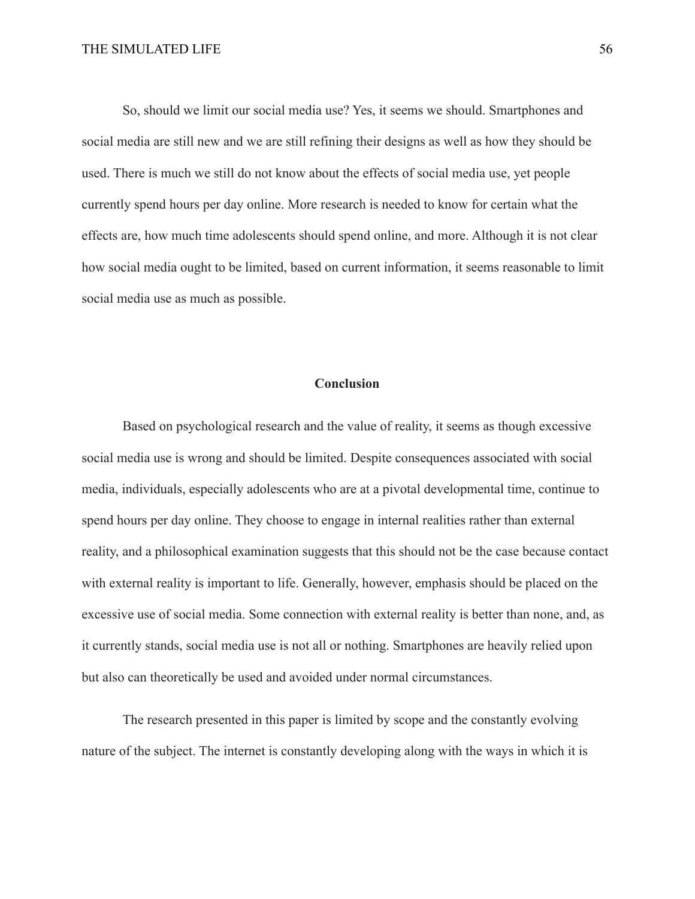So, should we limit our social media use? Yes, it seems we should. Smartphones and social media are still new and we are still refining their designs as well as how they should be used. There is much we still do not know about the effects of social media use, yet people currently spend hours per day online. More research is needed to know for certain what the effects are, how much time adolescents should spend online, and more. Although it is not clear how social media ought to be limited, based on current information, it seems reasonable to limit social media use as much as possible.

## Conclusion

Based on psychological research and the value of reality, it seems as though excessive social media use is wrong and should be limited. Despite consequences associated with social media, individuals, especially adolescents who are at a pivotal developmental time, continue to spend hours per day online. They choose to engage in internal realities rather than external reality, and a philosophical examination suggests that this should not be the case because contact with external reality is important to life. Generally, however, emphasis should be placed on the excessive use of social media. Some connection with external reality is better than none, and, as it currently stands, social media use is not all or nothing. Smartphones are heavily relied upon but also can theoretically be used and avoided under normal circumstances.

The research presented in this paper is limited by scope and the constantly evolving nature of the subject. The internet is constantly developing along with the ways in which it is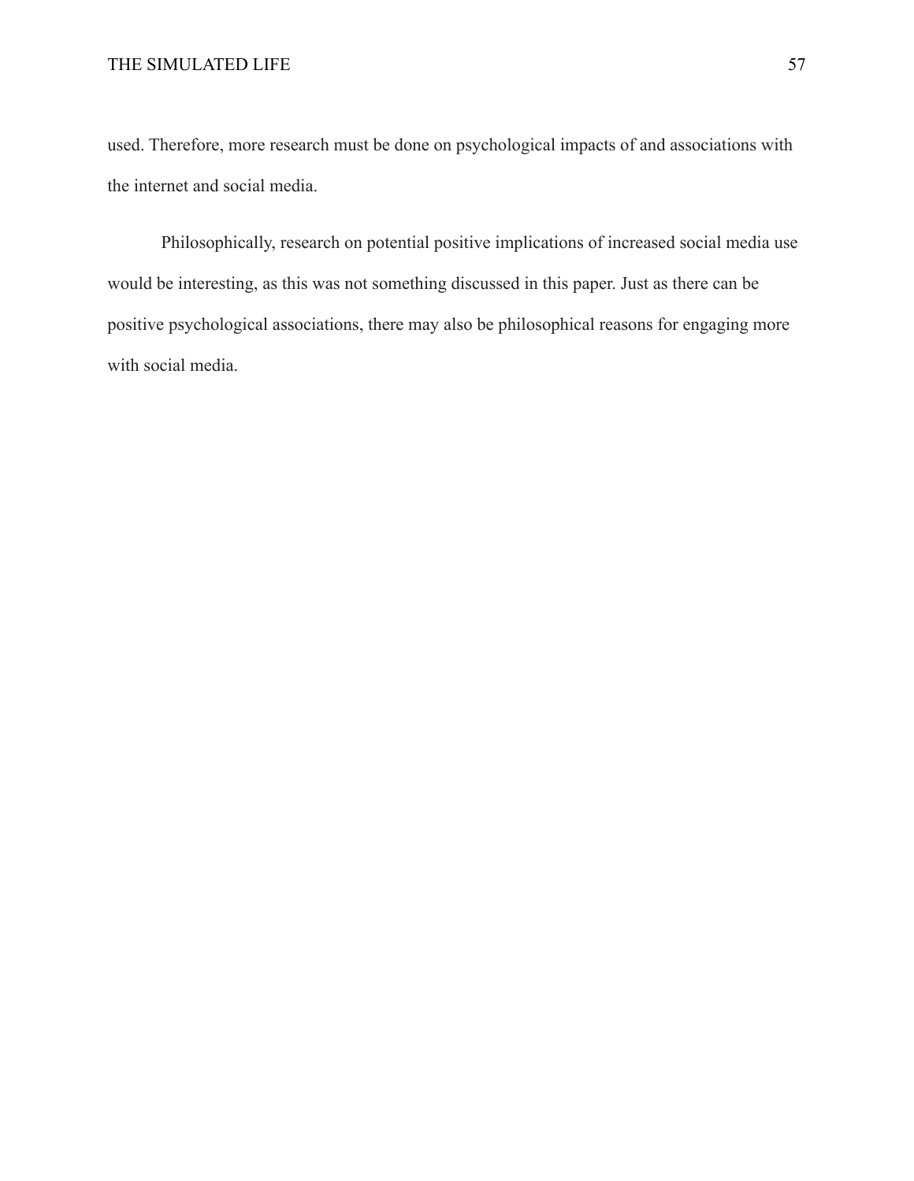used. Therefore, more research must be done on psychological impacts of and associations with the internet and social media.

Philosophically, research on potential positive implications of increased social media use would be interesting, as this was not something discussed in this paper. Just as there can be positive psychological associations, there may also be philosophical reasons for engaging more with social media.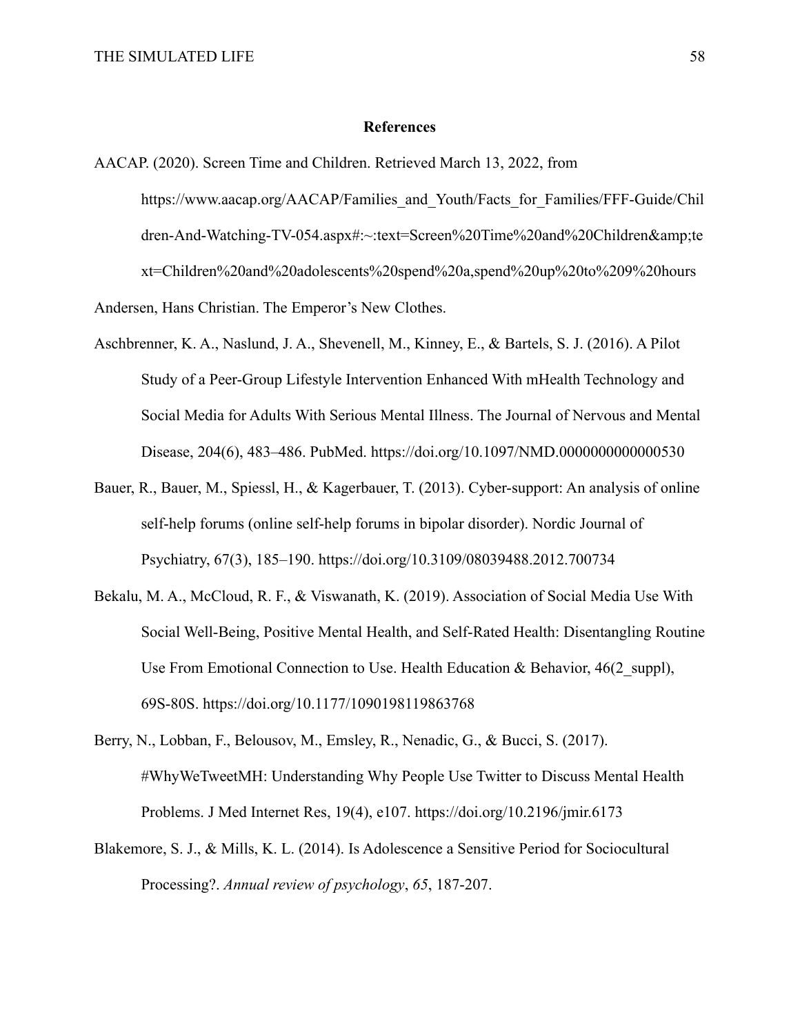**References**

AACAP. (2020). Screen Time and Children. Retrieved March 13, 2022, from https://www.aacap.org/AACAP/Families_and_Youth/Facts_for_Families/FFF-Guide/Children-And-Watching-TV-054.aspx#:~:text=Screen%20Time%20and%20Children&amp;text=Children%20and%20adolescents%20spend%20a,spend%20up%20to%209%20hours

Andersen, Hans Christian. The Emperor's New Clothes.

Aschbrenner, K. A., Naslund, J. A., Shevenell, M., Kinney, E., & Bartels, S. J. (2016). A Pilot Study of a Peer-Group Lifestyle Intervention Enhanced With mHealth Technology and Social Media for Adults With Serious Mental Illness. The Journal of Nervous and Mental Disease, 204(6), 483–486. PubMed. https://doi.org/10.1097/NMD.0000000000000530

Bauer, R., Bauer, M., Spiessl, H., & Kagerbauer, T. (2013). Cyber-support: An analysis of online self-help forums (online self-help forums in bipolar disorder). Nordic Journal of Psychiatry, 67(3), 185–190. https://doi.org/10.3109/08039488.2012.700734

Bekalu, M. A., McCloud, R. F., & Viswanath, K. (2019). Association of Social Media Use With Social Well-Being, Positive Mental Health, and Self-Rated Health: Disentangling Routine Use From Emotional Connection to Use. Health Education & Behavior, 46(2_suppl), 69S-80S. https://doi.org/10.1177/1090198119863768

Berry, N., Lobban, F., Belousov, M., Emsley, R., Nenadic, G., & Bucci, S. (2017). #WhyWeTweetMH: Understanding Why People Use Twitter to Discuss Mental Health Problems. J Med Internet Res, 19(4), e107. https://doi.org/10.2196/jmir.6173

Blakemore, S. J., & Mills, K. L. (2014). Is Adolescence a Sensitive Period for Sociocultural Processing?. *Annual review of psychology*, *65*, 187-207.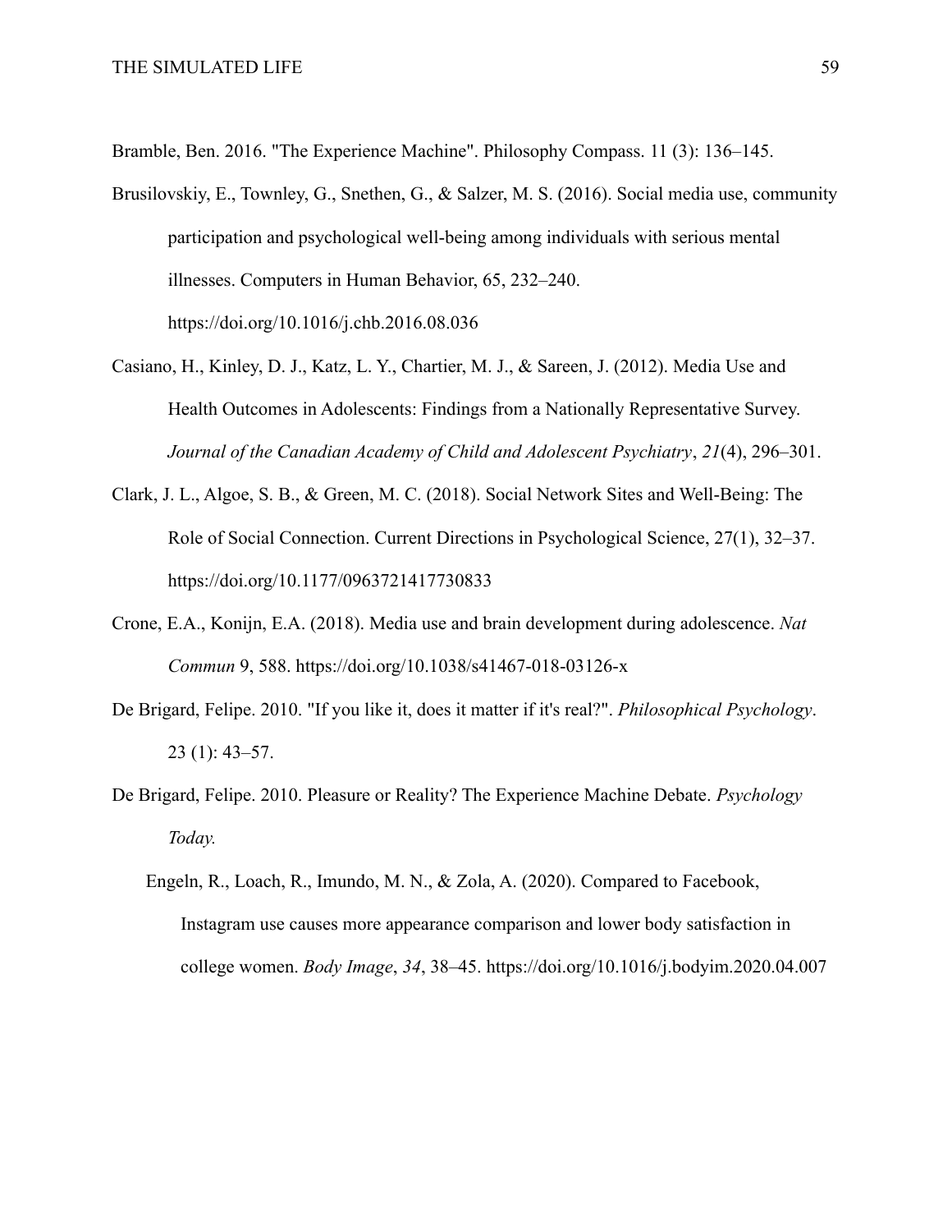Bramble, Ben. 2016. "The Experience Machine". Philosophy Compass. 11 (3): 136–145.

Brusilovskiy, E., Townley, G., Snethen, G., & Salzer, M. S. (2016). Social media use, community participation and psychological well-being among individuals with serious mental illnesses. Computers in Human Behavior, 65, 232–240. https://doi.org/10.1016/j.chb.2016.08.036

Casiano, H., Kinley, D. J., Katz, L. Y., Chartier, M. J., & Sareen, J. (2012). Media Use and Health Outcomes in Adolescents: Findings from a Nationally Representative Survey. *Journal of the Canadian Academy of Child and Adolescent Psychiatry*, *21*(4), 296–301.

Clark, J. L., Algoe, S. B., & Green, M. C. (2018). Social Network Sites and Well-Being: The Role of Social Connection. Current Directions in Psychological Science, 27(1), 32–37. https://doi.org/10.1177/0963721417730833

Crone, E.A., Konijn, E.A. (2018). Media use and brain development during adolescence. *Nat Commun* 9, 588. https://doi.org/10.1038/s41467-018-03126-x

De Brigard, Felipe. 2010. "If you like it, does it matter if it's real?". *Philosophical Psychology*. 23 (1): 43–57.

De Brigard, Felipe. 2010. Pleasure or Reality? The Experience Machine Debate. *Psychology Today.*

Engeln, R., Loach, R., Imundo, M. N., & Zola, A. (2020). Compared to Facebook, Instagram use causes more appearance comparison and lower body satisfaction in college women. *Body Image*, *34*, 38–45. https://doi.org/10.1016/j.bodyim.2020.04.007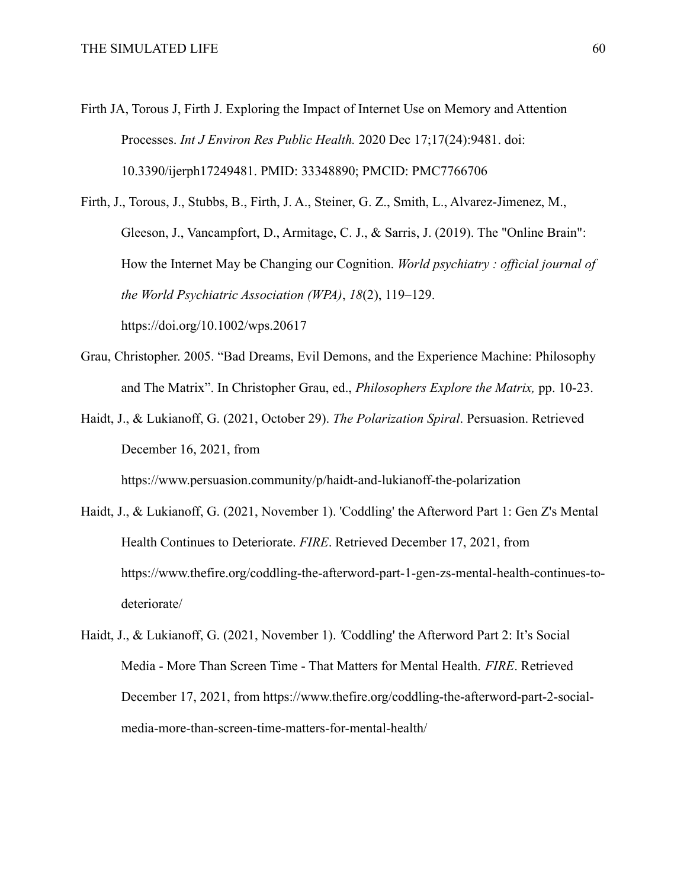Firth JA, Torous J, Firth J. Exploring the Impact of Internet Use on Memory and Attention Processes. *Int J Environ Res Public Health.* 2020 Dec 17;17(24):9481. doi: 10.3390/ijerph17249481. PMID: 33348890; PMCID: PMC7766706

Firth, J., Torous, J., Stubbs, B., Firth, J. A., Steiner, G. Z., Smith, L., Alvarez-Jimenez, M., Gleeson, J., Vancampfort, D., Armitage, C. J., & Sarris, J. (2019). The "Online Brain": How the Internet May be Changing our Cognition. *World psychiatry : official journal of the World Psychiatric Association (WPA)*, *18*(2), 119–129. https://doi.org/10.1002/wps.20617

Grau, Christopher. 2005. "Bad Dreams, Evil Demons, and the Experience Machine: Philosophy and The Matrix". In Christopher Grau, ed., *Philosophers Explore the Matrix,* pp. 10-23.

Haidt, J., & Lukianoff, G. (2021, October 29). *The Polarization Spiral*. Persuasion. Retrieved December 16, 2021, from https://www.persuasion.community/p/haidt-and-lukianoff-the-polarization

Haidt, J., & Lukianoff, G. (2021, November 1). 'Coddling' the Afterword Part 1: Gen Z's Mental Health Continues to Deteriorate. *FIRE*. Retrieved December 17, 2021, from https://www.thefire.org/coddling-the-afterword-part-1-gen-zs-mental-health-continues-to-deteriorate/

Haidt, J., & Lukianoff, G. (2021, November 1). *'*Coddling' the Afterword Part 2: It's Social Media - More Than Screen Time - That Matters for Mental Health. *FIRE*. Retrieved December 17, 2021, from https://www.thefire.org/coddling-the-afterword-part-2-social-media-more-than-screen-time-matters-for-mental-health/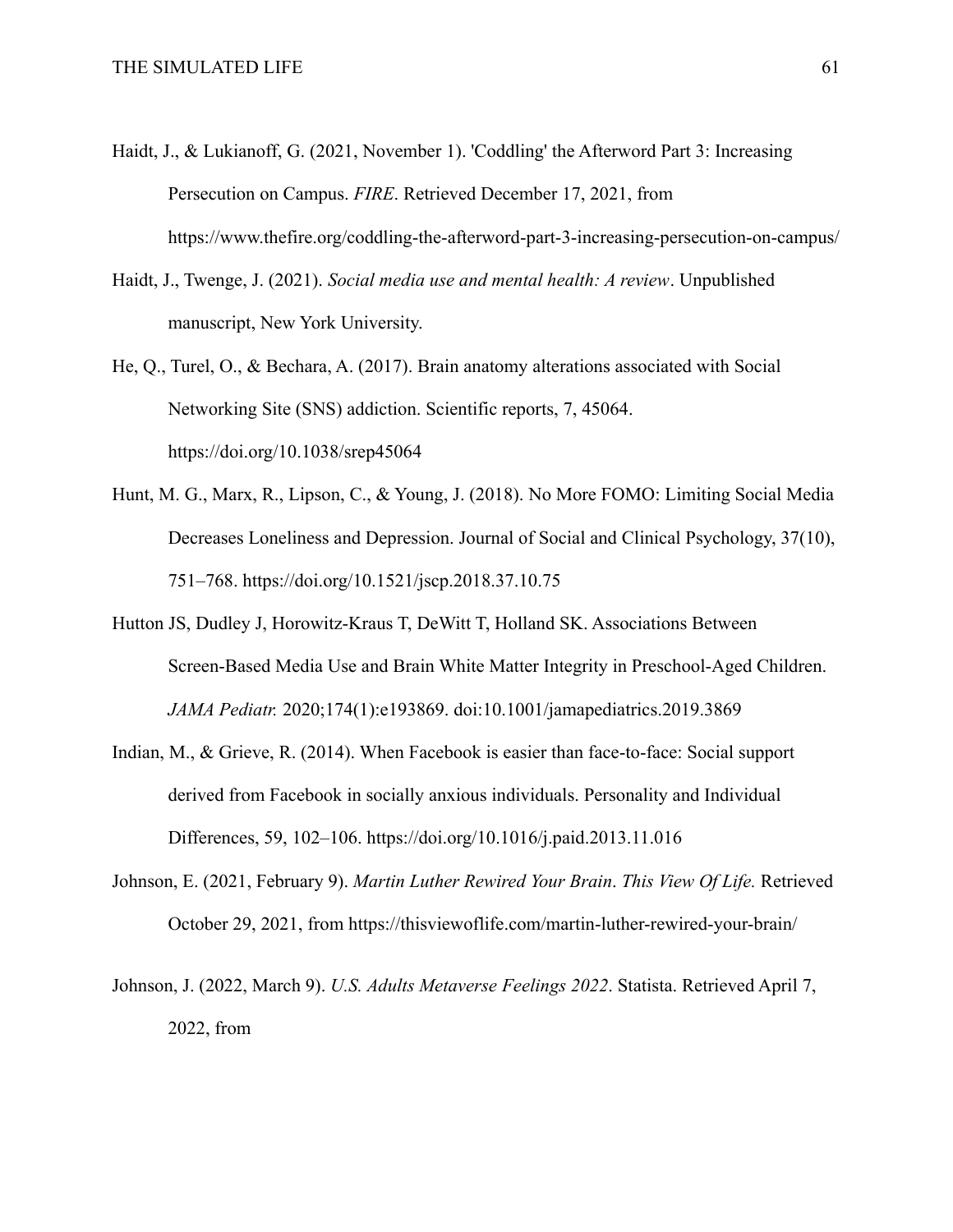Haidt, J., & Lukianoff, G. (2021, November 1). 'Coddling' the Afterword Part 3: Increasing Persecution on Campus. *FIRE*. Retrieved December 17, 2021, from https://www.thefire.org/coddling-the-afterword-part-3-increasing-persecution-on-campus/

Haidt, J., Twenge, J. (2021). *Social media use and mental health: A review*. Unpublished manuscript, New York University.

He, Q., Turel, O., & Bechara, A. (2017). Brain anatomy alterations associated with Social Networking Site (SNS) addiction. Scientific reports, 7, 45064. https://doi.org/10.1038/srep45064

Hunt, M. G., Marx, R., Lipson, C., & Young, J. (2018). No More FOMO: Limiting Social Media Decreases Loneliness and Depression. Journal of Social and Clinical Psychology, 37(10), 751–768. https://doi.org/10.1521/jscp.2018.37.10.75

Hutton JS, Dudley J, Horowitz-Kraus T, DeWitt T, Holland SK. Associations Between Screen-Based Media Use and Brain White Matter Integrity in Preschool-Aged Children. *JAMA Pediatr.* 2020;174(1):e193869. doi:10.1001/jamapediatrics.2019.3869

Indian, M., & Grieve, R. (2014). When Facebook is easier than face-to-face: Social support derived from Facebook in socially anxious individuals. Personality and Individual Differences, 59, 102–106. https://doi.org/10.1016/j.paid.2013.11.016

Johnson, E. (2021, February 9). *Martin Luther Rewired Your Brain*. *This View Of Life.* Retrieved October 29, 2021, from https://thisviewoflife.com/martin-luther-rewired-your-brain/

Johnson, J. (2022, March 9). *U.S. Adults Metaverse Feelings 2022*. Statista. Retrieved April 7, 2022, from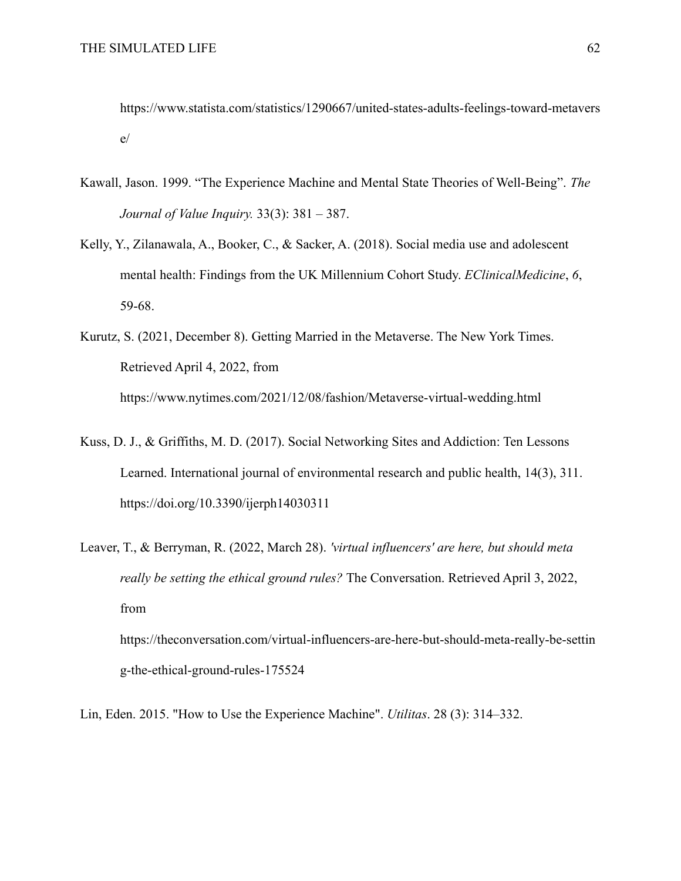https://www.statista.com/statistics/1290667/united-states-adults-feelings-toward-metaverse/

Kawall, Jason. 1999. "The Experience Machine and Mental State Theories of Well-Being". *The Journal of Value Inquiry.* 33(3): 381 – 387.

Kelly, Y., Zilanawala, A., Booker, C., & Sacker, A. (2018). Social media use and adolescent mental health: Findings from the UK Millennium Cohort Study. *EClinicalMedicine*, *6*, 59-68.

Kurutz, S. (2021, December 8). Getting Married in the Metaverse. The New York Times. Retrieved April 4, 2022, from https://www.nytimes.com/2021/12/08/fashion/Metaverse-virtual-wedding.html

Kuss, D. J., & Griffiths, M. D. (2017). Social Networking Sites and Addiction: Ten Lessons Learned. International journal of environmental research and public health, 14(3), 311. https://doi.org/10.3390/ijerph14030311

Leaver, T., & Berryman, R. (2022, March 28). *'virtual influencers' are here, but should meta really be setting the ethical ground rules?* The Conversation. Retrieved April 3, 2022, from https://theconversation.com/virtual-influencers-are-here-but-should-meta-really-be-setting-the-ethical-ground-rules-175524

Lin, Eden. 2015. "How to Use the Experience Machine". *Utilitas*. 28 (3): 314–332.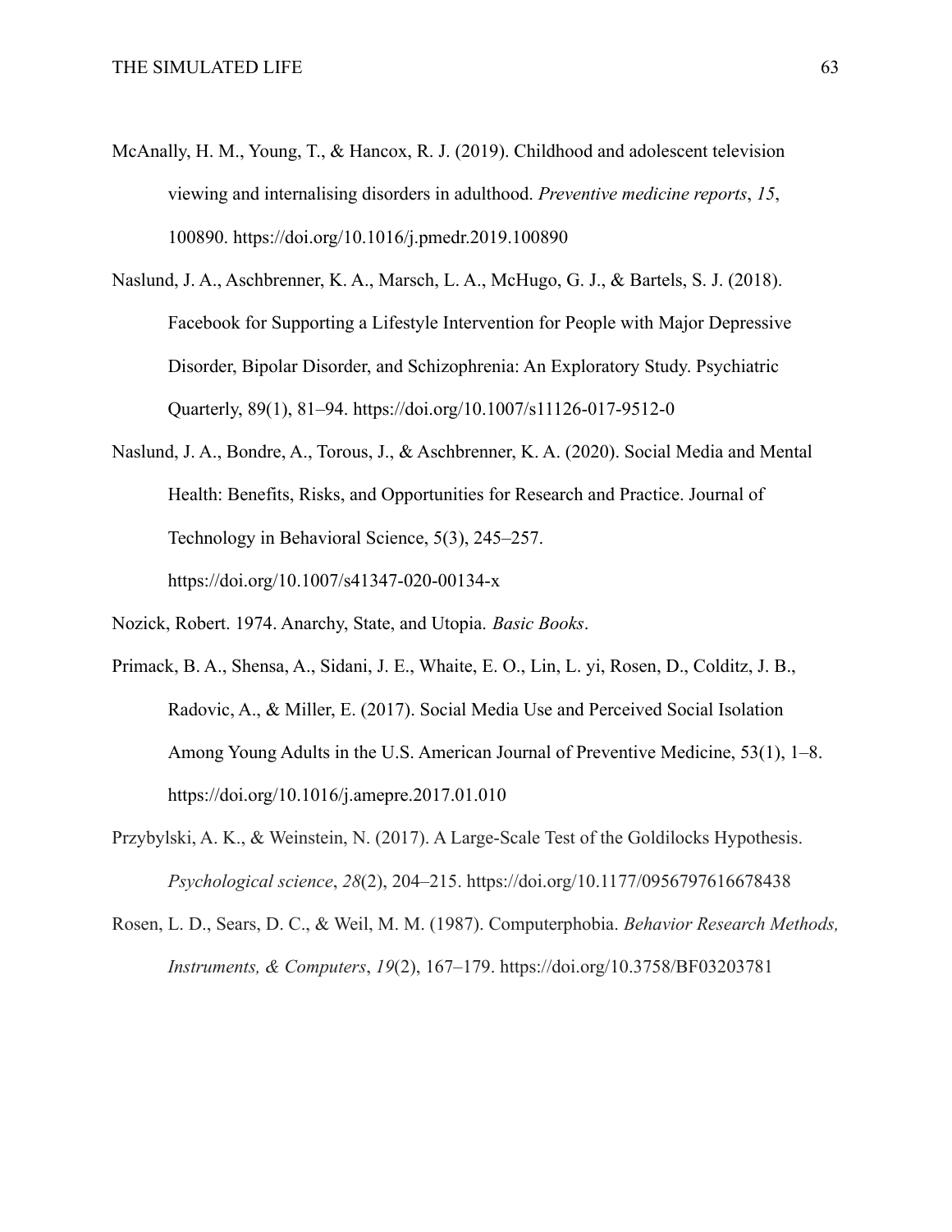McAnally, H. M., Young, T., & Hancox, R. J. (2019). Childhood and adolescent television viewing and internalising disorders in adulthood. *Preventive medicine reports*, *15*, 100890. https://doi.org/10.1016/j.pmedr.2019.100890

Naslund, J. A., Aschbrenner, K. A., Marsch, L. A., McHugo, G. J., & Bartels, S. J. (2018). Facebook for Supporting a Lifestyle Intervention for People with Major Depressive Disorder, Bipolar Disorder, and Schizophrenia: An Exploratory Study. Psychiatric Quarterly, 89(1), 81–94. https://doi.org/10.1007/s11126-017-9512-0

Naslund, J. A., Bondre, A., Torous, J., & Aschbrenner, K. A. (2020). Social Media and Mental Health: Benefits, Risks, and Opportunities for Research and Practice. Journal of Technology in Behavioral Science, 5(3), 245–257. https://doi.org/10.1007/s41347-020-00134-x

Nozick, Robert. 1974. Anarchy, State, and Utopia. *Basic Books*.

Primack, B. A., Shensa, A., Sidani, J. E., Whaite, E. O., Lin, L. yi, Rosen, D., Colditz, J. B., Radovic, A., & Miller, E. (2017). Social Media Use and Perceived Social Isolation Among Young Adults in the U.S. American Journal of Preventive Medicine, 53(1), 1–8. https://doi.org/10.1016/j.amepre.2017.01.010

Przybylski, A. K., & Weinstein, N. (2017). A Large-Scale Test of the Goldilocks Hypothesis. *Psychological science*, *28*(2), 204–215. https://doi.org/10.1177/0956797616678438

Rosen, L. D., Sears, D. C., & Weil, M. M. (1987). Computerphobia. *Behavior Research Methods, Instruments, & Computers*, *19*(2), 167–179. https://doi.org/10.3758/BF03203781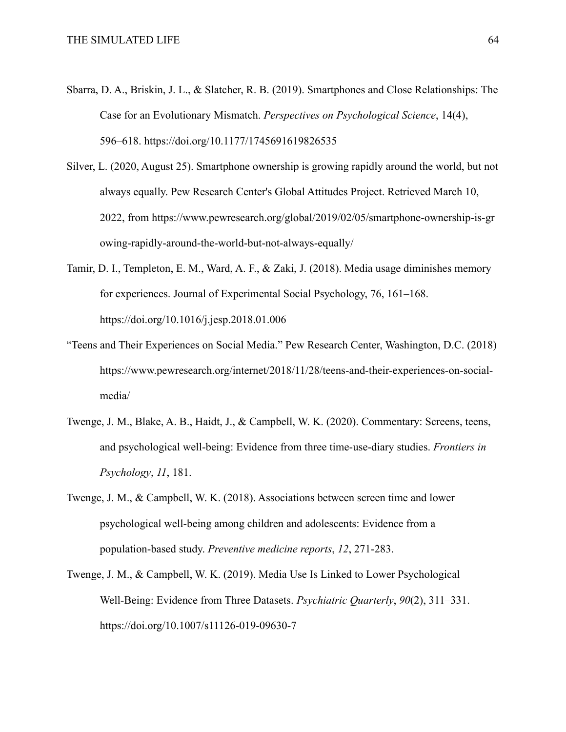Sbarra, D. A., Briskin, J. L., & Slatcher, R. B. (2019). Smartphones and Close Relationships: The Case for an Evolutionary Mismatch. *Perspectives on Psychological Science*, 14(4), 596–618. https://doi.org/10.1177/1745691619826535

Silver, L. (2020, August 25). Smartphone ownership is growing rapidly around the world, but not always equally. Pew Research Center's Global Attitudes Project. Retrieved March 10, 2022, from https://www.pewresearch.org/global/2019/02/05/smartphone-ownership-is-growing-rapidly-around-the-world-but-not-always-equally/

Tamir, D. I., Templeton, E. M., Ward, A. F., & Zaki, J. (2018). Media usage diminishes memory for experiences. Journal of Experimental Social Psychology, 76, 161–168. https://doi.org/10.1016/j.jesp.2018.01.006

“Teens and Their Experiences on Social Media.” Pew Research Center, Washington, D.C. (2018) https://www.pewresearch.org/internet/2018/11/28/teens-and-their-experiences-on-social-media/

Twenge, J. M., Blake, A. B., Haidt, J., & Campbell, W. K. (2020). Commentary: Screens, teens, and psychological well-being: Evidence from three time-use-diary studies. *Frontiers in Psychology*, *11*, 181.

Twenge, J. M., & Campbell, W. K. (2018). Associations between screen time and lower psychological well-being among children and adolescents: Evidence from a population-based study. *Preventive medicine reports*, *12*, 271-283.

Twenge, J. M., & Campbell, W. K. (2019). Media Use Is Linked to Lower Psychological Well-Being: Evidence from Three Datasets. *Psychiatric Quarterly*, *90*(2), 311–331. https://doi.org/10.1007/s11126-019-09630-7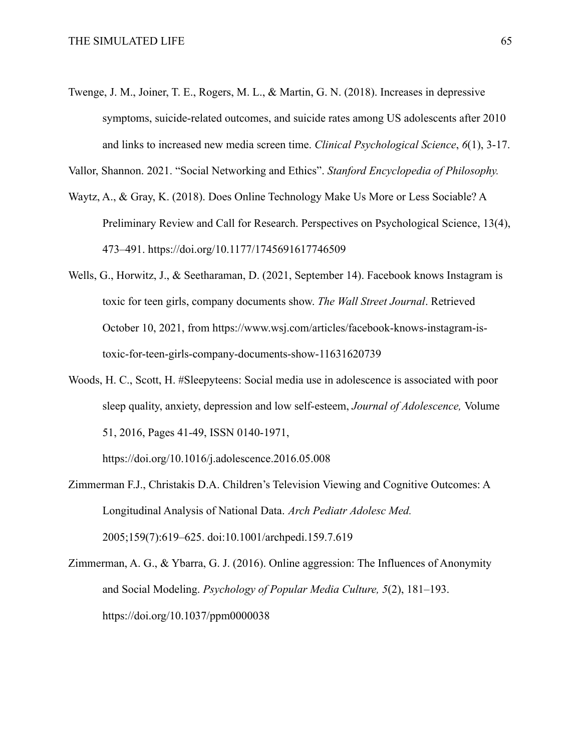Twenge, J. M., Joiner, T. E., Rogers, M. L., & Martin, G. N. (2018). Increases in depressive symptoms, suicide-related outcomes, and suicide rates among US adolescents after 2010 and links to increased new media screen time. *Clinical Psychological Science*, *6*(1), 3-17.

Vallor, Shannon. 2021. “Social Networking and Ethics”. *Stanford Encyclopedia of Philosophy.*

Waytz, A., & Gray, K. (2018). Does Online Technology Make Us More or Less Sociable? A Preliminary Review and Call for Research. Perspectives on Psychological Science, 13(4), 473–491. https://doi.org/10.1177/1745691617746509

Wells, G., Horwitz, J., & Seetharaman, D. (2021, September 14). Facebook knows Instagram is toxic for teen girls, company documents show. *The Wall Street Journal*. Retrieved October 10, 2021, from https://www.wsj.com/articles/facebook-knows-instagram-is-toxic-for-teen-girls-company-documents-show-11631620739

Woods, H. C., Scott, H. #Sleepyteens: Social media use in adolescence is associated with poor sleep quality, anxiety, depression and low self-esteem, *Journal of Adolescence,* Volume 51, 2016, Pages 41-49, ISSN 0140-1971, https://doi.org/10.1016/j.adolescence.2016.05.008

Zimmerman F.J., Christakis D.A. Children’s Television Viewing and Cognitive Outcomes: A Longitudinal Analysis of National Data. *Arch Pediatr Adolesc Med.* 2005;159(7):619–625. doi:10.1001/archpedi.159.7.619

Zimmerman, A. G., & Ybarra, G. J. (2016). Online aggression: The Influences of Anonymity and Social Modeling. *Psychology of Popular Media Culture, 5*(2), 181–193. https://doi.org/10.1037/ppm0000038